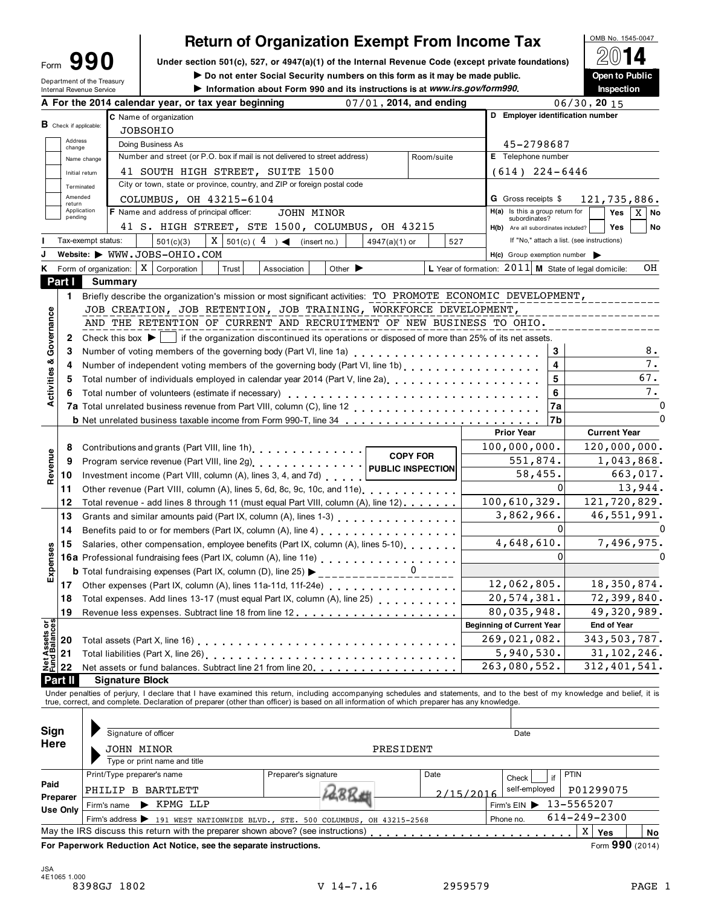Form **990**

Department of the Treasury
Internal Revenue Service

# Return of Organization Exempt From Income Tax

**Under section 501(c), 527, or 4947(a)(1) of the Internal Revenue Code (except private foundations)**

▶ Do not enter Social Security numbers on this form as it may be made public.

▶ Information about Form 990 and its instructions is at *www.irs.gov/form990*.

OMB No. 1545-0047

**2014**

**Open to Public Inspection**

**A** For the 2014 calendar year, or tax year beginning 07/01, 2014, and ending 06/30, 2015

**B** Check if applicable:
- Address change
- Name change
- Initial return
- Terminated
- Amended return
- Application pending

**C** Name of organization: JOBSOHIO

Doing Business As

Number and street (or P.O. box if mail is not delivered to street address): 41 SOUTH HIGH STREET, SUITE 1500 — Room/suite

City or town, state or province, country, and ZIP or foreign postal code: COLUMBUS, OH 43215-6104

**D** Employer identification number: 45-2798687

**E** Telephone number: (614) 224-6446

**G** Gross receipts $ 121,735,886.

**F** Name and address of principal officer: JOHN MINOR, 41 S. HIGH STREET, STE 1500, COLUMBUS, OH 43215

**H(a)** Is this a group return for subordinates? Yes [ ] No [X]

**H(b)** Are all subordinates included? Yes [ ] No [ ]
If "No," attach a list. (see instructions)

**I** Tax-exempt status: [ ] 501(c)(3) [X] 501(c) ( 4 ) ◀ (insert no.) [ ] 4947(a)(1) or [ ] 527

**J** Website: ▶ WWW.JOBS-OHIO.COM

**H(c)** Group exemption number ▶

**K** Form of organization: [X] Corporation [ ] Trust [ ] Association [ ] Other ▶

**L** Year of formation: 2011 **M** State of legal domicile: OH

## Part I Summary

**Activities & Governance**

1. Briefly describe the organization's mission or most significant activities: TO PROMOTE ECONOMIC DEVELOPMENT, JOB CREATION, JOB RETENTION, JOB TRAINING, WORKFORCE DEVELOPMENT, AND THE RETENTION OF CURRENT AND RECRUITMENT OF NEW BUSINESS TO OHIO.
2. Check this box ▶ [ ] if the organization discontinued its operations or disposed of more than 25% of its net assets.

| | | | |
|---|---|---|---|
| 3 | Number of voting members of the governing body (Part VI, line 1a) | 3 | 8. |
| 4 | Number of independent voting members of the governing body (Part VI, line 1b) | 4 | 7. |
| 5 | Total number of individuals employed in calendar year 2014 (Part V, line 2a) | 5 | 67. |
| 6 | Total number of volunteers (estimate if necessary) | 6 | 7. |
| 7a | Total unrelated business revenue from Part VIII, column (C), line 12 | 7a | 0 |
| b | Net unrelated business taxable income from Form 990-T, line 34 | 7b | 0 |

COPY FOR PUBLIC INSPECTION

| | | Prior Year | Current Year |
|---|---|---|---|
| **Revenue** | | | |
| 8 | Contributions and grants (Part VIII, line 1h) | 100,000,000. | 120,000,000. |
| 9 | Program service revenue (Part VIII, line 2g) | 551,874. | 1,043,868. |
| 10 | Investment income (Part VIII, column (A), lines 3, 4, and 7d) | 58,455. | 663,017. |
| 11 | Other revenue (Part VIII, column (A), lines 5, 6d, 8c, 9c, 10c, and 11e) | 0 | 13,944. |
| 12 | Total revenue - add lines 8 through 11 (must equal Part VIII, column (A), line 12) | 100,610,329. | 121,720,829. |
| **Expenses** | | | |
| 13 | Grants and similar amounts paid (Part IX, column (A), lines 1-3) | 3,862,966. | 46,551,991. |
| 14 | Benefits paid to or for members (Part IX, column (A), line 4) | 0 | 0 |
| 15 | Salaries, other compensation, employee benefits (Part IX, column (A), lines 5-10) | 4,648,610. | 7,496,975. |
| 16a | Professional fundraising fees (Part IX, column (A), line 11e) | 0 | 0 |
| b | Total fundraising expenses (Part IX, column (D), line 25) ▶ 0 | | |
| 17 | Other expenses (Part IX, column (A), lines 11a-11d, 11f-24e) | 12,062,805. | 18,350,874. |
| 18 | Total expenses. Add lines 13-17 (must equal Part IX, column (A), line 25) | 20,574,381. | 72,399,840. |
| 19 | Revenue less expenses. Subtract line 18 from line 12 | 80,035,948. | 49,320,989. |
| **Net Assets or Fund Balances** | | **Beginning of Current Year** | **End of Year** |
| 20 | Total assets (Part X, line 16) | 269,021,082. | 343,503,787. |
| 21 | Total liabilities (Part X, line 26) | 5,940,530. | 31,102,246. |
| 22 | Net assets or fund balances. Subtract line 21 from line 20 | 263,080,552. | 312,401,541. |

## Part II Signature Block

Under penalties of perjury, I declare that I have examined this return, including accompanying schedules and statements, and to the best of my knowledge and belief, it is true, correct, and complete. Declaration of preparer (other than officer) is based on all information of which preparer has any knowledge.

**Sign Here**

▶ Signature of officer — Date

▶ JOHN MINOR — PRESIDENT
Type or print name and title

**Paid Preparer Use Only**

| Print/Type preparer's name | Preparer's signature | Date | Check [ ] if self-employed | PTIN |
|---|---|---|---|---|
| PHILIP B BARTLETT | | 2/15/2016 | | P01299075 |

Firm's name ▶ KPMG LLP — Firm's EIN ▶ 13-5565207

Firm's address ▶ 191 WEST NATIONWIDE BLVD., STE. 500 COLUMBUS, OH 43215-2568 — Phone no. 614-249-2300

May the IRS discuss this return with the preparer shown above? (see instructions) [X] Yes [ ] No

**For Paperwork Reduction Act Notice, see the separate instructions.** Form **990** (2014)

JSA
4E1065 1.000
8398GJ 1802 V 14-7.16 2959579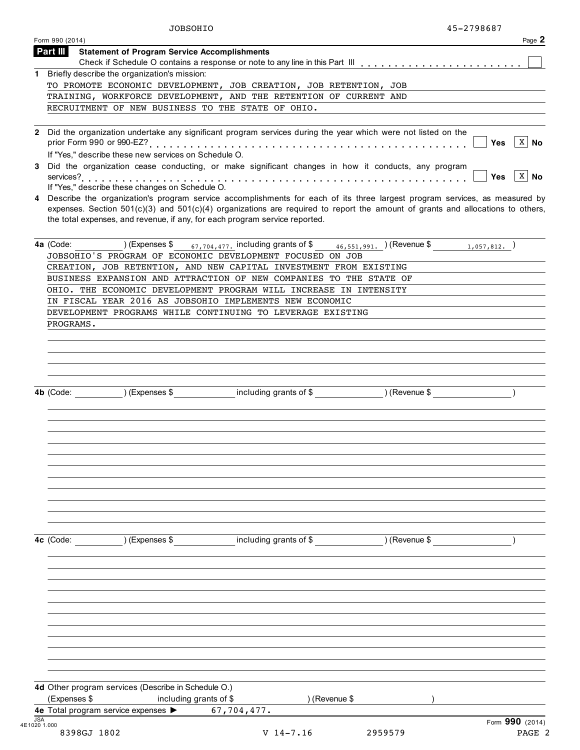JOBSOHIO 45-2798687

Form 990 (2014)

## Part III Statement of Program Service Accomplishments

Check if Schedule O contains a response or note to any line in this Part III . . . . . . . . . . . . . . . . . . . . . . . ☐

**1** Briefly describe the organization's mission:

TO PROMOTE ECONOMIC DEVELOPMENT, JOB CREATION, JOB RETENTION, JOB TRAINING, WORKFORCE DEVELOPMENT, AND THE RETENTION OF CURRENT AND RECRUITMENT OF NEW BUSINESS TO THE STATE OF OHIO.

**2** Did the organization undertake any significant program services during the year which were not listed on the prior Form 990 or 990-EZ? . . . . . . . . . . . . . . . . . . . . . . . . . . . . . . ☐ Yes ☒ No

If "Yes," describe these new services on Schedule O.

**3** Did the organization cease conducting, or make significant changes in how it conducts, any program services? . . . . . . . . . . . . . . . . . . . . . . . . . . . . . . . . . . . . . . ☐ Yes ☒ No

If "Yes," describe these changes on Schedule O.

**4** Describe the organization's program service accomplishments for each of its three largest program services, as measured by expenses. Section 501(c)(3) and 501(c)(4) organizations are required to report the amount of grants and allocations to others, the total expenses, and revenue, if any, for each program service reported.

**4a** (Code: ) (Expenses $ 67,704,477. including grants of $ 46,551,991. ) (Revenue $ 1,057,812. )

JOBSOHIO'S PROGRAM OF ECONOMIC DEVELOPMENT FOCUSED ON JOB CREATION, JOB RETENTION, AND NEW CAPITAL INVESTMENT FROM EXISTING BUSINESS EXPANSION AND ATTRACTION OF NEW COMPANIES TO THE STATE OF OHIO. THE ECONOMIC DEVELOPMENT PROGRAM WILL INCREASE IN INTENSITY IN FISCAL YEAR 2016 AS JOBSOHIO IMPLEMENTS NEW ECONOMIC DEVELOPMENT PROGRAMS WHILE CONTINUING TO LEVERAGE EXISTING PROGRAMS.

**4b** (Code: ) (Expenses $ including grants of $ ) (Revenue $ )

**4c** (Code: ) (Expenses $ including grants of $ ) (Revenue $ )

**4d** Other program services (Describe in Schedule O.)

(Expenses $ including grants of $ ) (Revenue $ )

**4e** Total program service expenses ▶ 67,704,477.

Form 990 (2014)

8398GJ 1802 V 14-7.16 2959579 PAGE 2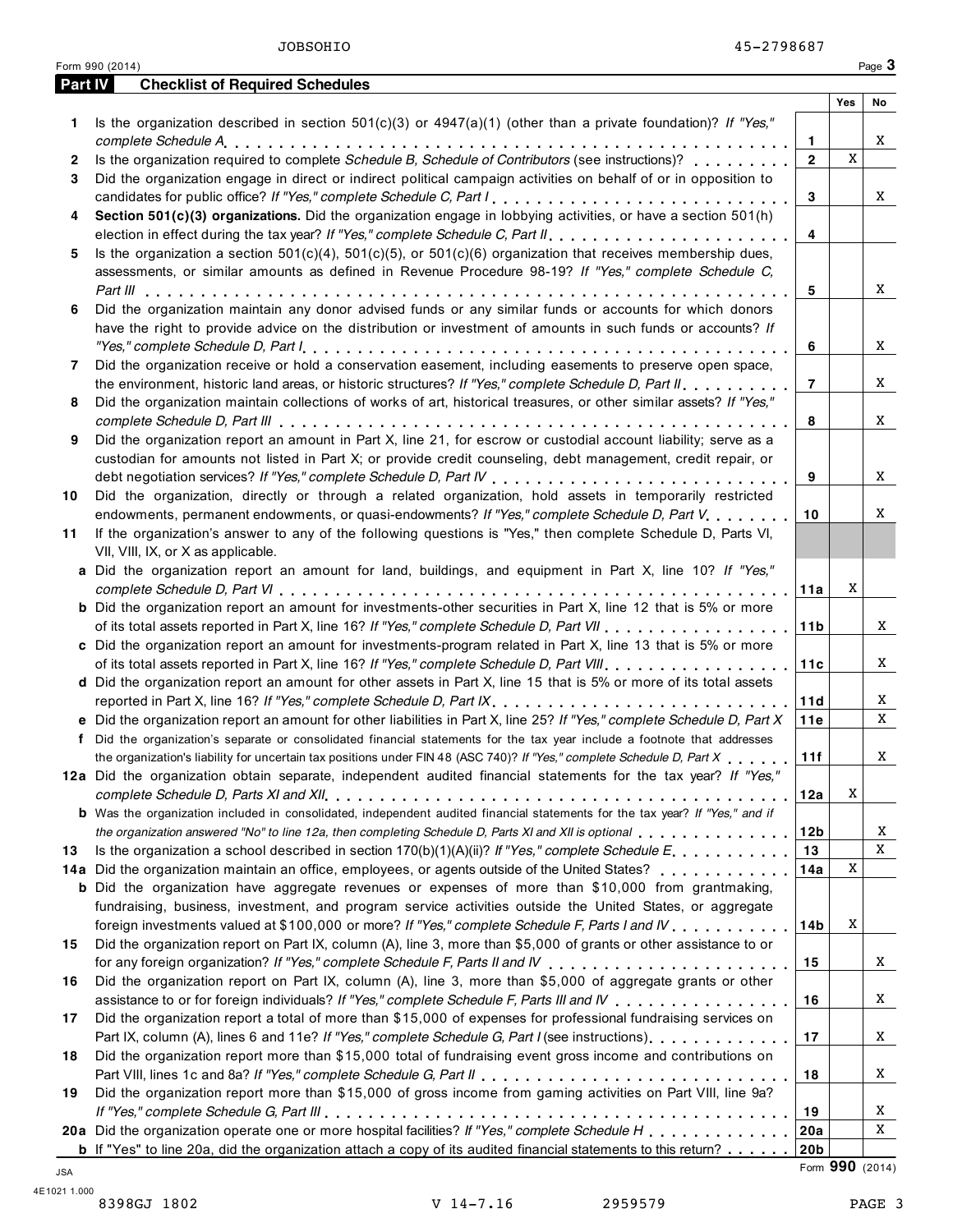JOBSOHIO 45-2798687

Form 990 (2014)

## Part IV Checklist of Required Schedules

| | | | Yes | No |
|---|---|---|---|---|
| 1 | Is the organization described in section 501(c)(3) or 4947(a)(1) (other than a private foundation)? *If "Yes," complete Schedule A* | 1 | | X |
| 2 | Is the organization required to complete *Schedule B, Schedule of Contributors* (see instructions)? | 2 | X | |
| 3 | Did the organization engage in direct or indirect political campaign activities on behalf of or in opposition to candidates for public office? *If "Yes," complete Schedule C, Part I* | 3 | | X |
| 4 | **Section 501(c)(3) organizations.** Did the organization engage in lobbying activities, or have a section 501(h) election in effect during the tax year? *If "Yes," complete Schedule C, Part II* | 4 | | |
| 5 | Is the organization a section 501(c)(4), 501(c)(5), or 501(c)(6) organization that receives membership dues, assessments, or similar amounts as defined in Revenue Procedure 98-19? *If "Yes," complete Schedule C, Part III* | 5 | | X |
| 6 | Did the organization maintain any donor advised funds or any similar funds or accounts for which donors have the right to provide advice on the distribution or investment of amounts in such funds or accounts? *If "Yes," complete Schedule D, Part I* | 6 | | X |
| 7 | Did the organization receive or hold a conservation easement, including easements to preserve open space, the environment, historic land areas, or historic structures? *If "Yes," complete Schedule D, Part II* | 7 | | X |
| 8 | Did the organization maintain collections of works of art, historical treasures, or other similar assets? *If "Yes," complete Schedule D, Part III* | 8 | | X |
| 9 | Did the organization report an amount in Part X, line 21, for escrow or custodial account liability; serve as a custodian for amounts not listed in Part X; or provide credit counseling, debt management, credit repair, or debt negotiation services? *If "Yes," complete Schedule D, Part IV* | 9 | | X |
| 10 | Did the organization, directly or through a related organization, hold assets in temporarily restricted endowments, permanent endowments, or quasi-endowments? *If "Yes," complete Schedule D, Part V* | 10 | | X |
| 11 | If the organization's answer to any of the following questions is "Yes," then complete Schedule D, Parts VI, VII, VIII, IX, or X as applicable. | | | |
| a | Did the organization report an amount for land, buildings, and equipment in Part X, line 10? *If "Yes," complete Schedule D, Part VI* | 11a | X | |
| b | Did the organization report an amount for investments-other securities in Part X, line 12 that is 5% or more of its total assets reported in Part X, line 16? *If "Yes," complete Schedule D, Part VII* | 11b | | X |
| c | Did the organization report an amount for investments-program related in Part X, line 13 that is 5% or more of its total assets reported in Part X, line 16? *If "Yes," complete Schedule D, Part VIII* | 11c | | X |
| d | Did the organization report an amount for other assets in Part X, line 15 that is 5% or more of its total assets reported in Part X, line 16? *If "Yes," complete Schedule D, Part IX* | 11d | | X |
| e | Did the organization report an amount for other liabilities in Part X, line 25? *If "Yes," complete Schedule D, Part X* | 11e | | X |
| f | Did the organization's separate or consolidated financial statements for the tax year include a footnote that addresses the organization's liability for uncertain tax positions under FIN 48 (ASC 740)? *If "Yes," complete Schedule D, Part X* | 11f | | X |
| 12a | Did the organization obtain separate, independent audited financial statements for the tax year? *If "Yes," complete Schedule D, Parts XI and XII* | 12a | X | |
| b | Was the organization included in consolidated, independent audited financial statements for the tax year? *If "Yes," and if the organization answered "No" to line 12a, then completing Schedule D, Parts XI and XII is optional* | 12b | | X |
| 13 | Is the organization a school described in section 170(b)(1)(A)(ii)? *If "Yes," complete Schedule E* | 13 | | X |
| 14a | Did the organization maintain an office, employees, or agents outside of the United States? | 14a | X | |
| b | Did the organization have aggregate revenues or expenses of more than $10,000 from grantmaking, fundraising, business, investment, and program service activities outside the United States, or aggregate foreign investments valued at $100,000 or more? *If "Yes," complete Schedule F, Parts I and IV* | 14b | X | |
| 15 | Did the organization report on Part IX, column (A), line 3, more than $5,000 of grants or other assistance to or for any foreign organization? *If "Yes," complete Schedule F, Parts II and IV* | 15 | | X |
| 16 | Did the organization report on Part IX, column (A), line 3, more than $5,000 of aggregate grants or other assistance to or for foreign individuals? *If "Yes," complete Schedule F, Parts III and IV* | 16 | | X |
| 17 | Did the organization report a total of more than $15,000 of expenses for professional fundraising services on Part IX, column (A), lines 6 and 11e? *If "Yes," complete Schedule G, Part I* (see instructions) | 17 | | X |
| 18 | Did the organization report more than $15,000 total of fundraising event gross income and contributions on Part VIII, lines 1c and 8a? *If "Yes," complete Schedule G, Part II* | 18 | | X |
| 19 | Did the organization report more than $15,000 of gross income from gaming activities on Part VIII, line 9a? *If "Yes," complete Schedule G, Part III* | 19 | | X |
| 20a | Did the organization operate one or more hospital facilities? *If "Yes," complete Schedule H* | 20a | | X |
| b | If "Yes" to line 20a, did the organization attach a copy of its audited financial statements to this return? | 20b | | |

JSA

4E1021 1.000

Form **990** (2014)

8398GJ 1802 V 14-7.16 2959579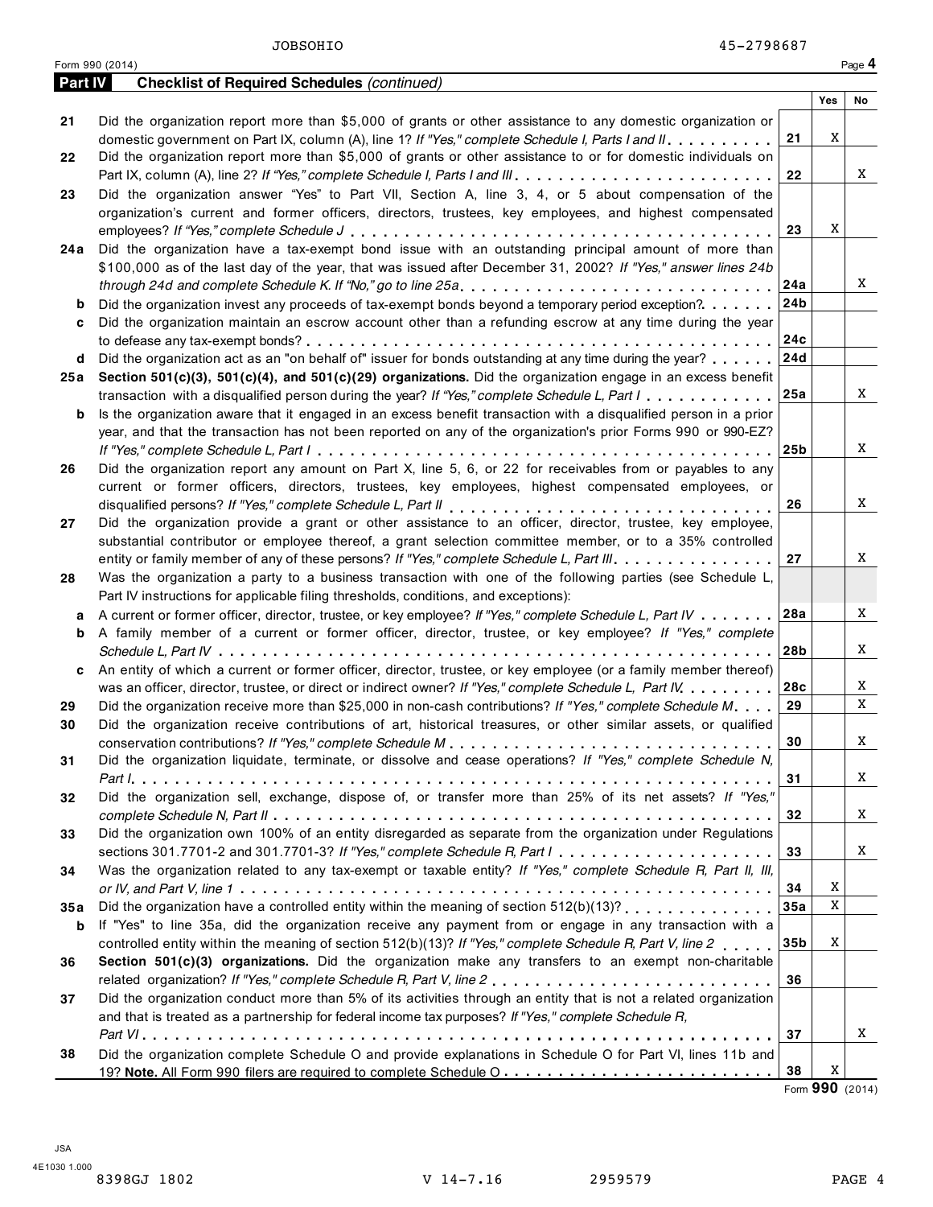JOBSOHIO 45-2798687

Form 990 (2014) Page **4**

## Part IV Checklist of Required Schedules *(continued)*

| | | | Yes | No |
|---|---|---|---|---|
| **21** | Did the organization report more than $5,000 of grants or other assistance to any domestic organization or domestic government on Part IX, column (A), line 1? *If "Yes," complete Schedule I, Parts I and II* | **21** | X | |
| **22** | Did the organization report more than $5,000 of grants or other assistance to or for domestic individuals on Part IX, column (A), line 2? *If "Yes," complete Schedule I, Parts I and III* | **22** | | X |
| **23** | Did the organization answer "Yes" to Part VII, Section A, line 3, 4, or 5 about compensation of the organization's current and former officers, directors, trustees, key employees, and highest compensated employees? *If "Yes," complete Schedule J* | **23** | X | |
| **24a** | Did the organization have a tax-exempt bond issue with an outstanding principal amount of more than $100,000 as of the last day of the year, that was issued after December 31, 2002? *If "Yes," answer lines 24b through 24d and complete Schedule K. If "No," go to line 25a* | **24a** | | X |
| **b** | Did the organization invest any proceeds of tax-exempt bonds beyond a temporary period exception? | **24b** | | |
| **c** | Did the organization maintain an escrow account other than a refunding escrow at any time during the year to defease any tax-exempt bonds? | **24c** | | |
| **d** | Did the organization act as an "on behalf of" issuer for bonds outstanding at any time during the year? | **24d** | | |
| **25a** | **Section 501(c)(3), 501(c)(4), and 501(c)(29) organizations.** Did the organization engage in an excess benefit transaction with a disqualified person during the year? *If "Yes," complete Schedule L, Part I* | **25a** | | X |
| **b** | Is the organization aware that it engaged in an excess benefit transaction with a disqualified person in a prior year, and that the transaction has not been reported on any of the organization's prior Forms 990 or 990-EZ? *If "Yes," complete Schedule L, Part I* | **25b** | | X |
| **26** | Did the organization report any amount on Part X, line 5, 6, or 22 for receivables from or payables to any current or former officers, directors, trustees, key employees, highest compensated employees, or disqualified persons? *If "Yes," complete Schedule L, Part II* | **26** | | X |
| **27** | Did the organization provide a grant or other assistance to an officer, director, trustee, key employee, substantial contributor or employee thereof, a grant selection committee member, or to a 35% controlled entity or family member of any of these persons? *If "Yes," complete Schedule L, Part III* | **27** | | X |
| **28** | Was the organization a party to a business transaction with one of the following parties (see Schedule L, Part IV instructions for applicable filing thresholds, conditions, and exceptions): | | | |
| **a** | A current or former officer, director, trustee, or key employee? *If "Yes," complete Schedule L, Part IV* | **28a** | | X |
| **b** | A family member of a current or former officer, director, trustee, or key employee? *If "Yes," complete Schedule L, Part IV* | **28b** | | X |
| **c** | An entity of which a current or former officer, director, trustee, or key employee (or a family member thereof) was an officer, director, trustee, or direct or indirect owner? *If "Yes," complete Schedule L, Part IV* | **28c** | | X |
| **29** | Did the organization receive more than $25,000 in non-cash contributions? *If "Yes," complete Schedule M* | **29** | | X |
| **30** | Did the organization receive contributions of art, historical treasures, or other similar assets, or qualified conservation contributions? *If "Yes," complete Schedule M* | **30** | | X |
| **31** | Did the organization liquidate, terminate, or dissolve and cease operations? *If "Yes," complete Schedule N, Part I* | **31** | | X |
| **32** | Did the organization sell, exchange, dispose of, or transfer more than 25% of its net assets? *If "Yes," complete Schedule N, Part II* | **32** | | X |
| **33** | Did the organization own 100% of an entity disregarded as separate from the organization under Regulations sections 301.7701-2 and 301.7701-3? *If "Yes," complete Schedule R, Part I* | **33** | | X |
| **34** | Was the organization related to any tax-exempt or taxable entity? *If "Yes," complete Schedule R, Part II, III, or IV, and Part V, line 1* | **34** | X | |
| **35a** | Did the organization have a controlled entity within the meaning of section 512(b)(13)? | **35a** | X | |
| **b** | If "Yes" to line 35a, did the organization receive any payment from or engage in any transaction with a controlled entity within the meaning of section 512(b)(13)? *If "Yes," complete Schedule R, Part V, line 2* | **35b** | X | |
| **36** | **Section 501(c)(3) organizations.** Did the organization make any transfers to an exempt non-charitable related organization? *If "Yes," complete Schedule R, Part V, line 2* | **36** | | |
| **37** | Did the organization conduct more than 5% of its activities through an entity that is not a related organization and that is treated as a partnership for federal income tax purposes? *If "Yes," complete Schedule R, Part VI* | **37** | | X |
| **38** | Did the organization complete Schedule O and provide explanations in Schedule O for Part VI, lines 11b and 19? **Note.** All Form 990 filers are required to complete Schedule O | **38** | X | |

Form **990** (2014)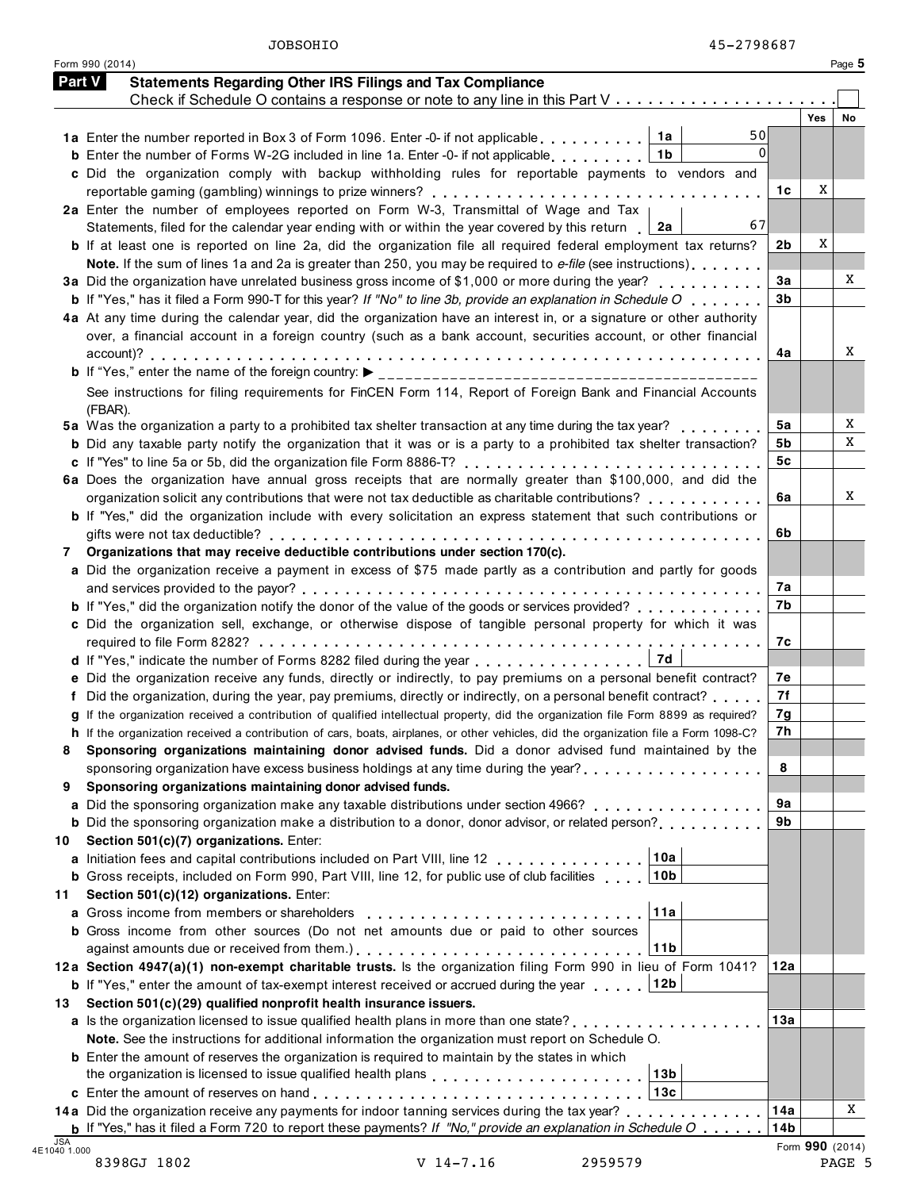JOBSOHIO 45-2798687

Form 990 (2014) Page **5**

## Part V Statements Regarding Other IRS Filings and Tax Compliance

Check if Schedule O contains a response or note to any line in this Part V . . . . . . . . . . . . . . . . . . . . . . ☐

| | | | | Yes | No |
|---|---|---|---|---|---|
| **1a** | Enter the number reported in Box 3 of Form 1096. Enter -0- if not applicable | 1a | 50 | | |
| **b** | Enter the number of Forms W-2G included in line 1a. Enter -0- if not applicable | 1b | 0 | | |
| **c** | Did the organization comply with backup withholding rules for reportable payments to vendors and reportable gaming (gambling) winnings to prize winners? | | 1c | X | |
| **2a** | Enter the number of employees reported on Form W-3, Transmittal of Wage and Tax Statements, filed for the calendar year ending with or within the year covered by this return | 2a | 67 | | |
| **b** | If at least one is reported on line 2a, did the organization file all required federal employment tax returns? | | 2b | X | |
| | **Note.** If the sum of lines 1a and 2a is greater than 250, you may be required to *e-file* (see instructions) | | | | |
| **3a** | Did the organization have unrelated business gross income of $1,000 or more during the year? | | 3a | | X |
| **b** | If "Yes," has it filed a Form 990-T for this year? *If "No" to line 3b, provide an explanation in Schedule O* | | 3b | | |
| **4a** | At any time during the calendar year, did the organization have an interest in, or a signature or other authority over, a financial account in a foreign country (such as a bank account, securities account, or other financial account)? | | 4a | | X |
| **b** | If "Yes," enter the name of the foreign country: ▶ | | | | |
| | See instructions for filing requirements for FinCEN Form 114, Report of Foreign Bank and Financial Accounts (FBAR). | | | | |
| **5a** | Was the organization a party to a prohibited tax shelter transaction at any time during the tax year? | | 5a | | X |
| **b** | Did any taxable party notify the organization that it was or is a party to a prohibited tax shelter transaction? | | 5b | | X |
| **c** | If "Yes" to line 5a or 5b, did the organization file Form 8886-T? | | 5c | | |
| **6a** | Does the organization have annual gross receipts that are normally greater than $100,000, and did the organization solicit any contributions that were not tax deductible as charitable contributions? | | 6a | | X |
| **b** | If "Yes," did the organization include with every solicitation an express statement that such contributions or gifts were not tax deductible? | | 6b | | |
| **7** | **Organizations that may receive deductible contributions under section 170(c).** | | | | |
| **a** | Did the organization receive a payment in excess of $75 made partly as a contribution and partly for goods and services provided to the payor? | | 7a | | |
| **b** | If "Yes," did the organization notify the donor of the value of the goods or services provided? | | 7b | | |
| **c** | Did the organization sell, exchange, or otherwise dispose of tangible personal property for which it was required to file Form 8282? | | 7c | | |
| **d** | If "Yes," indicate the number of Forms 8282 filed during the year | 7d | | | |
| **e** | Did the organization receive any funds, directly or indirectly, to pay premiums on a personal benefit contract? | | 7e | | |
| **f** | Did the organization, during the year, pay premiums, directly or indirectly, on a personal benefit contract? | | 7f | | |
| **g** | If the organization received a contribution of qualified intellectual property, did the organization file Form 8899 as required? | | 7g | | |
| **h** | If the organization received a contribution of cars, boats, airplanes, or other vehicles, did the organization file a Form 1098-C? | | 7h | | |
| **8** | **Sponsoring organizations maintaining donor advised funds.** Did a donor advised fund maintained by the sponsoring organization have excess business holdings at any time during the year? | | 8 | | |
| **9** | **Sponsoring organizations maintaining donor advised funds.** | | | | |
| **a** | Did the sponsoring organization make any taxable distributions under section 4966? | | 9a | | |
| **b** | Did the sponsoring organization make a distribution to a donor, donor advisor, or related person? | | 9b | | |
| **10** | **Section 501(c)(7) organizations.** Enter: | | | | |
| **a** | Initiation fees and capital contributions included on Part VIII, line 12 | 10a | | | |
| **b** | Gross receipts, included on Form 990, Part VIII, line 12, for public use of club facilities | 10b | | | |
| **11** | **Section 501(c)(12) organizations.** Enter: | | | | |
| **a** | Gross income from members or shareholders | 11a | | | |
| **b** | Gross income from other sources (Do not net amounts due or paid to other sources against amounts due or received from them.) | 11b | | | |
| **12a** | **Section 4947(a)(1) non-exempt charitable trusts.** Is the organization filing Form 990 in lieu of Form 1041? | | 12a | | |
| **b** | If "Yes," enter the amount of tax-exempt interest received or accrued during the year | 12b | | | |
| **13** | **Section 501(c)(29) qualified nonprofit health insurance issuers.** | | | | |
| **a** | Is the organization licensed to issue qualified health plans in more than one state? | | 13a | | |
| | **Note.** See the instructions for additional information the organization must report on Schedule O. | | | | |
| **b** | Enter the amount of reserves the organization is required to maintain by the states in which the organization is licensed to issue qualified health plans | 13b | | | |
| **c** | Enter the amount of reserves on hand | 13c | | | |
| **14a** | Did the organization receive any payments for indoor tanning services during the tax year? | | 14a | | X |
| **b** | If "Yes," has it filed a Form 720 to report these payments? *If "No," provide an explanation in Schedule O* | | 14b | | |

JSA 4E1040 1.000 Form **990** (2014)

8398GJ 1802 V 14-7.16 2959579 PAGE 5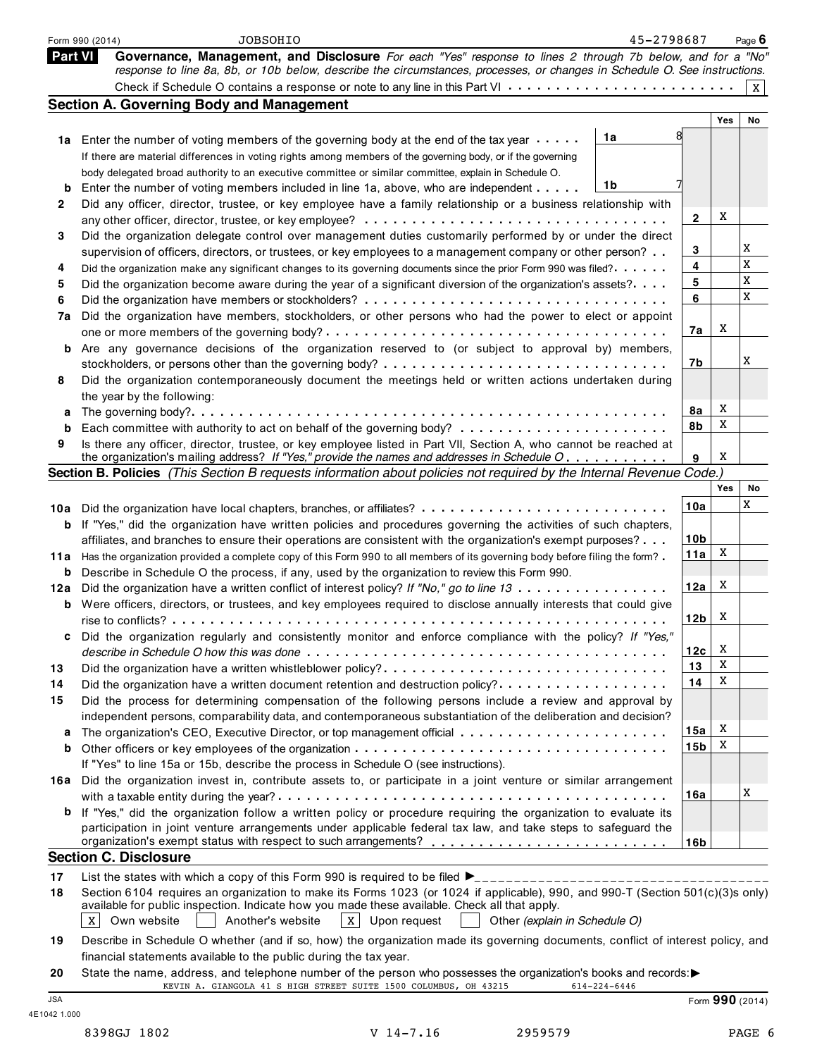Form 990 (2014) JOBSOHIO 45-2798687

## Part VI Governance, Management, and Disclosure

*For each "Yes" response to lines 2 through 7b below, and for a "No" response to line 8a, 8b, or 10b below, describe the circumstances, processes, or changes in Schedule O. See instructions.*

Check if Schedule O contains a response or note to any line in this Part VI . . . . . . . . . . . . . . . . . . . . . . . [X]

### Section A. Governing Body and Management

| | | | | Yes | No |
|---|---|---|---|---|---|
| 1a | Enter the number of voting members of the governing body at the end of the tax year . . . . . If there are material differences in voting rights among members of the governing body, or if the governing body delegated broad authority to an executive committee or similar committee, explain in Schedule O. | 1a 8 | | | |
| b | Enter the number of voting members included in line 1a, above, who are independent . . . . . | 1b 7 | | | |
| 2 | Did any officer, director, trustee, or key employee have a family relationship or a business relationship with any other officer, director, trustee, or key employee? . . . . . . . . . . . . . . . . . . . . . . . . . . . . . . . | | 2 | X | |
| 3 | Did the organization delegate control over management duties customarily performed by or under the direct supervision of officers, directors, or trustees, or key employees to a management company or other person? . . | | 3 | | X |
| 4 | Did the organization make any significant changes to its governing documents since the prior Form 990 was filed? . . . . . | | 4 | | X |
| 5 | Did the organization become aware during the year of a significant diversion of the organization's assets? . . . . | | 5 | | X |
| 6 | Did the organization have members or stockholders? . . . . . . . . . . . . . . . . . . . . . . . . . . . . . . . | | 6 | | X |
| 7a | Did the organization have members, stockholders, or other persons who had the power to elect or appoint one or more members of the governing body? . . . . . . . . . . . . . . . . . . . . . . . . . . . . . . . . . | | 7a | X | |
| b | Are any governance decisions of the organization reserved to (or subject to approval by) members, stockholders, or persons other than the governing body? . . . . . . . . . . . . . . . . . . . . . . . . . . . . | | 7b | | X |
| 8 | Did the organization contemporaneously document the meetings held or written actions undertaken during the year by the following: | | | | |
| a | The governing body? . . . . . . . . . . . . . . . . . . . . . . . . . . . . . . . . . . . . . . . . . . . . . . . | | 8a | X | |
| b | Each committee with authority to act on behalf of the governing body? . . . . . . . . . . . . . . . . . . . . . | | 8b | X | |
| 9 | Is there any officer, director, trustee, or key employee listed in Part VII, Section A, who cannot be reached at the organization's mailing address? *If "Yes," provide the names and addresses in Schedule O* . . . . . . . . . . | | 9 | X | |

### Section B. Policies *(This Section B requests information about policies not required by the Internal Revenue Code.)*

| | | | Yes | No |
|---|---|---|---|---|
| 10a | Did the organization have local chapters, branches, or affiliates? . . . . . . . . . . . . . . . . . . . . . . . . | 10a | | X |
| b | If "Yes," did the organization have written policies and procedures governing the activities of such chapters, affiliates, and branches to ensure their operations are consistent with the organization's exempt purposes? . . . | 10b | | |
| 11a | Has the organization provided a complete copy of this Form 990 to all members of its governing body before filing the form? . | 11a | X | |
| b | Describe in Schedule O the process, if any, used by the organization to review this Form 990. | | | |
| 12a | Did the organization have a written conflict of interest policy? *If "No," go to line 13* . . . . . . . . . . . . . . . | 12a | X | |
| b | Were officers, directors, or trustees, and key employees required to disclose annually interests that could give rise to conflicts? . . . . . . . . . . . . . . . . . . . . . . . . . . . . . . . . . . . . . . . . . . . . . . . . | 12b | X | |
| c | Did the organization regularly and consistently monitor and enforce compliance with the policy? *If "Yes," describe in Schedule O how this was done* . . . . . . . . . . . . . . . . . . . . . . . . . . . . . . . . . . . . | 12c | X | |
| 13 | Did the organization have a written whistleblower policy? . . . . . . . . . . . . . . . . . . . . . . . . . . . . | 13 | X | |
| 14 | Did the organization have a written document retention and destruction policy? . . . . . . . . . . . . . . . . . | 14 | X | |
| 15 | Did the process for determining compensation of the following persons include a review and approval by independent persons, comparability data, and contemporaneous substantiation of the deliberation and decision? | | | |
| a | The organization's CEO, Executive Director, or top management official . . . . . . . . . . . . . . . . . . . . . | 15a | X | |
| b | Other officers or key employees of the organization . . . . . . . . . . . . . . . . . . . . . . . . . . . . . . . If "Yes" to line 15a or 15b, describe the process in Schedule O (see instructions). | 15b | X | |
| 16a | Did the organization invest in, contribute assets to, or participate in a joint venture or similar arrangement with a taxable entity during the year? . . . . . . . . . . . . . . . . . . . . . . . . . . . . . . . . . . . . . . | 16a | | X |
| b | If "Yes," did the organization follow a written policy or procedure requiring the organization to evaluate its participation in joint venture arrangements under applicable federal tax law, and take steps to safeguard the organization's exempt status with respect to such arrangements? . . . . . . . . . . . . . . . . . . . . . . . | 16b | | |

### Section C. Disclosure

17 List the states with which a copy of this Form 990 is required to be filed ►\_\_\_\_\_\_\_\_\_\_\_\_\_\_\_\_\_\_\_\_\_\_\_\_\_\_\_\_\_\_\_\_\_\_\_\_

18 Section 6104 requires an organization to make its Forms 1023 (or 1024 if applicable), 990, and 990-T (Section 501(c)(3)s only) available for public inspection. Indicate how you made these available. Check all that apply.

[X] Own website [ ] Another's website [X] Upon request [ ] Other *(explain in Schedule O)*

19 Describe in Schedule O whether (and if so, how) the organization made its governing documents, conflict of interest policy, and financial statements available to the public during the tax year.

20 State the name, address, and telephone number of the person who possesses the organization's books and records: ►
KEVIN A. GIANGOLA 41 S HIGH STREET SUITE 1500 COLUMBUS, OH 43215 614-224-6446

JSA
4E1042 1.000

Form **990** (2014)

8398GJ 1802 V 14-7.16 2959579 PAGE 6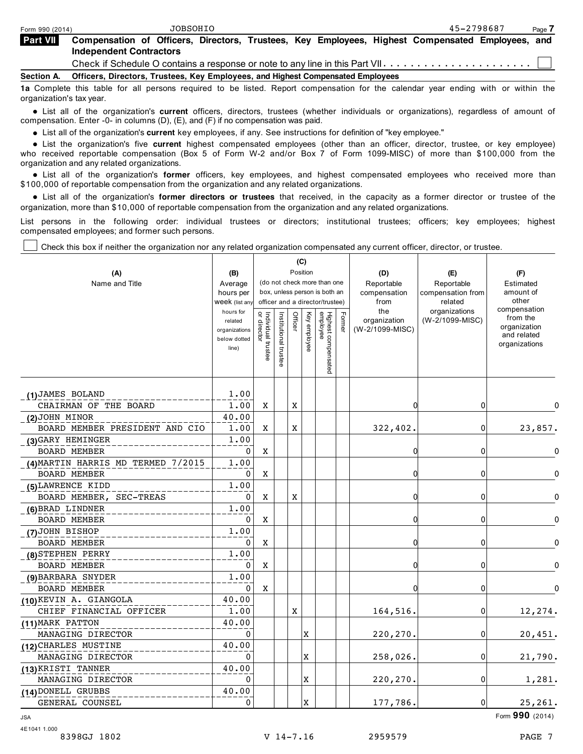Form 990 (2014) JOBSOHIO 45-2798687

**Part VII** **Compensation of Officers, Directors, Trustees, Key Employees, Highest Compensated Employees, and Independent Contractors**

Check if Schedule O contains a response or note to any line in this Part VII . . . . . . . . . . . . . . . . . . . . . . ☐

**Section A. Officers, Directors, Trustees, Key Employees, and Highest Compensated Employees**

**1a** Complete this table for all persons required to be listed. Report compensation for the calendar year ending with or within the organization's tax year.

- List all of the organization's **current** officers, directors, trustees (whether individuals or organizations), regardless of amount of compensation. Enter -0- in columns (D), (E), and (F) if no compensation was paid.
- List all of the organization's **current** key employees, if any. See instructions for definition of "key employee."
- List the organization's five **current** highest compensated employees (other than an officer, director, trustee, or key employee) who received reportable compensation (Box 5 of Form W-2 and/or Box 7 of Form 1099-MISC) of more than $100,000 from the organization and any related organizations.
- List all of the organization's **former** officers, key employees, and highest compensated employees who received more than $100,000 of reportable compensation from the organization and any related organizations.
- List all of the organization's **former directors or trustees** that received, in the capacity as a former director or trustee of the organization, more than $10,000 of reportable compensation from the organization and any related organizations.

List persons in the following order: individual trustees or directors; institutional trustees; officers; key employees; highest compensated employees; and former such persons.

☐ Check this box if neither the organization nor any related organization compensated any current officer, director, or trustee.

| (A) Name and Title | (B) Average hours per week (list any hours for related organizations below dotted line) | (C) Position (do not check more than one box, unless person is both an officer and a director/trustee): Individual trustee or director | Institutional trustee | Officer | Key employee | Highest compensated employee | Former | (D) Reportable compensation from the organization (W-2/1099-MISC) | (E) Reportable compensation from related organizations (W-2/1099-MISC) | (F) Estimated amount of other compensation from the organization and related organizations |
|---|---|---|---|---|---|---|---|---|---|---|
| (1) JAMES BOLAND<br>CHAIRMAN OF THE BOARD | 1.00<br>1.00 | X | | X | | | | 0 | 0 | 0 |
| (2) JOHN MINOR<br>BOARD MEMBER PRESIDENT AND CIO | 40.00<br>1.00 | X | | X | | | | 322,402. | 0 | 23,857. |
| (3) GARY HEMINGER<br>BOARD MEMBER | 1.00<br>0 | X | | | | | | 0 | 0 | 0 |
| (4) MARTIN HARRIS MD TERMED 7/2015<br>BOARD MEMBER | 1.00<br>0 | X | | | | | | 0 | 0 | 0 |
| (5) LAWRENCE KIDD<br>BOARD MEMBER, SEC-TREAS | 1.00<br>0 | X | | X | | | | 0 | 0 | 0 |
| (6) BRAD LINDNER<br>BOARD MEMBER | 1.00<br>0 | X | | | | | | 0 | 0 | 0 |
| (7) JOHN BISHOP<br>BOARD MEMBER | 1.00<br>0 | X | | | | | | 0 | 0 | 0 |
| (8) STEPHEN PERRY<br>BOARD MEMBER | 1.00<br>0 | X | | | | | | 0 | 0 | 0 |
| (9) BARBARA SNYDER<br>BOARD MEMBER | 1.00<br>0 | X | | | | | | 0 | 0 | 0 |
| (10) KEVIN A. GIANGOLA<br>CHIEF FINANCIAL OFFICER | 40.00<br>1.00 | | | X | | | | 164,516. | 0 | 12,274. |
| (11) MARK PATTON<br>MANAGING DIRECTOR | 40.00<br>0 | | | | X | | | 220,270. | 0 | 20,451. |
| (12) CHARLES MUSTINE<br>MANAGING DIRECTOR | 40.00<br>0 | | | | X | | | 258,026. | 0 | 21,790. |
| (13) KRISTI TANNER<br>MANAGING DIRECTOR | 40.00<br>0 | | | | X | | | 220,270. | 0 | 1,281. |
| (14) DONELL GRUBBS<br>GENERAL COUNSEL | 40.00<br>0 | | | | X | | | 177,786. | 0 | 25,261. |

Form **990** (2014)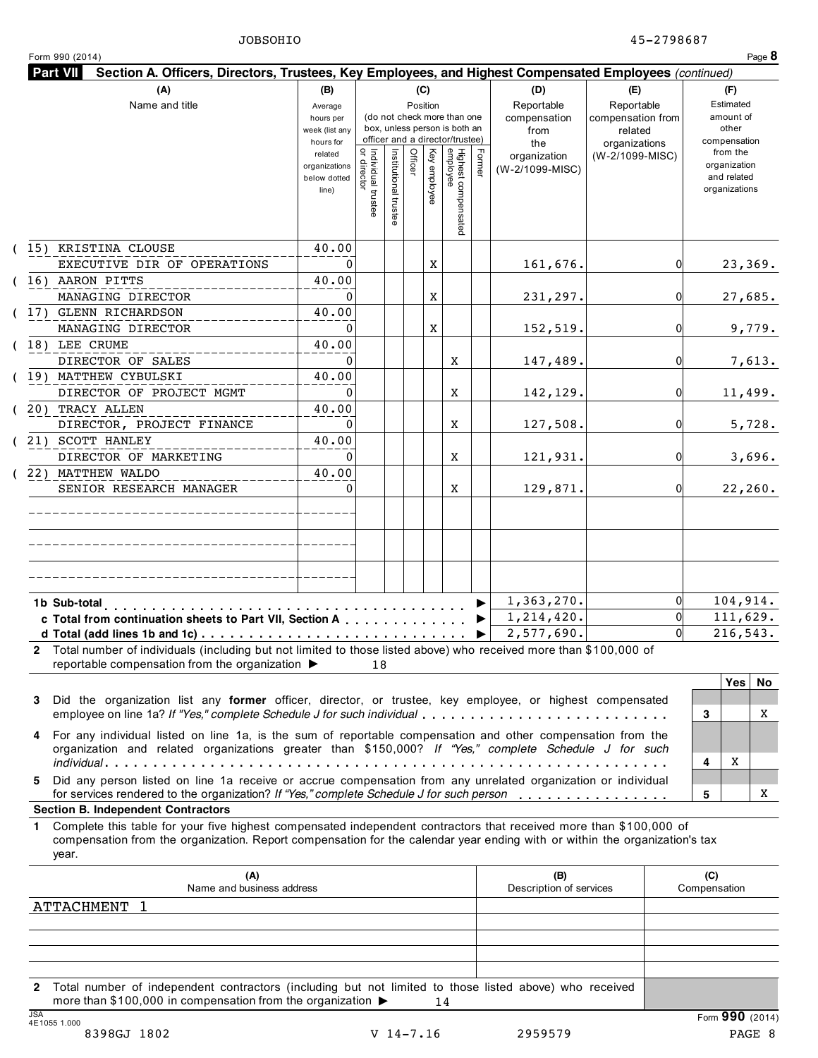JOBSOHIO 45-2798687

Form 990 (2014)

## Part VII Section A. Officers, Directors, Trustees, Key Employees, and Highest Compensated Employees *(continued)*

| (A) Name and title | (B) Average hours per week (list any hours for related organizations below dotted line) | (C) Position: Individual trustee or director | Institutional trustee | Officer | Key employee | Highest compensated employee | Former | (D) Reportable compensation from the organization (W-2/1099-MISC) | (E) Reportable compensation from related organizations (W-2/1099-MISC) | (F) Estimated amount of other compensation from the organization and related organizations |
|---|---|---|---|---|---|---|---|---|---|---|
| (15) KRISTINA CLOUSE<br>EXECUTIVE DIR OF OPERATIONS | 40.00<br>0 | | | | X | | | 161,676. | 0 | 23,369. |
| (16) AARON PITTS<br>MANAGING DIRECTOR | 40.00<br>0 | | | | X | | | 231,297. | 0 | 27,685. |
| (17) GLENN RICHARDSON<br>MANAGING DIRECTOR | 40.00<br>0 | | | | X | | | 152,519. | 0 | 9,779. |
| (18) LEE CRUME<br>DIRECTOR OF SALES | 40.00<br>0 | | | | | X | | 147,489. | 0 | 7,613. |
| (19) MATTHEW CYBULSKI<br>DIRECTOR OF PROJECT MGMT | 40.00<br>0 | | | | | X | | 142,129. | 0 | 11,499. |
| (20) TRACY ALLEN<br>DIRECTOR, PROJECT FINANCE | 40.00<br>0 | | | | | X | | 127,508. | 0 | 5,728. |
| (21) SCOTT HANLEY<br>DIRECTOR OF MARKETING | 40.00<br>0 | | | | | X | | 121,931. | 0 | 3,696. |
| (22) MATTHEW WALDO<br>SENIOR RESEARCH MANAGER | 40.00<br>0 | | | | | X | | 129,871. | 0 | 22,260. |
| | | | | | | | | | | |
| | | | | | | | | | | |
| | | | | | | | | | | |
| **1b Sub-total** | | | | | | | | 1,363,270. | 0 | 104,914. |
| **c Total from continuation sheets to Part VII, Section A** | | | | | | | | 1,214,420. | 0 | 111,629. |
| **d Total (add lines 1b and 1c)** | | | | | | | | 2,577,690. | 0 | 216,543. |

**2** Total number of individuals (including but not limited to those listed above) who received more than $100,000 of reportable compensation from the organization ▶ 18

| | | Yes | No |
|---|---|---|---|
| **3** Did the organization list any **former** officer, director, or trustee, key employee, or highest compensated employee on line 1a? *If "Yes," complete Schedule J for such individual* | 3 | | X |
| **4** For any individual listed on line 1a, is the sum of reportable compensation and other compensation from the organization and related organizations greater than $150,000? *If "Yes," complete Schedule J for such individual* | 4 | X | |
| **5** Did any person listed on line 1a receive or accrue compensation from any unrelated organization or individual for services rendered to the organization? *If "Yes," complete Schedule J for such person* | 5 | | X |

### Section B. Independent Contractors

**1** Complete this table for your five highest compensated independent contractors that received more than $100,000 of compensation from the organization. Report compensation for the calendar year ending with or within the organization's tax year.

| (A) Name and business address | (B) Description of services | (C) Compensation |
|---|---|---|
| ATTACHMENT 1 | | |
| | | |
| | | |
| | | |
| | | |

**2** Total number of independent contractors (including but not limited to those listed above) who received more than $100,000 in compensation from the organization ▶ 14

Form **990** (2014)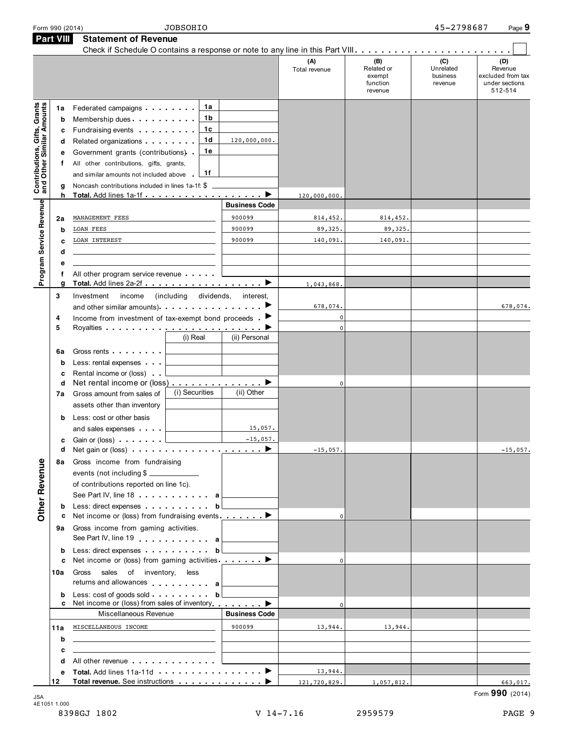Form 990 (2014) JOBSOHIO 45-2798687

## Part VIII Statement of Revenue

Check if Schedule O contains a response or note to any line in this Part VIII . . . . . . . . . . . . . . . . . . . . . . . . ☐

| | | | | (A) Total revenue | (B) Related or exempt function revenue | (C) Unrelated business revenue | (D) Revenue excluded from tax under sections 512-514 |
|---|---|---|---|---|---|---|---|
| **Contributions, Gifts, Grants and Other Similar Amounts** | 1a Federated campaigns | 1a | | | | | |
| | b Membership dues | 1b | | | | | |
| | c Fundraising events | 1c | | | | | |
| | d Related organizations | 1d | 120,000,000. | | | | |
| | e Government grants (contributions) | 1e | | | | | |
| | f All other contributions, gifts, grants, and similar amounts not included above | 1f | | | | | |
| | g Noncash contributions included in lines 1a-1f: $ | | | | | | |
| | h **Total.** Add lines 1a-1f | | ▶ | 120,000,000. | | | |
| **Program Service Revenue** | | | **Business Code** | | | | |
| | 2a MANAGEMENT FEES | | 900099 | 814,452. | 814,452. | | |
| | b LOAN FEES | | 900099 | 89,325. | 89,325. | | |
| | c LOAN INTEREST | | 900099 | 140,091. | 140,091. | | |
| | d | | | | | | |
| | e | | | | | | |
| | f All other program service revenue | | | | | | |
| | g **Total.** Add lines 2a-2f | | ▶ | 1,043,868. | | | |
| **Other Revenue** | 3 Investment income (including dividends, interest, and other similar amounts) | | ▶ | 678,074. | | | 678,074. |
| | 4 Income from investment of tax-exempt bond proceeds | | ▶ | 0 | | | |
| | 5 Royalties | | ▶ | 0 | | | |
| | | (i) Real | (ii) Personal | | | | |
| | 6a Gross rents | | | | | | |
| | b Less: rental expenses | | | | | | |
| | c Rental income or (loss) | | | | | | |
| | d Net rental income or (loss) | | ▶ | 0 | | | |
| | 7a Gross amount from sales of assets other than inventory | (i) Securities | (ii) Other | | | | |
| | b Less: cost or other basis and sales expenses | | 15,057. | | | | |
| | c Gain or (loss) | | -15,057. | | | | |
| | d Net gain or (loss) | | ▶ | -15,057. | | | -15,057. |
| | 8a Gross income from fundraising events (not including $ ______ of contributions reported on line 1c). See Part IV, line 18 | a | | | | | |
| | b Less: direct expenses | b | | | | | |
| | c Net income or (loss) from fundraising events | | ▶ | 0 | | | |
| | 9a Gross income from gaming activities. See Part IV, line 19 | a | | | | | |
| | b Less: direct expenses | b | | | | | |
| | c Net income or (loss) from gaming activities | | ▶ | 0 | | | |
| | 10a Gross sales of inventory, less returns and allowances | a | | | | | |
| | b Less: cost of goods sold | b | | | | | |
| | c Net income or (loss) from sales of inventory | | ▶ | 0 | | | |
| | Miscellaneous Revenue | | **Business Code** | | | | |
| | 11a MISCELLANEOUS INCOME | | 900099 | 13,944. | 13,944. | | |
| | b | | | | | | |
| | c | | | | | | |
| | d All other revenue | | | | | | |
| | e **Total.** Add lines 11a-11d | | ▶ | 13,944. | | | |
| | 12 **Total revenue.** See instructions | | ▶ | 121,720,829. | 1,057,812. | | 663,017. |

Form **990** (2014)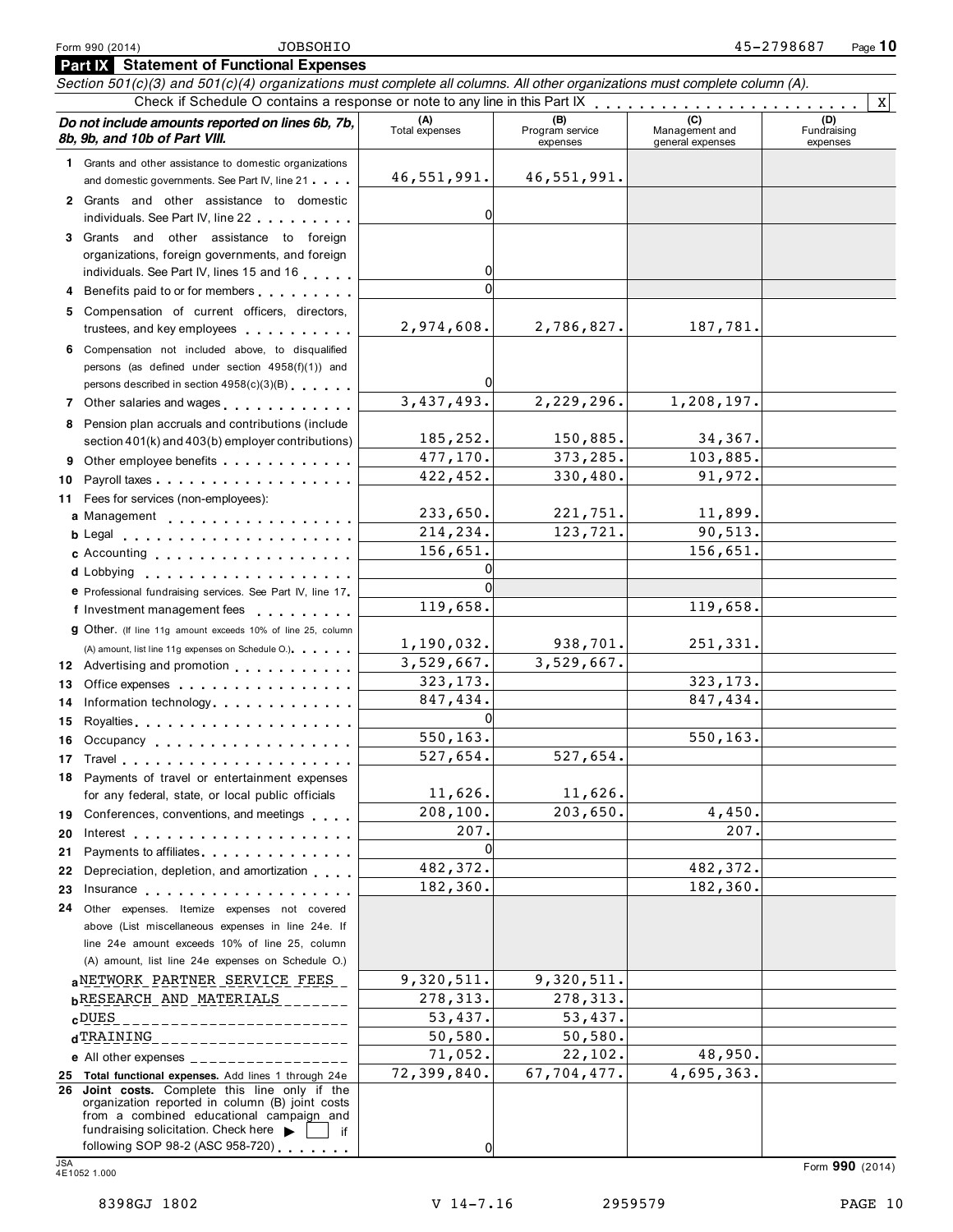Form 990 (2014) JOBSOHIO 45-2798687 Page 10

## Part IX Statement of Functional Expenses

*Section 501(c)(3) and 501(c)(4) organizations must complete all columns. All other organizations must complete column (A).*

Check if Schedule O contains a response or note to any line in this Part IX . . . . . . X

| *Do not include amounts reported on lines 6b, 7b, 8b, 9b, and 10b of Part VIII.* | (A) Total expenses | (B) Program service expenses | (C) Management and general expenses | (D) Fundraising expenses |
|---|---|---|---|---|
| 1 Grants and other assistance to domestic organizations and domestic governments. See Part IV, line 21 | 46,551,991. | 46,551,991. | | |
| 2 Grants and other assistance to domestic individuals. See Part IV, line 22 | 0 | | | |
| 3 Grants and other assistance to foreign organizations, foreign governments, and foreign individuals. See Part IV, lines 15 and 16 | 0 | | | |
| 4 Benefits paid to or for members | 0 | | | |
| 5 Compensation of current officers, directors, trustees, and key employees | 2,974,608. | 2,786,827. | 187,781. | |
| 6 Compensation not included above, to disqualified persons (as defined under section 4958(f)(1)) and persons described in section 4958(c)(3)(B) | 0 | | | |
| 7 Other salaries and wages | 3,437,493. | 2,229,296. | 1,208,197. | |
| 8 Pension plan accruals and contributions (include section 401(k) and 403(b) employer contributions) | 185,252. | 150,885. | 34,367. | |
| 9 Other employee benefits | 477,170. | 373,285. | 103,885. | |
| 10 Payroll taxes | 422,452. | 330,480. | 91,972. | |
| 11 Fees for services (non-employees): | | | | |
| a Management | 233,650. | 221,751. | 11,899. | |
| b Legal | 214,234. | 123,721. | 90,513. | |
| c Accounting | 156,651. | | 156,651. | |
| d Lobbying | 0 | | | |
| e Professional fundraising services. See Part IV, line 17 | 0 | | | |
| f Investment management fees | 119,658. | | 119,658. | |
| g Other. (If line 11g amount exceeds 10% of line 25, column (A) amount, list line 11g expenses on Schedule O.) | 1,190,032. | 938,701. | 251,331. | |
| 12 Advertising and promotion | 3,529,667. | 3,529,667. | | |
| 13 Office expenses | 323,173. | | 323,173. | |
| 14 Information technology | 847,434. | | 847,434. | |
| 15 Royalties | 0 | | | |
| 16 Occupancy | 550,163. | | 550,163. | |
| 17 Travel | 527,654. | 527,654. | | |
| 18 Payments of travel or entertainment expenses for any federal, state, or local public officials | 11,626. | 11,626. | | |
| 19 Conferences, conventions, and meetings | 208,100. | 203,650. | 4,450. | |
| 20 Interest | 207. | | 207. | |
| 21 Payments to affiliates | 0 | | | |
| 22 Depreciation, depletion, and amortization | 482,372. | | 482,372. | |
| 23 Insurance | 182,360. | | 182,360. | |
| 24 Other expenses. Itemize expenses not covered above (List miscellaneous expenses in line 24e. If line 24e amount exceeds 10% of line 25, column (A) amount, list line 24e expenses on Schedule O.) | | | | |
| a NETWORK PARTNER SERVICE FEES | 9,320,511. | 9,320,511. | | |
| b RESEARCH AND MATERIALS | 278,313. | 278,313. | | |
| c DUES | 53,437. | 53,437. | | |
| d TRAINING | 50,580. | 50,580. | | |
| e All other expenses | 71,052. | 22,102. | 48,950. | |
| 25 **Total functional expenses.** Add lines 1 through 24e | 72,399,840. | 67,704,477. | 4,695,363. | |
| 26 **Joint costs.** Complete this line only if the organization reported in column (B) joint costs from a combined educational campaign and fundraising solicitation. Check here ▶ [ ] if following SOP 98-2 (ASC 958-720) | 0 | | | |

JSA 4E1052 1.000

Form **990** (2014)

8398GJ 1802 V 14-7.16 2959579 PAGE 10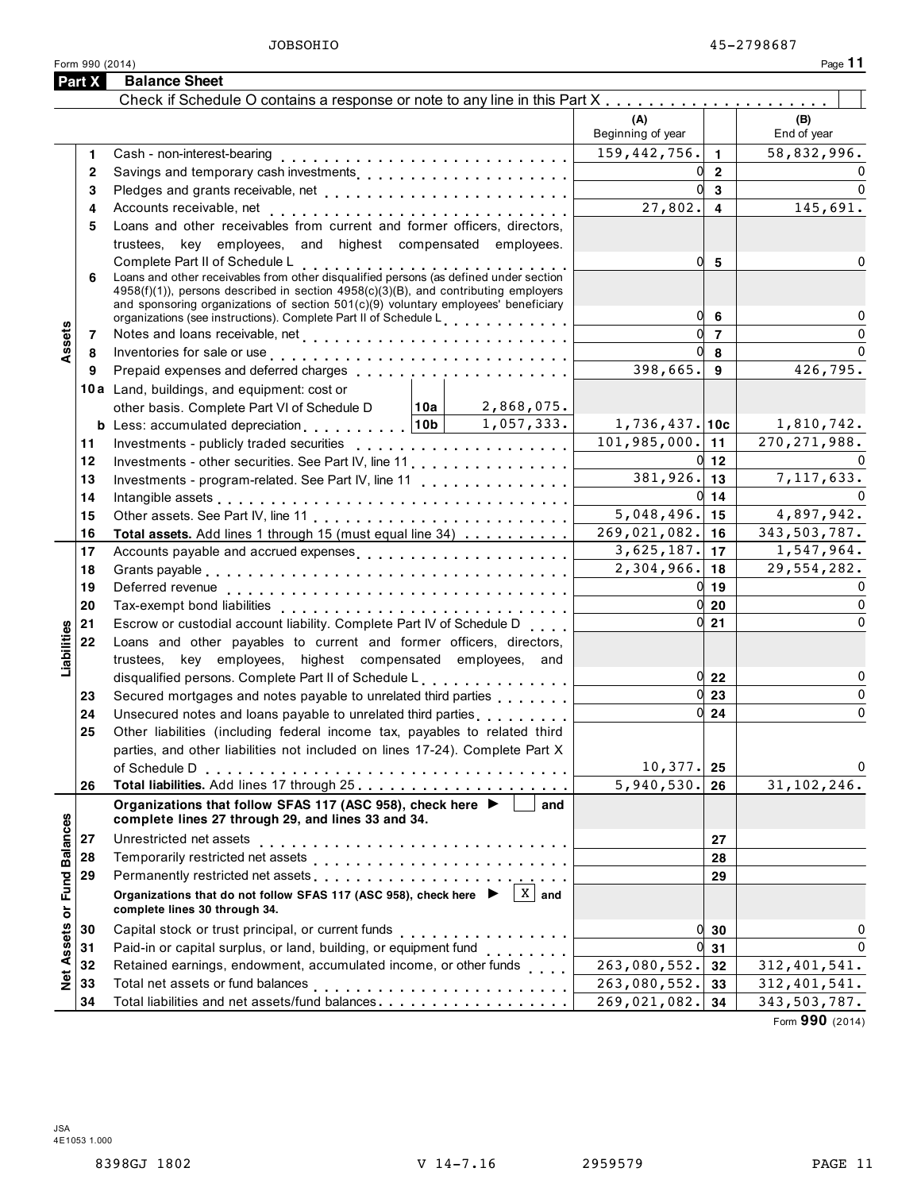JOBSOHIO 45-2798687

Form 990 (2014)

## Part X Balance Sheet

Check if Schedule O contains a response or note to any line in this Part X . . . . . . . . . . . . . . . . . . . . . [ ]

| Section | Line | Description | (A) Beginning of year | | (B) End of year |
|---|---|---|---|---|---|
| Assets | 1 | Cash - non-interest-bearing | 159,442,756. | 1 | 58,832,996. |
| | 2 | Savings and temporary cash investments | 0 | 2 | 0 |
| | 3 | Pledges and grants receivable, net | 0 | 3 | 0 |
| | 4 | Accounts receivable, net | 27,802. | 4 | 145,691. |
| | 5 | Loans and other receivables from current and former officers, directors, trustees, key employees, and highest compensated employees. Complete Part II of Schedule L | 0 | 5 | 0 |
| | 6 | Loans and other receivables from other disqualified persons (as defined under section 4958(f)(1)), persons described in section 4958(c)(3)(B), and contributing employers and sponsoring organizations of section 501(c)(9) voluntary employees' beneficiary organizations (see instructions). Complete Part II of Schedule L | 0 | 6 | 0 |
| | 7 | Notes and loans receivable, net | 0 | 7 | 0 |
| | 8 | Inventories for sale or use | 0 | 8 | 0 |
| | 9 | Prepaid expenses and deferred charges | 398,665. | 9 | 426,795. |
| | 10a | Land, buildings, and equipment: cost or other basis. Complete Part VI of Schedule D — 10a: 2,868,075. | | | |
| | b | Less: accumulated depreciation — 10b: 1,057,333. | 1,736,437. | 10c | 1,810,742. |
| | 11 | Investments - publicly traded securities | 101,985,000. | 11 | 270,271,988. |
| | 12 | Investments - other securities. See Part IV, line 11 | 0 | 12 | 0 |
| | 13 | Investments - program-related. See Part IV, line 11 | 381,926. | 13 | 7,117,633. |
| | 14 | Intangible assets | 0 | 14 | 0 |
| | 15 | Other assets. See Part IV, line 11 | 5,048,496. | 15 | 4,897,942. |
| | 16 | **Total assets.** Add lines 1 through 15 (must equal line 34) | 269,021,082. | 16 | 343,503,787. |
| Liabilities | 17 | Accounts payable and accrued expenses | 3,625,187. | 17 | 1,547,964. |
| | 18 | Grants payable | 2,304,966. | 18 | 29,554,282. |
| | 19 | Deferred revenue | 0 | 19 | 0 |
| | 20 | Tax-exempt bond liabilities | 0 | 20 | 0 |
| | 21 | Escrow or custodial account liability. Complete Part IV of Schedule D | 0 | 21 | 0 |
| | 22 | Loans and other payables to current and former officers, directors, trustees, key employees, highest compensated employees, and disqualified persons. Complete Part II of Schedule L | 0 | 22 | 0 |
| | 23 | Secured mortgages and notes payable to unrelated third parties | 0 | 23 | 0 |
| | 24 | Unsecured notes and loans payable to unrelated third parties | 0 | 24 | 0 |
| | 25 | Other liabilities (including federal income tax, payables to related third parties, and other liabilities not included on lines 17-24). Complete Part X of Schedule D | 10,377. | 25 | 0 |
| | 26 | **Total liabilities.** Add lines 17 through 25 | 5,940,530. | 26 | 31,102,246. |
| Net Assets or Fund Balances | | **Organizations that follow SFAS 117 (ASC 958), check here ▶ [ ] and complete lines 27 through 29, and lines 33 and 34.** | | | |
| | 27 | Unrestricted net assets | | 27 | |
| | 28 | Temporarily restricted net assets | | 28 | |
| | 29 | Permanently restricted net assets | | 29 | |
| | | **Organizations that do not follow SFAS 117 (ASC 958), check here ▶ [X] and complete lines 30 through 34.** | | | |
| | 30 | Capital stock or trust principal, or current funds | 0 | 30 | 0 |
| | 31 | Paid-in or capital surplus, or land, building, or equipment fund | 0 | 31 | 0 |
| | 32 | Retained earnings, endowment, accumulated income, or other funds | 263,080,552. | 32 | 312,401,541. |
| | 33 | Total net assets or fund balances | 263,080,552. | 33 | 312,401,541. |
| | 34 | Total liabilities and net assets/fund balances | 269,021,082. | 34 | 343,503,787. |

Form **990** (2014)

JSA
4E1053 1.000

8398GJ 1802 V 14-7.16 2959579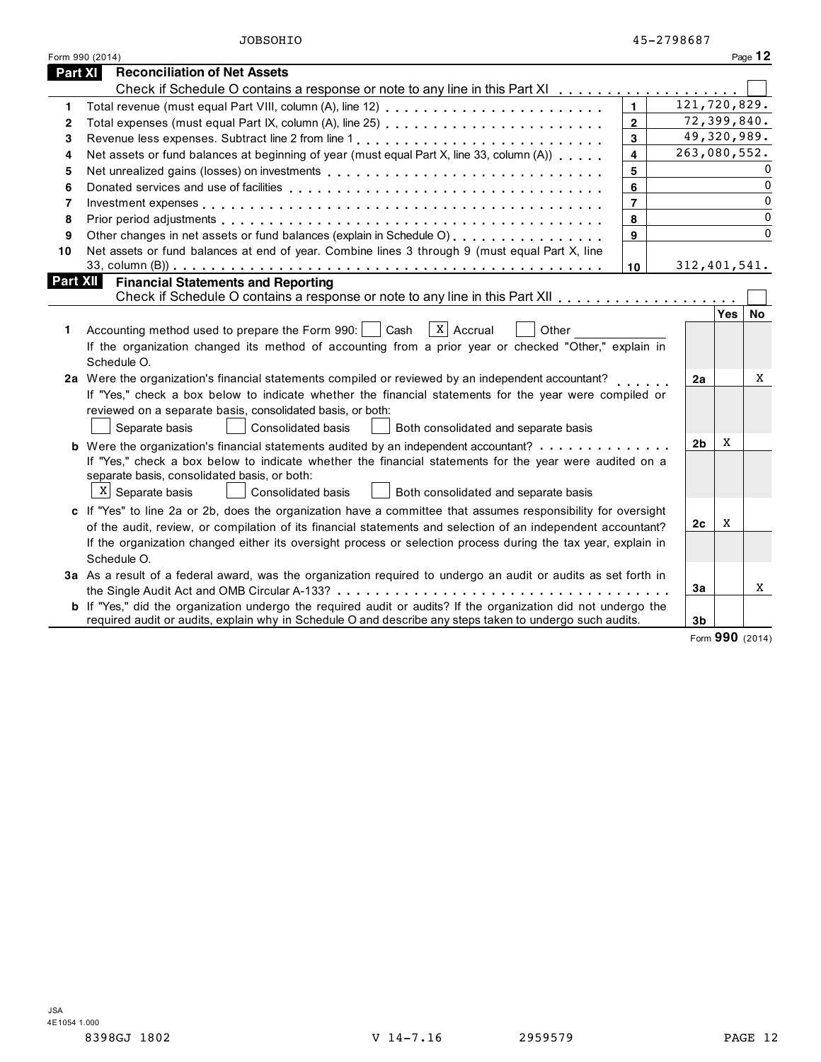JOBSOHIO 45-2798687

Form 990 (2014)

## Part XI Reconciliation of Net Assets

Check if Schedule O contains a response or note to any line in this Part XI . . . . . . . . . . . . . . . . . . . [ ]

| | | | |
|---|---|---|---|
| 1 | Total revenue (must equal Part VIII, column (A), line 12) | 1 | 121,720,829. |
| 2 | Total expenses (must equal Part IX, column (A), line 25) | 2 | 72,399,840. |
| 3 | Revenue less expenses. Subtract line 2 from line 1 | 3 | 49,320,989. |
| 4 | Net assets or fund balances at beginning of year (must equal Part X, line 33, column (A)) | 4 | 263,080,552. |
| 5 | Net unrealized gains (losses) on investments | 5 | 0 |
| 6 | Donated services and use of facilities | 6 | 0 |
| 7 | Investment expenses | 7 | 0 |
| 8 | Prior period adjustments | 8 | 0 |
| 9 | Other changes in net assets or fund balances (explain in Schedule O) | 9 | 0 |
| 10 | Net assets or fund balances at end of year. Combine lines 3 through 9 (must equal Part X, line 33, column (B)) | 10 | 312,401,541. |

## Part XII Financial Statements and Reporting

Check if Schedule O contains a response or note to any line in this Part XII . . . . . . . . . . . . . . . . . . [ ]

| | | | Yes | No |
|---|---|---|---|---|
| 1 | Accounting method used to prepare the Form 990: [ ] Cash [X] Accrual [ ] Other ____________<br>If the organization changed its method of accounting from a prior year or checked "Other," explain in Schedule O. | | | |
| 2a | Were the organization's financial statements compiled or reviewed by an independent accountant?<br>If "Yes," check a box below to indicate whether the financial statements for the year were compiled or reviewed on a separate basis, consolidated basis, or both:<br>[ ] Separate basis [ ] Consolidated basis [ ] Both consolidated and separate basis | 2a | | X |
| b | Were the organization's financial statements audited by an independent accountant?<br>If "Yes," check a box below to indicate whether the financial statements for the year were audited on a separate basis, consolidated basis, or both:<br>[X] Separate basis [ ] Consolidated basis [ ] Both consolidated and separate basis | 2b | X | |
| c | If "Yes" to line 2a or 2b, does the organization have a committee that assumes responsibility for oversight of the audit, review, or compilation of its financial statements and selection of an independent accountant?<br>If the organization changed either its oversight process or selection process during the tax year, explain in Schedule O. | 2c | X | |
| 3a | As a result of a federal award, was the organization required to undergo an audit or audits as set forth in the Single Audit Act and OMB Circular A-133? | 3a | | X |
| b | If "Yes," did the organization undergo the required audit or audits? If the organization did not undergo the required audit or audits, explain why in Schedule O and describe any steps taken to undergo such audits. | 3b | | |

Form **990** (2014)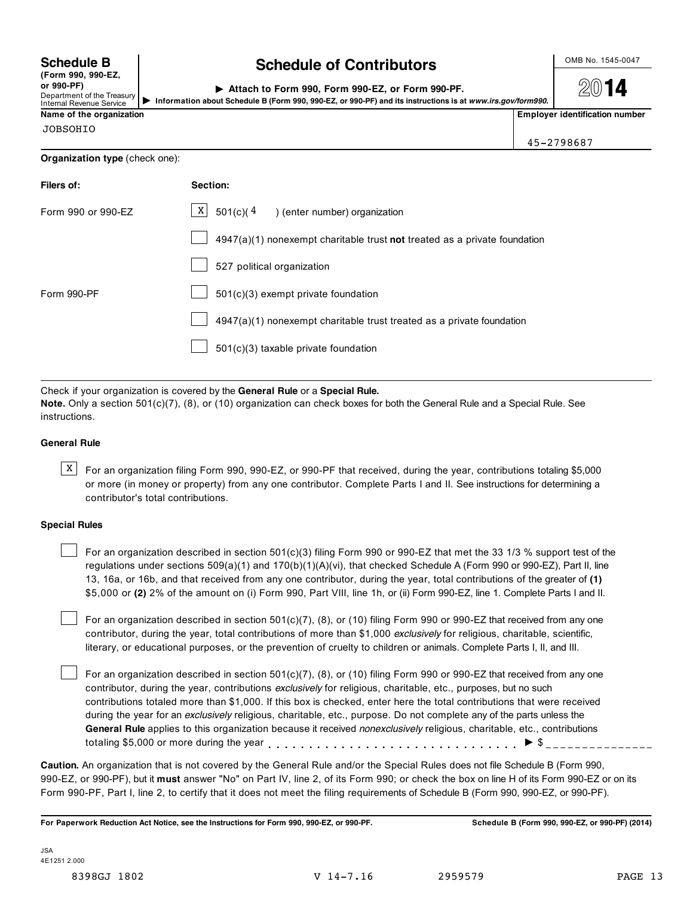# Schedule B (Form 990, 990-EZ, or 990-PF)

Department of the Treasury
Internal Revenue Service

## Schedule of Contributors

▶ Attach to Form 990, Form 990-EZ, or Form 990-PF.

▶ Information about Schedule B (Form 990, 990-EZ, or 990-PF) and its instructions is at *www.irs.gov/form990.*

OMB No. 1545-0047

**2014**

**Name of the organization**

JOBSOHIO

**Employer identification number**

45-2798687

**Organization type** (check one):

| Filers of: | Section: |
|---|---|
| Form 990 or 990-EZ | [X] 501(c)( 4 ) (enter number) organization |
| | [ ] 4947(a)(1) nonexempt charitable trust **not** treated as a private foundation |
| | [ ] 527 political organization |
| Form 990-PF | [ ] 501(c)(3) exempt private foundation |
| | [ ] 4947(a)(1) nonexempt charitable trust treated as a private foundation |
| | [ ] 501(c)(3) taxable private foundation |

Check if your organization is covered by the **General Rule** or a **Special Rule.**

**Note.** Only a section 501(c)(7), (8), or (10) organization can check boxes for both the General Rule and a Special Rule. See instructions.

### General Rule

[X] For an organization filing Form 990, 990-EZ, or 990-PF that received, during the year, contributions totaling $5,000 or more (in money or property) from any one contributor. Complete Parts I and II. See instructions for determining a contributor's total contributions.

### Special Rules

[ ] For an organization described in section 501(c)(3) filing Form 990 or 990-EZ that met the 33 1/3 % support test of the regulations under sections 509(a)(1) and 170(b)(1)(A)(vi), that checked Schedule A (Form 990 or 990-EZ), Part II, line 13, 16a, or 16b, and that received from any one contributor, during the year, total contributions of the greater of **(1)** $5,000 or **(2)** 2% of the amount on (i) Form 990, Part VIII, line 1h, or (ii) Form 990-EZ, line 1. Complete Parts I and II.

[ ] For an organization described in section 501(c)(7), (8), or (10) filing Form 990 or 990-EZ that received from any one contributor, during the year, total contributions of more than $1,000 *exclusively* for religious, charitable, scientific, literary, or educational purposes, or the prevention of cruelty to children or animals. Complete Parts I, II, and III.

[ ] For an organization described in section 501(c)(7), (8), or (10) filing Form 990 or 990-EZ that received from any one contributor, during the year, contributions *exclusively* for religious, charitable, etc., purposes, but no such contributions totaled more than $1,000. If this box is checked, enter here the total contributions that were received during the year for an *exclusively* religious, charitable, etc., purpose. Do not complete any of the parts unless the **General Rule** applies to this organization because it received *nonexclusively* religious, charitable, etc., contributions totaling $5,000 or more during the year . . . . . . . . . . . . . . . . . . . . . . . . . . . . . ▶ $ _______________

**Caution.** An organization that is not covered by the General Rule and/or the Special Rules does not file Schedule B (Form 990, 990-EZ, or 990-PF), but it **must** answer "No" on Part IV, line 2, of its Form 990; or check the box on line H of its Form 990-EZ or on its Form 990-PF, Part I, line 2, to certify that it does not meet the filing requirements of Schedule B (Form 990, 990-EZ, or 990-PF).

**For Paperwork Reduction Act Notice, see the Instructions for Form 990, 990-EZ, or 990-PF.**

**Schedule B (Form 990, 990-EZ, or 990-PF) (2014)**

JSA
4E1251 2.000

8398GJ 1802 V 14-7.16 2959579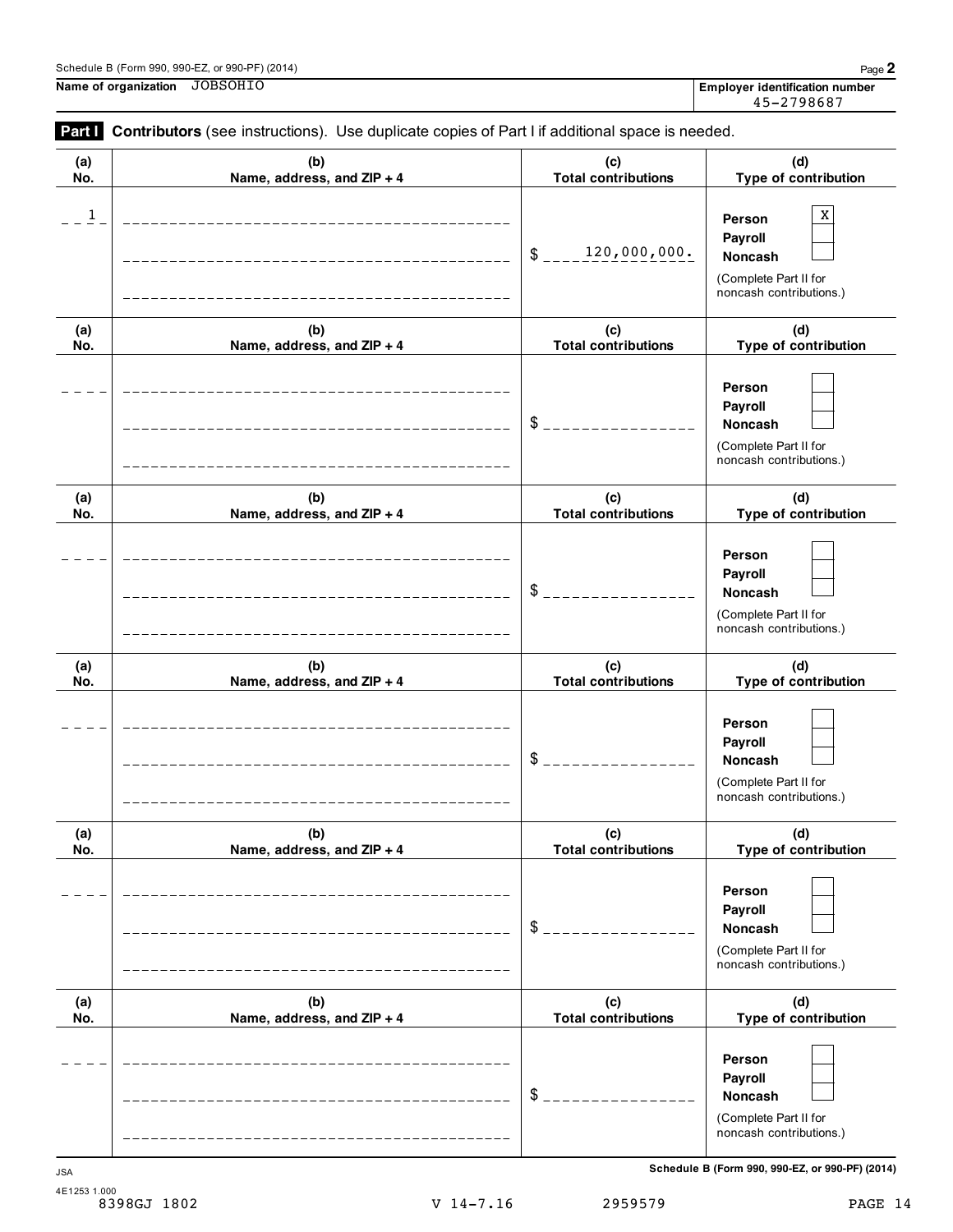Schedule B (Form 990, 990-EZ, or 990-PF) (2014)

**Name of organization** JOBSOHIO

**Employer identification number** 45-2798687

**Part I** **Contributors** (see instructions). Use duplicate copies of Part I if additional space is needed.

| (a) No. | (b) Name, address, and ZIP + 4 | (c) Total contributions | (d) Type of contribution |
|---|---|---|---|
| 1 | | $ 120,000,000. | Person [X] Payroll [ ] Noncash [ ] (Complete Part II for noncash contributions.) |
| | | $ | Person [ ] Payroll [ ] Noncash [ ] (Complete Part II for noncash contributions.) |
| | | $ | Person [ ] Payroll [ ] Noncash [ ] (Complete Part II for noncash contributions.) |
| | | $ | Person [ ] Payroll [ ] Noncash [ ] (Complete Part II for noncash contributions.) |
| | | $ | Person [ ] Payroll [ ] Noncash [ ] (Complete Part II for noncash contributions.) |
| | | $ | Person [ ] Payroll [ ] Noncash [ ] (Complete Part II for noncash contributions.) |

JSA

4E1253 1.000

8398GJ 1802 V 14-7.16 2959579

**Schedule B (Form 990, 990-EZ, or 990-PF) (2014)**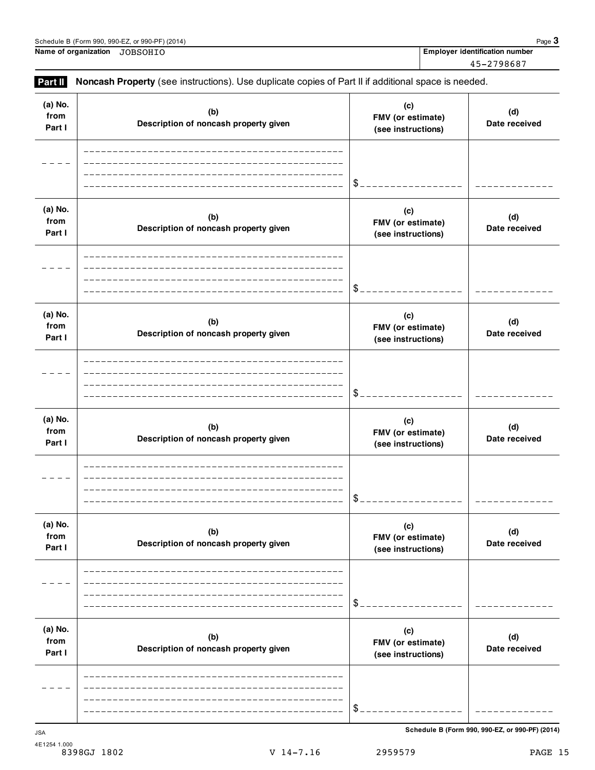Schedule B (Form 990, 990-EZ, or 990-PF) (2014)

**Name of organization** JOBSOHIO

**Employer identification number** 45-2798687

**Part II** **Noncash Property** (see instructions). Use duplicate copies of Part II if additional space is needed.

| (a) No. from Part I | (b) Description of noncash property given | (c) FMV (or estimate) (see instructions) | (d) Date received |
|---|---|---|---|
| | | $ | |

| (a) No. from Part I | (b) Description of noncash property given | (c) FMV (or estimate) (see instructions) | (d) Date received |
|---|---|---|---|
| | | $ | |

| (a) No. from Part I | (b) Description of noncash property given | (c) FMV (or estimate) (see instructions) | (d) Date received |
|---|---|---|---|
| | | $ | |

| (a) No. from Part I | (b) Description of noncash property given | (c) FMV (or estimate) (see instructions) | (d) Date received |
|---|---|---|---|
| | | $ | |

| (a) No. from Part I | (b) Description of noncash property given | (c) FMV (or estimate) (see instructions) | (d) Date received |
|---|---|---|---|
| | | $ | |

| (a) No. from Part I | (b) Description of noncash property given | (c) FMV (or estimate) (see instructions) | (d) Date received |
|---|---|---|---|
| | | $ | |

JSA

4E1254 1.000

8398GJ 1802 V 14-7.16 2959579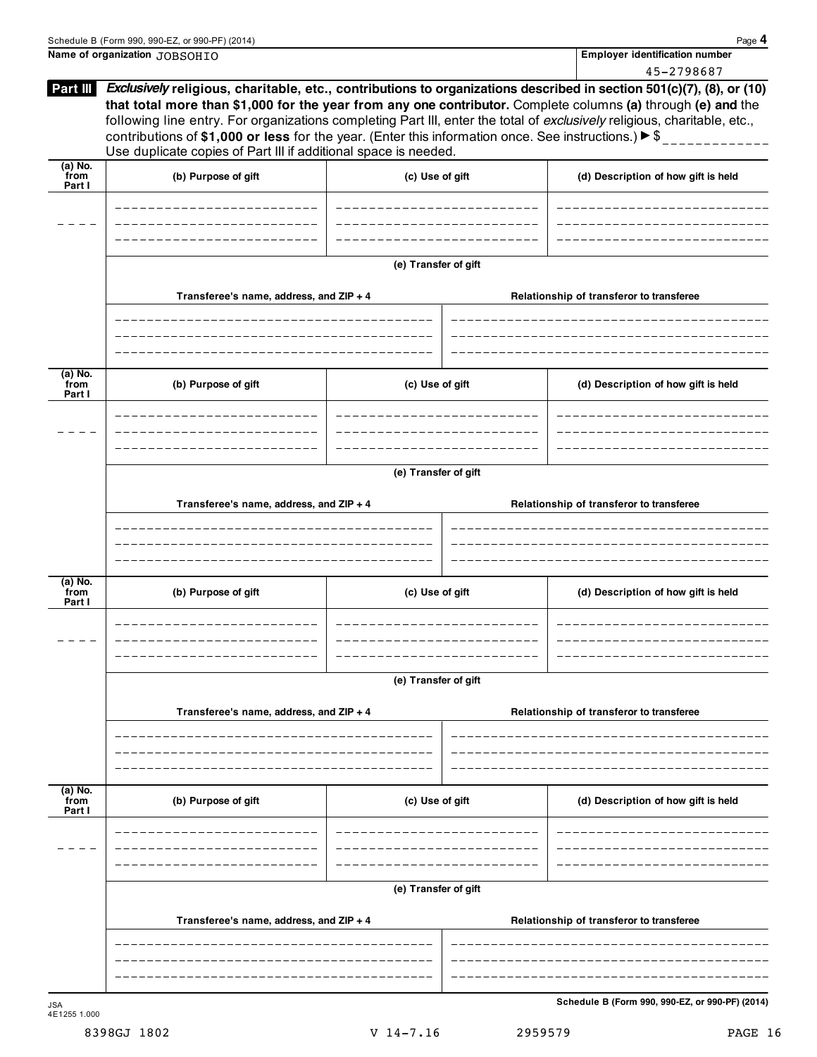Schedule B (Form 990, 990-EZ, or 990-PF) (2014)

**Name of organization** JOBSOHIO

**Employer identification number** 45-2798687

**Part III** ***Exclusively*** **religious, charitable, etc., contributions to organizations described in section 501(c)(7), (8), or (10) that total more than $1,000 for the year from any one contributor.** Complete columns **(a)** through **(e) and** the following line entry. For organizations completing Part III, enter the total of *exclusively* religious, charitable, etc., contributions of **$1,000 or less** for the year. (Enter this information once. See instructions.) ▶ $

Use duplicate copies of Part III if additional space is needed.

| (a) No. from Part I | (b) Purpose of gift | (c) Use of gift | (d) Description of how gift is held |
|---|---|---|---|
| | | | |

**(e) Transfer of gift**

| Transferee's name, address, and ZIP + 4 | Relationship of transferor to transferee |
|---|---|
| | |

| (a) No. from Part I | (b) Purpose of gift | (c) Use of gift | (d) Description of how gift is held |
|---|---|---|---|
| | | | |

**(e) Transfer of gift**

| Transferee's name, address, and ZIP + 4 | Relationship of transferor to transferee |
|---|---|
| | |

| (a) No. from Part I | (b) Purpose of gift | (c) Use of gift | (d) Description of how gift is held |
|---|---|---|---|
| | | | |

**(e) Transfer of gift**

| Transferee's name, address, and ZIP + 4 | Relationship of transferor to transferee |
|---|---|
| | |

| (a) No. from Part I | (b) Purpose of gift | (c) Use of gift | (d) Description of how gift is held |
|---|---|---|---|
| | | | |

**(e) Transfer of gift**

| Transferee's name, address, and ZIP + 4 | Relationship of transferor to transferee |
|---|---|
| | |

JSA 4E1255 1.000

**Schedule B (Form 990, 990-EZ, or 990-PF) (2014)**

8398GJ 1802 V 14-7.16 2959579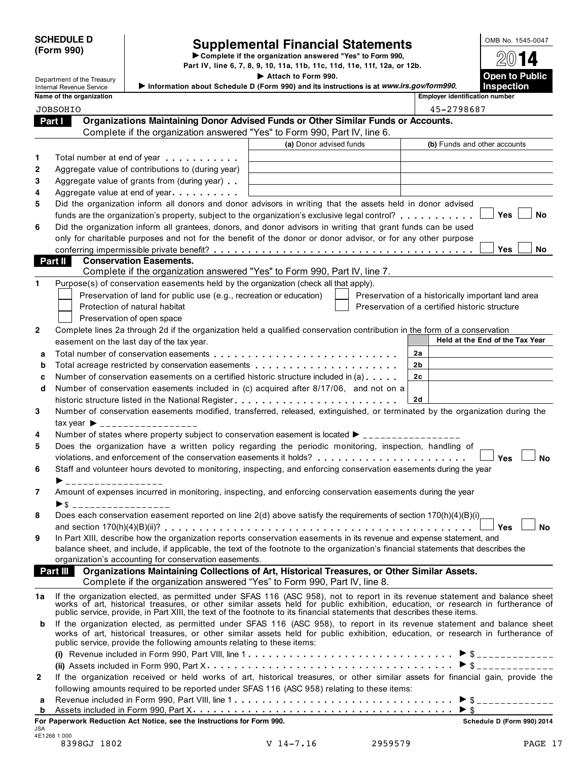**SCHEDULE D (Form 990)**

Department of the Treasury
Internal Revenue Service

# Supplemental Financial Statements

▶ Complete if the organization answered "Yes" to Form 990, Part IV, line 6, 7, 8, 9, 10, 11a, 11b, 11c, 11d, 11e, 11f, 12a, or 12b.
▶ Attach to Form 990.
▶ Information about Schedule D (Form 990) and its instructions is at *www.irs.gov/form990*.

OMB No. 1545-0047
**2014**
**Open to Public Inspection**

| Name of the organization | Employer identification number |
|---|---|
| JOBSOHIO | 45-2798687 |

## Part I Organizations Maintaining Donor Advised Funds or Other Similar Funds or Accounts.

Complete if the organization answered "Yes" to Form 990, Part IV, line 6.

| | | (a) Donor advised funds | (b) Funds and other accounts |
|---|---|---|---|
| 1 | Total number at end of year | | |
| 2 | Aggregate value of contributions to (during year) | | |
| 3 | Aggregate value of grants from (during year) | | |
| 4 | Aggregate value at end of year | | |

5 Did the organization inform all donors and donor advisors in writing that the assets held in donor advised funds are the organization's property, subject to the organization's exclusive legal control? ☐ Yes ☐ No

6 Did the organization inform all grantees, donors, and donor advisors in writing that grant funds can be used only for charitable purposes and not for the benefit of the donor or donor advisor, or for any other purpose conferring impermissible private benefit? ☐ Yes ☐ No

## Part II Conservation Easements.

Complete if the organization answered "Yes" to Form 990, Part IV, line 7.

1 Purpose(s) of conservation easements held by the organization (check all that apply).

- ☐ Preservation of land for public use (e.g., recreation or education)
- ☐ Protection of natural habitat
- ☐ Preservation of open space
- ☐ Preservation of a historically important land area
- ☐ Preservation of a certified historic structure

2 Complete lines 2a through 2d if the organization held a qualified conservation contribution in the form of a conservation easement on the last day of the tax year.

| | | | Held at the End of the Tax Year |
|---|---|---|---|
| a | Total number of conservation easements | 2a | |
| b | Total acreage restricted by conservation easements | 2b | |
| c | Number of conservation easements on a certified historic structure included in (a) | 2c | |
| d | Number of conservation easements included in (c) acquired after 8/17/06, and not on a historic structure listed in the National Register | 2d | |

3 Number of conservation easements modified, transferred, released, extinguished, or terminated by the organization during the tax year ▶ ________________

4 Number of states where property subject to conservation easement is located ▶ ________________

5 Does the organization have a written policy regarding the periodic monitoring, inspection, handling of violations, and enforcement of the conservation easements it holds? ☐ Yes ☐ No

6 Staff and volunteer hours devoted to monitoring, inspecting, and enforcing conservation easements during the year ▶ ________________

7 Amount of expenses incurred in monitoring, inspecting, and enforcing conservation easements during the year ▶$ ________________

8 Does each conservation easement reported on line 2(d) above satisfy the requirements of section 170(h)(4)(B)(i) and section 170(h)(4)(B)(ii)? ☐ Yes ☐ No

9 In Part XIII, describe how the organization reports conservation easements in its revenue and expense statement, and balance sheet, and include, if applicable, the text of the footnote to the organization's financial statements that describes the organization's accounting for conservation easements.

## Part III Organizations Maintaining Collections of Art, Historical Treasures, or Other Similar Assets.

Complete if the organization answered "Yes" to Form 990, Part IV, line 8.

1a If the organization elected, as permitted under SFAS 116 (ASC 958), not to report in its revenue statement and balance sheet works of art, historical treasures, or other similar assets held for public exhibition, education, or research in furtherance of public service, provide, in Part XIII, the text of the footnote to its financial statements that describes these items.

b If the organization elected, as permitted under SFAS 116 (ASC 958), to report in its revenue statement and balance sheet works of art, historical treasures, or other similar assets held for public exhibition, education, or research in furtherance of public service, provide the following amounts relating to these items:

(i) Revenue included in Form 990, Part VIII, line 1 ▶ $____________

(ii) Assets included in Form 990, Part X ▶ $____________

2 If the organization received or held works of art, historical treasures, or other similar assets for financial gain, provide the following amounts required to be reported under SFAS 116 (ASC 958) relating to these items:

a Revenue included in Form 990, Part VIII, line 1 ▶ $____________

b Assets included in Form 990, Part X ▶ $

For Paperwork Reduction Act Notice, see the Instructions for Form 990. Schedule D (Form 990) 2014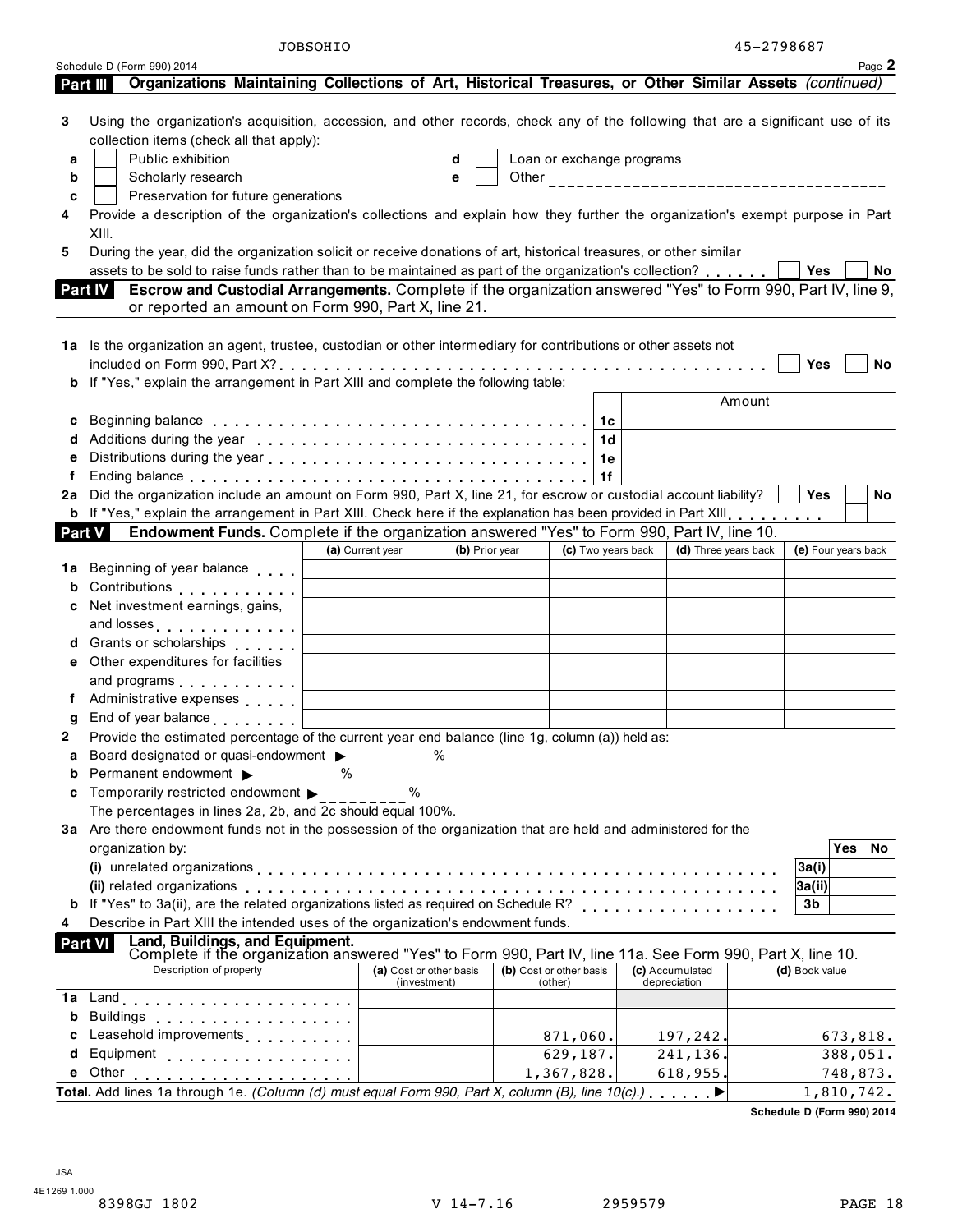JOBSOHIO 45-2798687

Schedule D (Form 990) 2014 Page **2**

**Part III — Organizations Maintaining Collections of Art, Historical Treasures, or Other Similar Assets** *(continued)*

**3** Using the organization's acquisition, accession, and other records, check any of the following that are a significant use of its collection items (check all that apply):

- **a** ☐ Public exhibition
- **b** ☐ Scholarly research
- **c** ☐ Preservation for future generations
- **d** ☐ Loan or exchange programs
- **e** ☐ Other ____________________

**4** Provide a description of the organization's collections and explain how they further the organization's exempt purpose in Part XIII.

**5** During the year, did the organization solicit or receive donations of art, historical treasures, or other similar assets to be sold to raise funds rather than to be maintained as part of the organization's collection? ☐ Yes ☐ No

**Part IV — Escrow and Custodial Arrangements.** Complete if the organization answered "Yes" to Form 990, Part IV, line 9, or reported an amount on Form 990, Part X, line 21.

**1a** Is the organization an agent, trustee, custodian or other intermediary for contributions or other assets not included on Form 990, Part X? ☐ Yes ☐ No

**b** If "Yes," explain the arrangement in Part XIII and complete the following table:

| | | Amount |
|---|---|---|
| **c** Beginning balance | 1c | |
| **d** Additions during the year | 1d | |
| **e** Distributions during the year | 1e | |
| **f** Ending balance | 1f | |

**2a** Did the organization include an amount on Form 990, Part X, line 21, for escrow or custodial account liability? ☐ Yes ☐ No

**b** If "Yes," explain the arrangement in Part XIII. Check here if the explanation has been provided in Part XIII ☐

**Part V — Endowment Funds.** Complete if the organization answered "Yes" to Form 990, Part IV, line 10.

| | (a) Current year | (b) Prior year | (c) Two years back | (d) Three years back | (e) Four years back |
|---|---|---|---|---|---|
| **1a** Beginning of year balance | | | | | |
| **b** Contributions | | | | | |
| **c** Net investment earnings, gains, and losses | | | | | |
| **d** Grants or scholarships | | | | | |
| **e** Other expenditures for facilities and programs | | | | | |
| **f** Administrative expenses | | | | | |
| **g** End of year balance | | | | | |

**2** Provide the estimated percentage of the current year end balance (line 1g, column (a)) held as:

- **a** Board designated or quasi-endowment ▶ ________ %
- **b** Permanent endowment ▶ ________ %
- **c** Temporarily restricted endowment ▶ ________ %

The percentages in lines 2a, 2b, and 2c should equal 100%.

**3a** Are there endowment funds not in the possession of the organization that are held and administered for the organization by:

| | | Yes | No |
|---|---|---|---|
| **(i)** unrelated organizations | 3a(i) | | |
| **(ii)** related organizations | 3a(ii) | | |
| **b** If "Yes" to 3a(ii), are the related organizations listed as required on Schedule R? | 3b | | |

**4** Describe in Part XIII the intended uses of the organization's endowment funds.

**Part VI — Land, Buildings, and Equipment.**
Complete if the organization answered "Yes" to Form 990, Part IV, line 11a. See Form 990, Part X, line 10.

| Description of property | (a) Cost or other basis (investment) | (b) Cost or other basis (other) | (c) Accumulated depreciation | (d) Book value |
|---|---|---|---|---|
| **1a** Land | | | | |
| **b** Buildings | | | | |
| **c** Leasehold improvements | | 871,060. | 197,242. | 673,818. |
| **d** Equipment | | 629,187. | 241,136. | 388,051. |
| **e** Other | | 1,367,828. | 618,955. | 748,873. |
| **Total.** Add lines 1a through 1e. *(Column (d) must equal Form 990, Part X, column (B), line 10(c).)* ▶ | | | | 1,810,742. |

**Schedule D (Form 990) 2014**

JSA
4E1269 1.000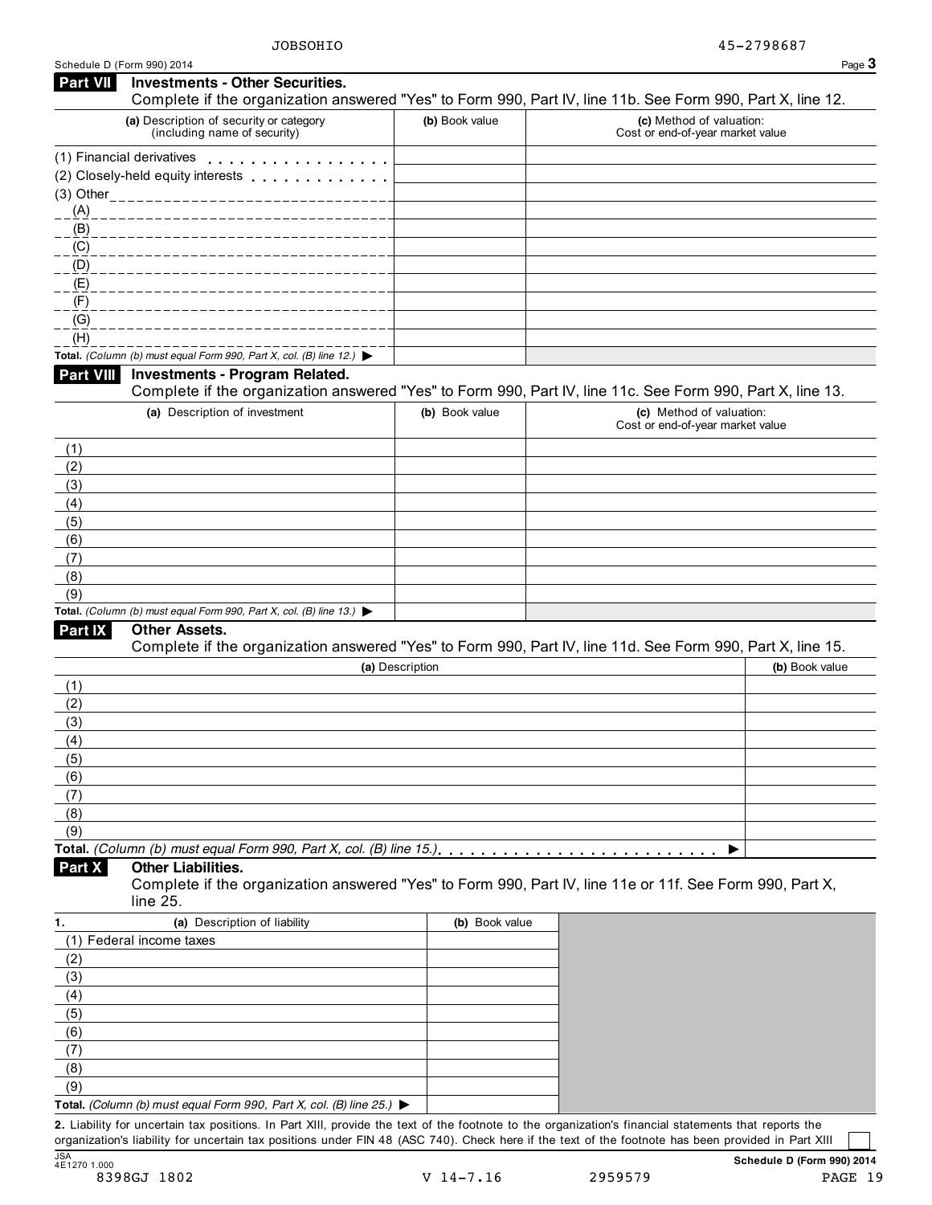JOBSOHIO 45-2798687

Schedule D (Form 990) 2014

## Part VII Investments - Other Securities.

Complete if the organization answered "Yes" to Form 990, Part IV, line 11b. See Form 990, Part X, line 12.

| (a) Description of security or category (including name of security) | (b) Book value | (c) Method of valuation: Cost or end-of-year market value |
|---|---|---|
| (1) Financial derivatives | | |
| (2) Closely-held equity interests | | |
| (3) Other | | |
| (A) | | |
| (B) | | |
| (C) | | |
| (D) | | |
| (E) | | |
| (F) | | |
| (G) | | |
| (H) | | |
| **Total.** *(Column (b) must equal Form 990, Part X, col. (B) line 12.)* ▶ | | |

## Part VIII Investments - Program Related.

Complete if the organization answered "Yes" to Form 990, Part IV, line 11c. See Form 990, Part X, line 13.

| (a) Description of investment | (b) Book value | (c) Method of valuation: Cost or end-of-year market value |
|---|---|---|
| (1) | | |
| (2) | | |
| (3) | | |
| (4) | | |
| (5) | | |
| (6) | | |
| (7) | | |
| (8) | | |
| (9) | | |
| **Total.** *(Column (b) must equal Form 990, Part X, col. (B) line 13.)* ▶ | | |

## Part IX Other Assets.

Complete if the organization answered "Yes" to Form 990, Part IV, line 11d. See Form 990, Part X, line 15.

| (a) Description | (b) Book value |
|---|---|
| (1) | |
| (2) | |
| (3) | |
| (4) | |
| (5) | |
| (6) | |
| (7) | |
| (8) | |
| (9) | |
| **Total.** *(Column (b) must equal Form 990, Part X, col. (B) line 15.)* ▶ | |

## Part X Other Liabilities.

Complete if the organization answered "Yes" to Form 990, Part IV, line 11e or 11f. See Form 990, Part X, line 25.

| 1. (a) Description of liability | (b) Book value |
|---|---|
| (1) Federal income taxes | |
| (2) | |
| (3) | |
| (4) | |
| (5) | |
| (6) | |
| (7) | |
| (8) | |
| (9) | |
| **Total.** *(Column (b) must equal Form 990, Part X, col. (B) line 25.)* ▶ | |

**2.** Liability for uncertain tax positions. In Part XIII, provide the text of the footnote to the organization's financial statements that reports the organization's liability for uncertain tax positions under FIN 48 (ASC 740). Check here if the text of the footnote has been provided in Part XIII ☐

JSA 4E1270 1.000 **Schedule D (Form 990) 2014**

8398GJ 1802 V 14-7.16 2959579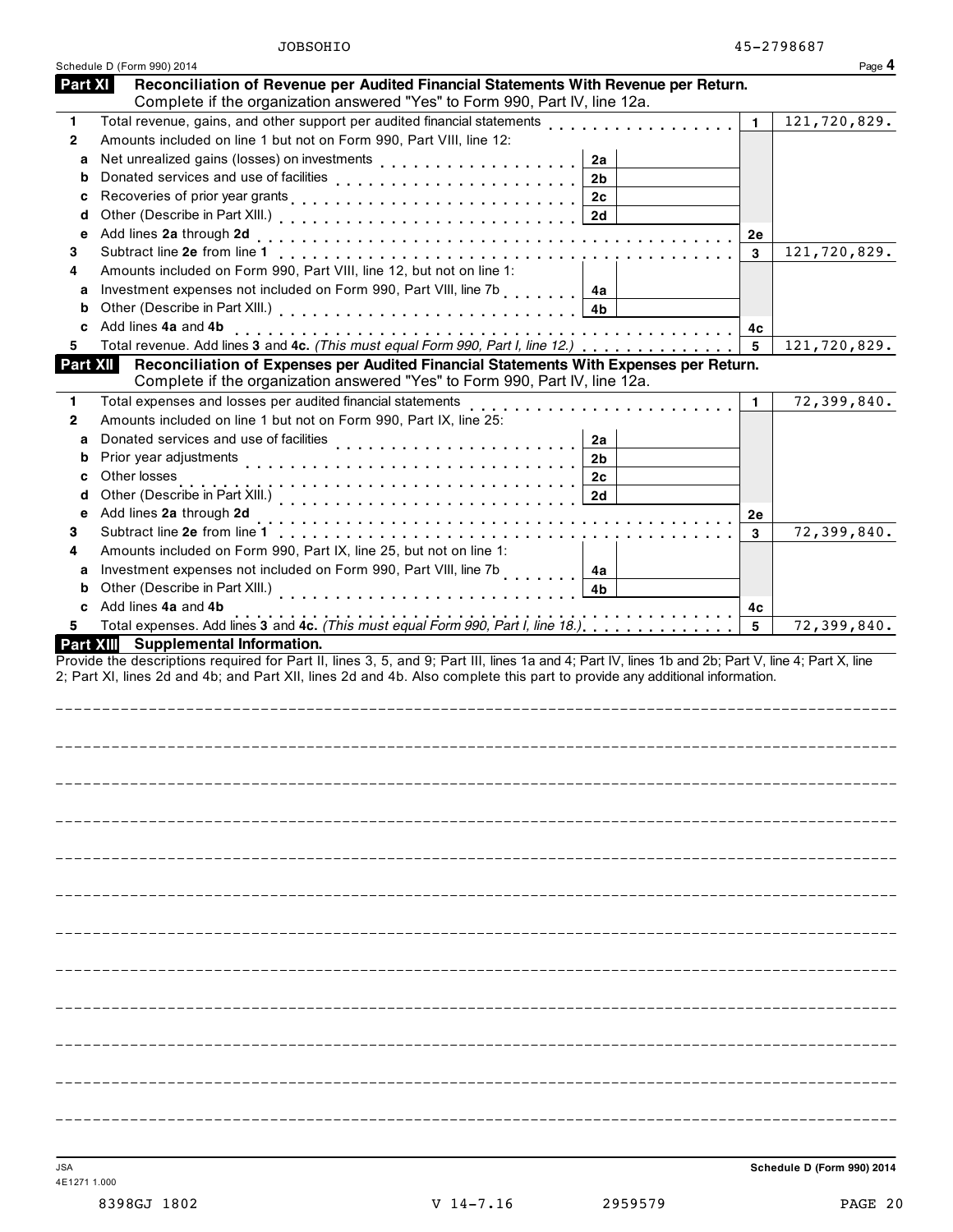JOBSOHIO 45-2798687

Schedule D (Form 990) 2014 Page **4**

## Part XI Reconciliation of Revenue per Audited Financial Statements With Revenue per Return.

Complete if the organization answered "Yes" to Form 990, Part IV, line 12a.

| | | | | | |
|---|---|---|---|---|---|
| **1** | Total revenue, gains, and other support per audited financial statements | | | 1 | 121,720,829. |
| **2** | Amounts included on line 1 but not on Form 990, Part VIII, line 12: | | | | |
| **a** | Net unrealized gains (losses) on investments | 2a | | | |
| **b** | Donated services and use of facilities | 2b | | | |
| **c** | Recoveries of prior year grants | 2c | | | |
| **d** | Other (Describe in Part XIII.) | 2d | | | |
| **e** | Add lines **2a** through **2d** | | | 2e | |
| **3** | Subtract line **2e** from line **1** | | | 3 | 121,720,829. |
| **4** | Amounts included on Form 990, Part VIII, line 12, but not on line 1: | | | | |
| **a** | Investment expenses not included on Form 990, Part VIII, line 7b | 4a | | | |
| **b** | Other (Describe in Part XIII.) | 4b | | | |
| **c** | Add lines **4a** and **4b** | | | 4c | |
| **5** | Total revenue. Add lines **3** and **4c.** *(This must equal Form 990, Part I, line 12.)* | | | 5 | 121,720,829. |

## Part XII Reconciliation of Expenses per Audited Financial Statements With Expenses per Return.

Complete if the organization answered "Yes" to Form 990, Part IV, line 12a.

| | | | | | |
|---|---|---|---|---|---|
| **1** | Total expenses and losses per audited financial statements | | | 1 | 72,399,840. |
| **2** | Amounts included on line 1 but not on Form 990, Part IX, line 25: | | | | |
| **a** | Donated services and use of facilities | 2a | | | |
| **b** | Prior year adjustments | 2b | | | |
| **c** | Other losses | 2c | | | |
| **d** | Other (Describe in Part XIII.) | 2d | | | |
| **e** | Add lines **2a** through **2d** | | | 2e | |
| **3** | Subtract line **2e** from line **1** | | | 3 | 72,399,840. |
| **4** | Amounts included on Form 990, Part IX, line 25, but not on line 1: | | | | |
| **a** | Investment expenses not included on Form 990, Part VIII, line 7b | 4a | | | |
| **b** | Other (Describe in Part XIII.) | 4b | | | |
| **c** | Add lines **4a** and **4b** | | | 4c | |
| **5** | Total expenses. Add lines **3** and **4c.** *(This must equal Form 990, Part I, line 18.)* | | | 5 | 72,399,840. |

## Part XIII Supplemental Information.

Provide the descriptions required for Part II, lines 3, 5, and 9; Part III, lines 1a and 4; Part IV, lines 1b and 2b; Part V, line 4; Part X, line 2; Part XI, lines 2d and 4b; and Part XII, lines 2d and 4b. Also complete this part to provide any additional information.

JSA
4E1271 1.000

**Schedule D (Form 990) 2014**

8398GJ 1802 V 14-7.16 2959579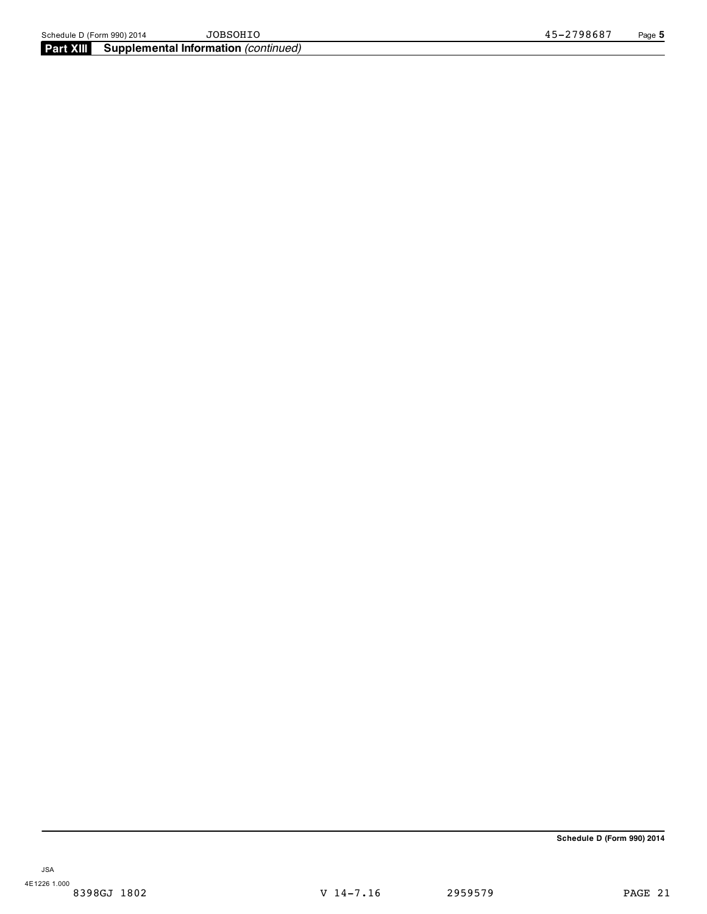**Part XIII Supplemental Information** *(continued)*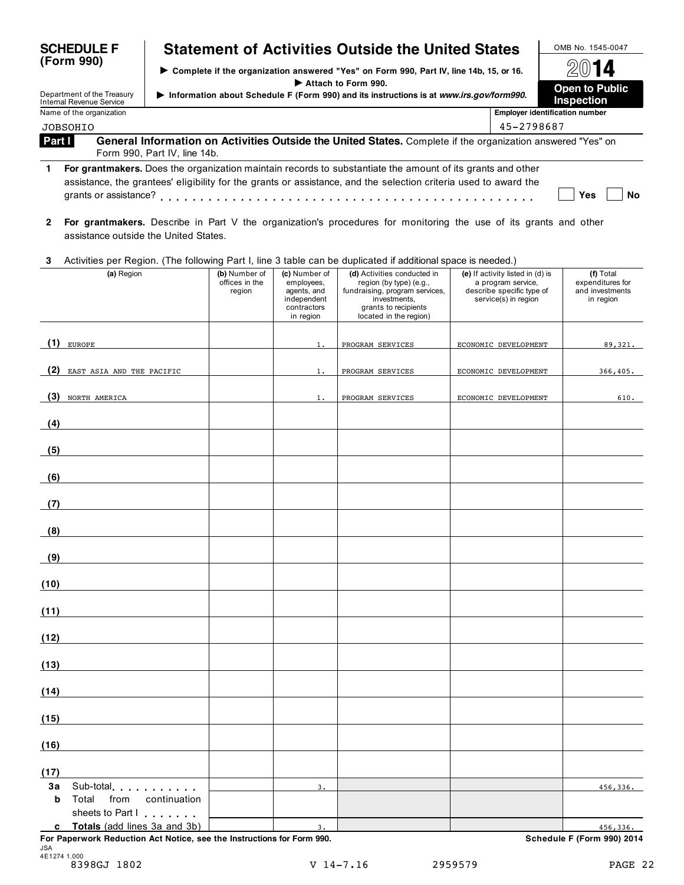# SCHEDULE F (Form 990)

## Statement of Activities Outside the United States

▶ Complete if the organization answered "Yes" on Form 990, Part IV, line 14b, 15, or 16.
▶ Attach to Form 990.
▶ Information about Schedule F (Form 990) and its instructions is at *www.irs.gov/form990.*

Department of the Treasury
Internal Revenue Service

OMB No. 1545-0047

**2014**

**Open to Public Inspection**

Name of the organization: JOBSOHIO

Employer identification number: 45-2798687

**Part I** **General Information on Activities Outside the United States.** Complete if the organization answered "Yes" on Form 990, Part IV, line 14b.

**1** **For grantmakers.** Does the organization maintain records to substantiate the amount of its grants and other assistance, the grantees' eligibility for the grants or assistance, and the selection criteria used to award the grants or assistance? . . . . . . . . . . . . . . . ☐ Yes ☐ No

**2** **For grantmakers.** Describe in Part V the organization's procedures for monitoring the use of its grants and other assistance outside the United States.

**3** Activities per Region. (The following Part I, line 3 table can be duplicated if additional space is needed.)

| | (a) Region | (b) Number of offices in the region | (c) Number of employees, agents, and independent contractors in region | (d) Activities conducted in region (by type) (e.g., fundraising, program services, investments, grants to recipients located in the region) | (e) If activity listed in (d) is a program service, describe specific type of service(s) in region | (f) Total expenditures for and investments in region |
|---|---|---|---|---|---|---|
| (1) | EUROPE | | 1. | PROGRAM SERVICES | ECONOMIC DEVELOPMENT | 89,321. |
| (2) | EAST ASIA AND THE PACIFIC | | 1. | PROGRAM SERVICES | ECONOMIC DEVELOPMENT | 366,405. |
| (3) | NORTH AMERICA | | 1. | PROGRAM SERVICES | ECONOMIC DEVELOPMENT | 610. |
| (4) | | | | | | |
| (5) | | | | | | |
| (6) | | | | | | |
| (7) | | | | | | |
| (8) | | | | | | |
| (9) | | | | | | |
| (10) | | | | | | |
| (11) | | | | | | |
| (12) | | | | | | |
| (13) | | | | | | |
| (14) | | | | | | |
| (15) | | | | | | |
| (16) | | | | | | |
| (17) | | | | | | |
| **3a** | Sub-total . . . . . . . . . . | | 3. | | | 456,336. |
| **b** | Total from continuation sheets to Part I . . . . . . . | | | | | |
| **c** | **Totals** (add lines 3a and 3b) | | 3. | | | 456,336. |

**For Paperwork Reduction Act Notice, see the Instructions for Form 990.** **Schedule F (Form 990) 2014**

JSA
4E1274 1.000
8398GJ 1802 V 14-7.16 2959579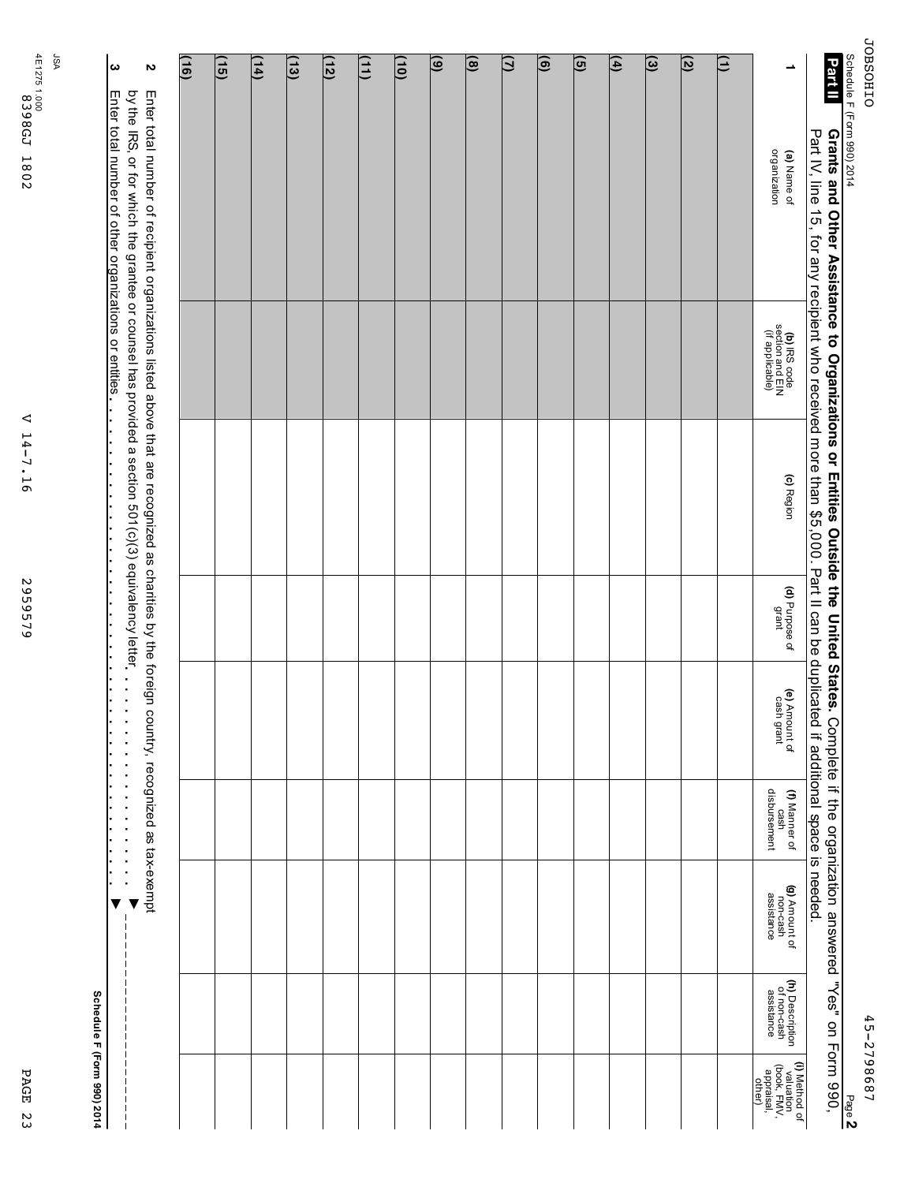Schedule F (Form 990) 2014 Page **2**

**Part II** **Grants and Other Assistance to Organizations or Entities Outside the United States.** Complete if the organization answered "Yes" on Form 990, Part IV, line 15, for any recipient who received more than $5,000. Part II can be duplicated if additional space is needed.

| 1 | (a) Name of organization | (b) IRS code section and EIN (if applicable) | (c) Region | (d) Purpose of grant | (e) Amount of cash grant | (f) Manner of cash disbursement | (g) Amount of non-cash assistance | (h) Description of non-cash assistance | (i) Method of valuation (book, FMV, appraisal, other) |
|---|---|---|---|---|---|---|---|---|---|
| (1) | | | | | | | | | |
| (2) | | | | | | | | | |
| (3) | | | | | | | | | |
| (4) | | | | | | | | | |
| (5) | | | | | | | | | |
| (6) | | | | | | | | | |
| (7) | | | | | | | | | |
| (8) | | | | | | | | | |
| (9) | | | | | | | | | |
| (10) | | | | | | | | | |
| (11) | | | | | | | | | |
| (12) | | | | | | | | | |
| (13) | | | | | | | | | |
| (14) | | | | | | | | | |
| (15) | | | | | | | | | |
| (16) | | | | | | | | | |

**2** Enter total number of recipient organizations listed above that are recognized as charities by the foreign country, recognized as tax-exempt by the IRS, or for which the grantee or counsel has provided a section 501(c)(3) equivalency letter . . . . . . . . . . . . . . . . . . . . . . . ▶

**3** Enter total number of other organizations or entities . . . . . . . . . . . . . . . . . . . . . . . . . . . . . . . . . ▶

**Schedule F (Form 990) 2014**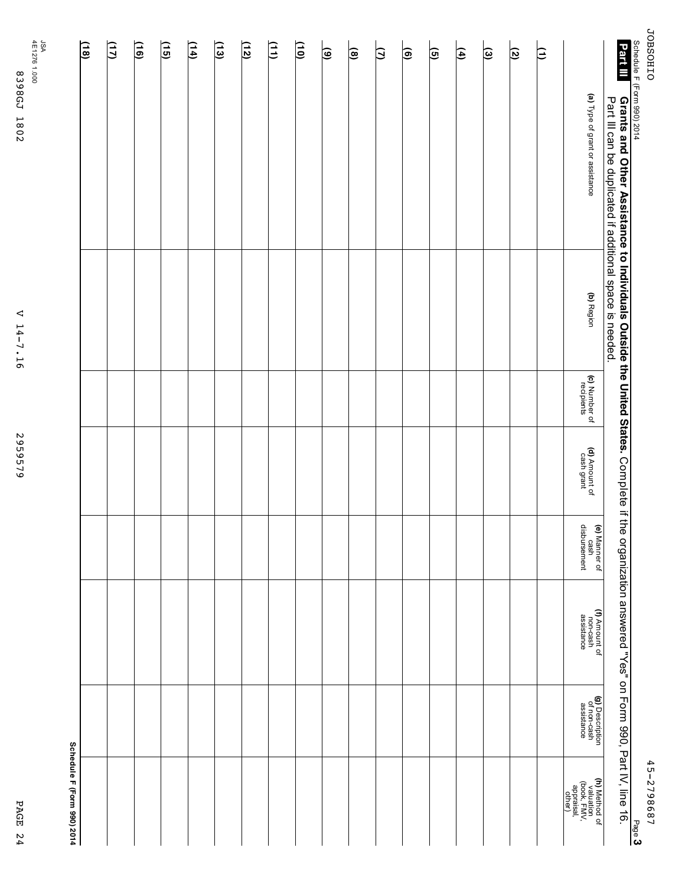Schedule F (Form 990) 2014 Page **3**

**Part III** **Grants and Other Assistance to Individuals Outside the United States.** Complete if the organization answered "Yes" on Form 990, Part IV, line 16.
Part III can be duplicated if additional space is needed.

| | (a) Type of grant or assistance | (b) Region | (c) Number of recipients | (d) Amount of cash grant | (e) Manner of cash disbursement | (f) Amount of non-cash assistance | (g) Description of non-cash assistance | (h) Method of valuation (book, FMV, appraisal, other) |
|---|---|---|---|---|---|---|---|---|
| (1) | | | | | | | | |
| (2) | | | | | | | | |
| (3) | | | | | | | | |
| (4) | | | | | | | | |
| (5) | | | | | | | | |
| (6) | | | | | | | | |
| (7) | | | | | | | | |
| (8) | | | | | | | | |
| (9) | | | | | | | | |
| (10) | | | | | | | | |
| (11) | | | | | | | | |
| (12) | | | | | | | | |
| (13) | | | | | | | | |
| (14) | | | | | | | | |
| (15) | | | | | | | | |
| (16) | | | | | | | | |
| (17) | | | | | | | | |
| (18) | | | | | | | | |

**Schedule F (Form 990) 2014**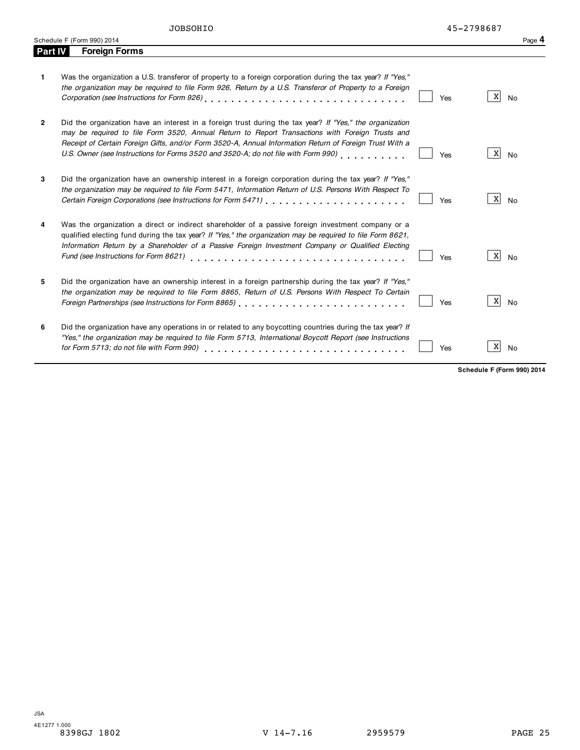JOBSOHIO 45-2798687

Schedule F (Form 990) 2014

## Part IV Foreign Forms

| | | Yes | No |
|---|---|---|---|
| **1** | Was the organization a U.S. transferor of property to a foreign corporation during the tax year? *If "Yes," the organization may be required to file Form 926, Return by a U.S. Transferor of Property to a Foreign Corporation (see Instructions for Form 926)* | | X |
| **2** | Did the organization have an interest in a foreign trust during the tax year? *If "Yes," the organization may be required to file Form 3520, Annual Return to Report Transactions with Foreign Trusts and Receipt of Certain Foreign Gifts, and/or Form 3520-A, Annual Information Return of Foreign Trust With a U.S. Owner (see Instructions for Forms 3520 and 3520-A; do not file with Form 990)* | | X |
| **3** | Did the organization have an ownership interest in a foreign corporation during the tax year? *If "Yes," the organization may be required to file Form 5471, Information Return of U.S. Persons With Respect To Certain Foreign Corporations (see Instructions for Form 5471)* | | X |
| **4** | Was the organization a direct or indirect shareholder of a passive foreign investment company or a qualified electing fund during the tax year? *If "Yes," the organization may be required to file Form 8621, Information Return by a Shareholder of a Passive Foreign Investment Company or Qualified Electing Fund (see Instructions for Form 8621)* | | X |
| **5** | Did the organization have an ownership interest in a foreign partnership during the tax year? *If "Yes," the organization may be required to file Form 8865, Return of U.S. Persons With Respect To Certain Foreign Partnerships (see Instructions for Form 8865)* | | X |
| **6** | Did the organization have any operations in or related to any boycotting countries during the tax year? *If "Yes," the organization may be required to file Form 5713, International Boycott Report (see Instructions for Form 5713; do not file with Form 990)* | | X |

**Schedule F (Form 990) 2014**

JSA
4E1277 1.000
8398GJ 1802 V 14-7.16 2959579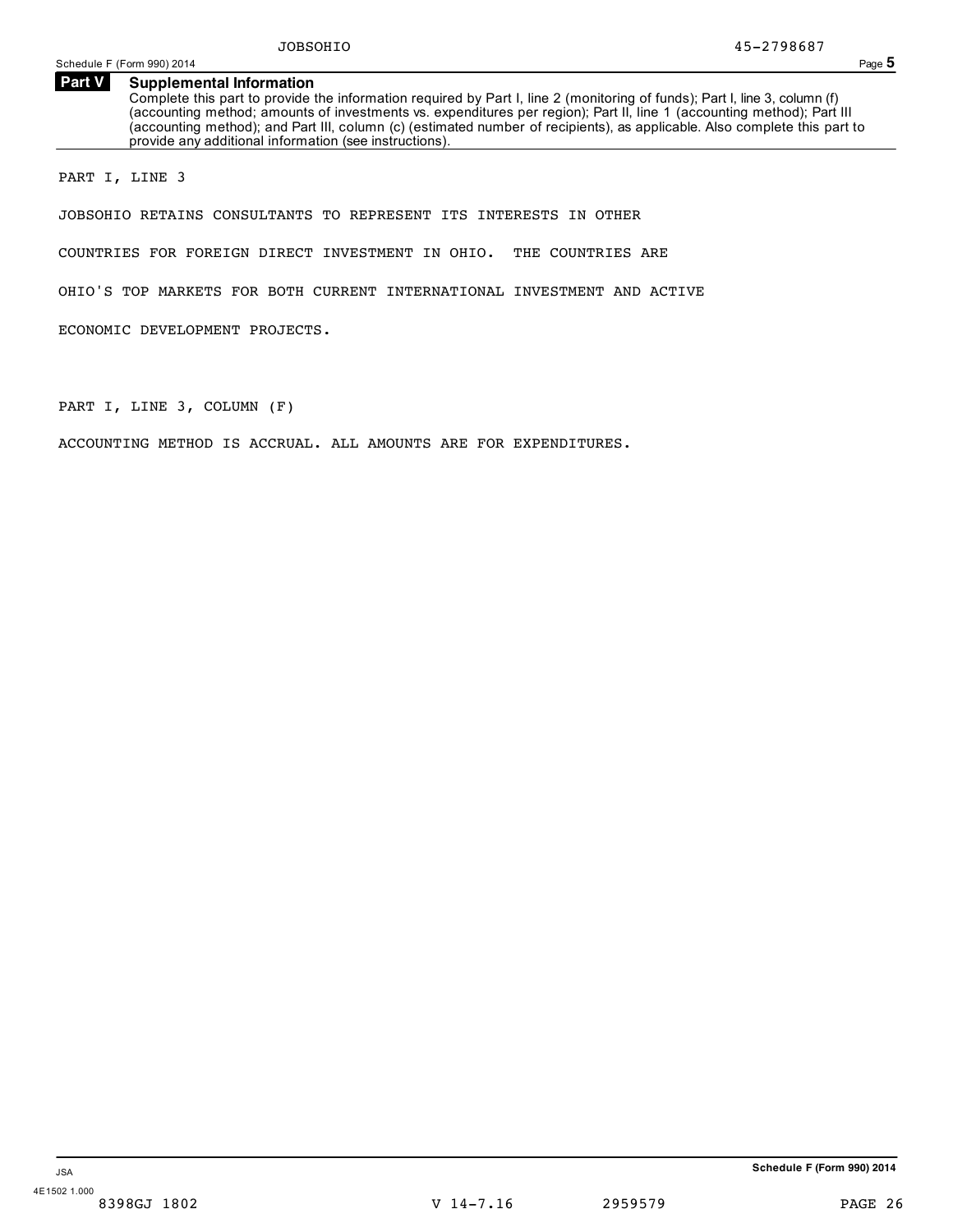JOBSOHIO 45-2798687

## Part V Supplemental Information

Complete this part to provide the information required by Part I, line 2 (monitoring of funds); Part I, line 3, column (f) (accounting method; amounts of investments vs. expenditures per region); Part II, line 1 (accounting method); Part III (accounting method); and Part III, column (c) (estimated number of recipients), as applicable. Also complete this part to provide any additional information (see instructions).

PART I, LINE 3

JOBSOHIO RETAINS CONSULTANTS TO REPRESENT ITS INTERESTS IN OTHER COUNTRIES FOR FOREIGN DIRECT INVESTMENT IN OHIO. THE COUNTRIES ARE OHIO'S TOP MARKETS FOR BOTH CURRENT INTERNATIONAL INVESTMENT AND ACTIVE ECONOMIC DEVELOPMENT PROJECTS.

PART I, LINE 3, COLUMN (F)

ACCOUNTING METHOD IS ACCRUAL. ALL AMOUNTS ARE FOR EXPENDITURES.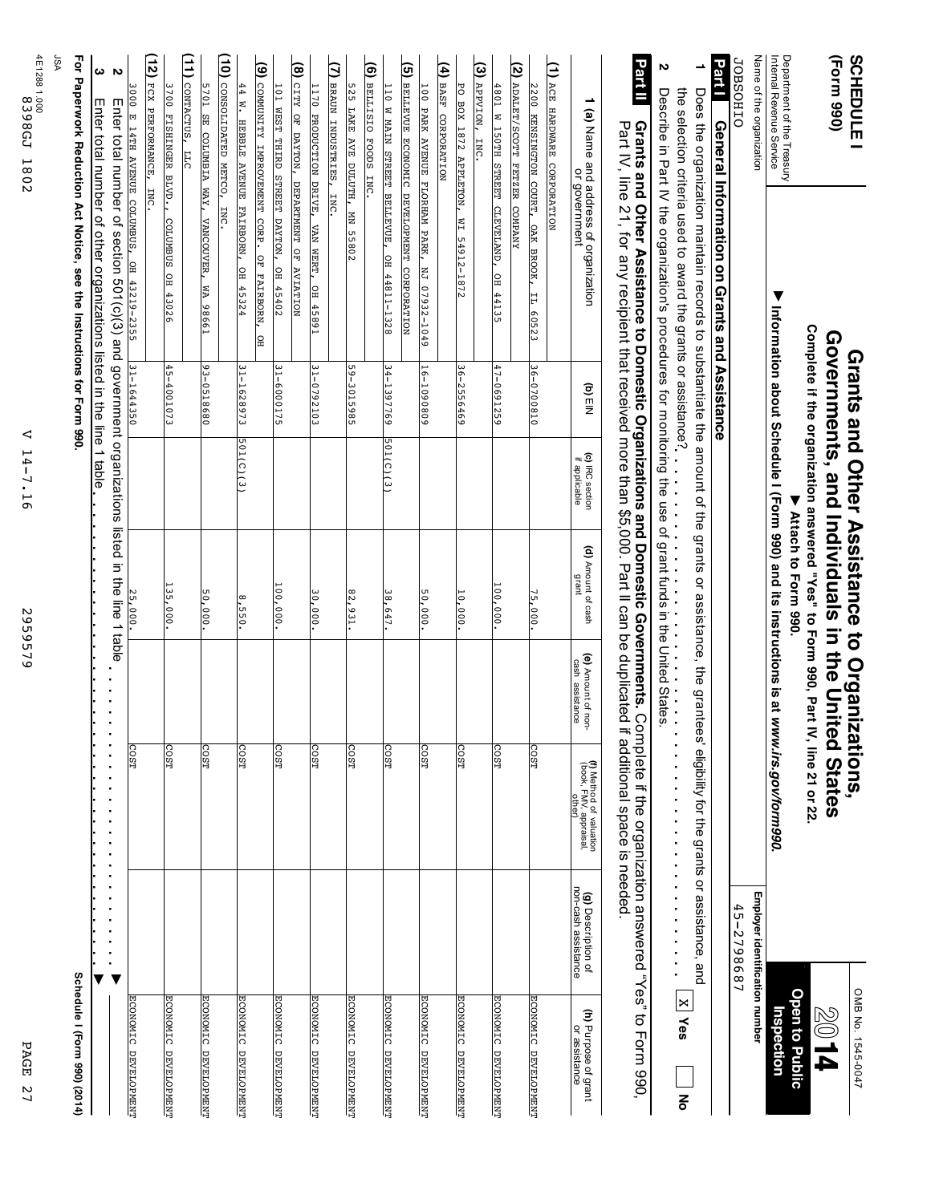# SCHEDULE I (Form 990)

## Grants and Other Assistance to Organizations, Governments, and Individuals in the United States

**Complete if the organization answered "Yes" to Form 990, Part IV, line 21 or 22.**

▶ Attach to Form 990.

▶ Information about Schedule I (Form 990) and its instructions is at *www.irs.gov/form990.*

OMB No. 1545-0047

**2014**

**Open to Public Inspection**

Department of the Treasury
Internal Revenue Service

Name of the organization: JOBSOHIO

Employer identification number: 45-2798687

## Part I General Information on Grants and Assistance

**1** Does the organization maintain records to substantiate the amount of the grants or assistance, the grantees' eligibility for the grants or assistance, and the selection criteria used to award the grants or assistance? . . . . . . . . . . . . . . . . . . . . . . . . . . [X] Yes [ ] No

**2** Describe in Part IV the organization's procedures for monitoring the use of grant funds in the United States.

## Part II Grants and Other Assistance to Domestic Organizations and Domestic Governments.

Complete if the organization answered "Yes" to Form 990, Part IV, line 21, for any recipient that received more than $5,000. Part II can be duplicated if additional space is needed.

| 1 (a) Name and address of organization or government | (b) EIN | (c) IRC section if applicable | (d) Amount of cash grant | (e) Amount of non-cash assistance | (f) Method of valuation (book, FMV, appraisal, other) | (g) Description of non-cash assistance | (h) Purpose of grant or assistance |
|---|---|---|---|---|---|---|---|
| (1) ACE HARDWARE CORPORATION<br>2200 KENSINGTON COURT, OAK BROOK, IL 60523 | 36-0700810 | | 75,000. | | COST | | ECONOMIC DEVELOPMENT |
| (2) ADALET/SCOTT FETZER COMPANY<br>4801 W 150TH STREET CLEVELAND, OH 44135 | 47-0691259 | | 100,000. | | COST | | ECONOMIC DEVELOPMENT |
| (3) APPVION, INC.<br>PO BOX 1872 APPLETON, WI 54912-1872 | 36-2556469 | | 10,000. | | COST | | ECONOMIC DEVELOPMENT |
| (4) BASF CORPORATION<br>100 PARK AVENUE FLORHAM PARK, NJ 07932-1049 | 16-1090609 | | 50,000. | | COST | | ECONOMIC DEVELOPMENT |
| (5) BELLEVUE ECONOMIC DEVELOPMENT CORPORATION<br>110 W MAIN STREET BELLEVUE, OH 44811-1328 | 34-1397769 | 501(C)(3) | 38,647. | | COST | | ECONOMIC DEVELOPMENT |
| (6) BELLISIO FOODS INC.<br>525 LAKE AVE DULUTH, MN 55802 | 59-3015985 | | 82,931. | | COST | | ECONOMIC DEVELOPMENT |
| (7) BRAUN INDUSTRIES, INC.<br>1170 PRODUCTION DRIVE, VAN WERT, OH 45891 | 31-0792103 | | 30,000. | | COST | | ECONOMIC DEVELOPMENT |
| (8) CITY OF DAYTON, DEPARTMENT OF AVIATION<br>101 WEST THIRD STREET DAYTON, OH 45402 | 31-6000175 | | 100,000. | | COST | | ECONOMIC DEVELOPMENT |
| (9) COMMUNITY IMPROVEMENT CORP. OF FAIRBORN, OH<br>44 W. HEBBLE AVENUE FAIRBORN, OH 45324 | 31-1628973 | 501(C)(3) | 8,550. | | COST | | ECONOMIC DEVELOPMENT |
| (10) CONSOLIDATED METCO, INC.<br>5701 SE COLUMBIA WAY, VANCOUVER, WA 98661 | 93-0518680 | | 50,000. | | COST | | ECONOMIC DEVELOPMENT |
| (11) CONTACTUS, LLC<br>3700 FISHINGER BLVD., COLUMBUS OH 43026 | 45-4001073 | | 135,000. | | COST | | ECONOMIC DEVELOPMENT |
| (12) FCX PERFORMANCE, INC.<br>3000 E 14TH AVENUE COLUMBUS, OH 43219-2355 | 31-1644350 | | 25,000. | | COST | | ECONOMIC DEVELOPMENT |

**2** Enter total number of section 501(c)(3) and government organizations listed in the line 1 table . . . . . . . . . . . . . . . . . . . . ▶

**3** Enter total number of other organizations listed in the line 1 table . . . . . . . . . . . . . . . . . . . . . . . . . . . . ▶

**For Paperwork Reduction Act Notice, see the Instructions for Form 990.** **Schedule I (Form 990) (2014)**

JSA
4E1288 1.000
8398GJ 1802 V 14-7.16 2955579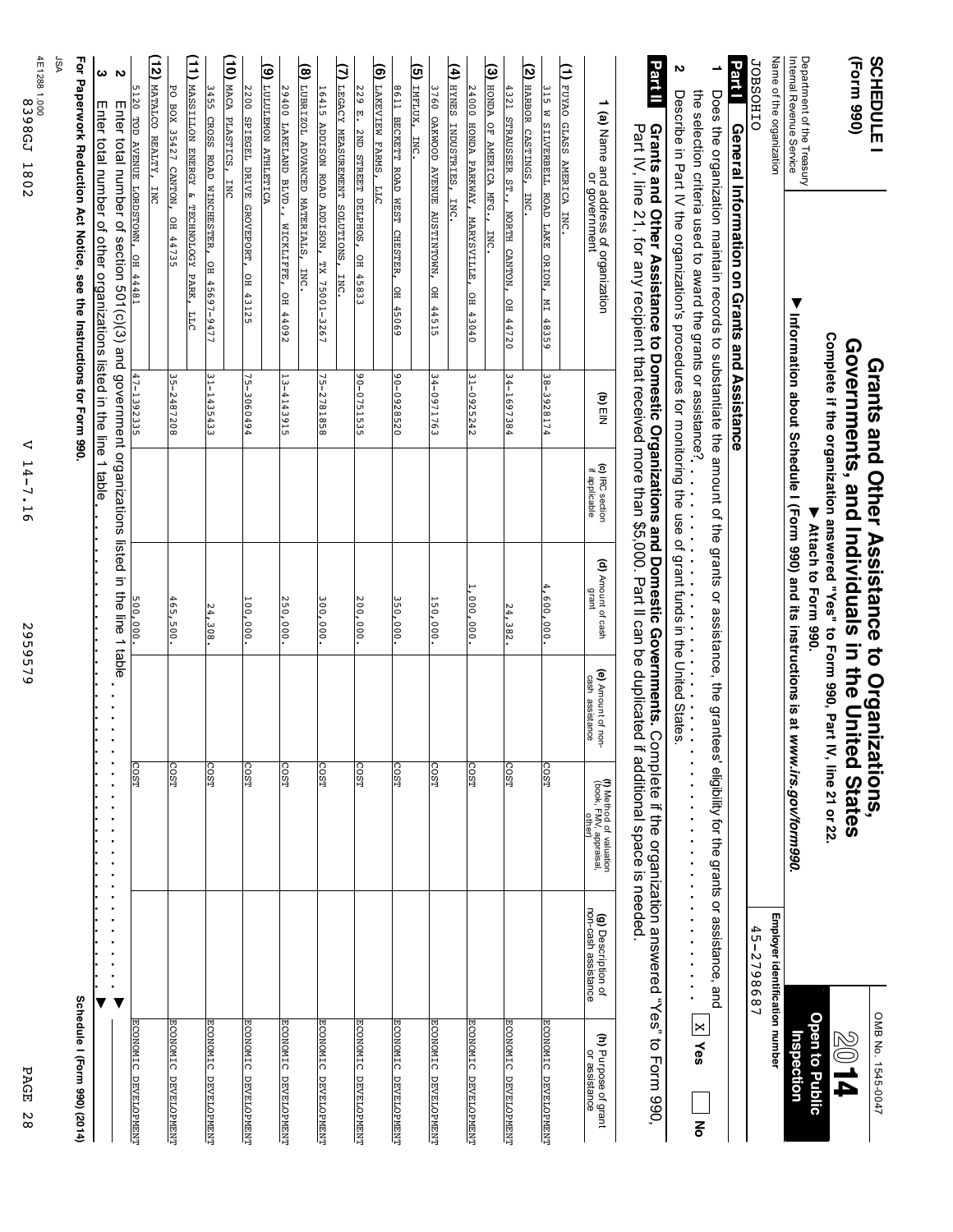**SCHEDULE I (Form 990)**

Department of the Treasury
Internal Revenue Service

# Grants and Other Assistance to Organizations, Governments, and Individuals in the United States

**Complete if the organization answered "Yes" to Form 990, Part IV, line 21 or 22.**

▶ **Attach to Form 990.**

▶ **Information about Schedule I (Form 990) and its instructions is at *www.irs.gov/form990*.**

OMB No. 1545-0047

**2014**

**Open to Public Inspection**

Name of the organization: JOBSOHIO

Employer identification number: 45-2798687

## Part I General Information on Grants and Assistance

**1** Does the organization maintain records to substantiate the amount of the grants or assistance, the grantees' eligibility for the grants or assistance, and the selection criteria used to award the grants or assistance? . . . . . . . . . . . . . . . . . . . . . . . . . . . . X Yes ☐ No

**2** Describe in Part IV the organization's procedures for monitoring the use of grant funds in the United States.

## Part II Grants and Other Assistance to Domestic Organizations and Domestic Governments.

Complete if the organization answered "Yes" to Form 990, Part IV, line 21, for any recipient that received more than $5,000. Part II can be duplicated if additional space is needed.

| 1 (a) Name and address of organization or government | (b) EIN | (c) IRC section if applicable | (d) Amount of cash grant | (e) Amount of non-cash assistance | (f) Method of valuation (book, FMV, appraisal, other) | (g) Description of non-cash assistance | (h) Purpose of grant or assistance |
|---|---|---|---|---|---|---|---|
| (1) FUYAO GLASS AMERICA INC. 315 W SILVERBELL ROAD LAKE ORION, MI 48359 | 38-3928174 | | 4,600,000. | | COST | | ECONOMIC DEVELOPMENT |
| (2) HARBOR CASTINGS, INC. 4321 STRAUSSER ST., NORTH CANTON, OH 44720 | 34-1697384 | | 24,382. | | COST | | ECONOMIC DEVELOPMENT |
| (3) HONDA OF AMERICA MFG., INC. 24000 HONDA PARKWAY, MARYSVILLE, OH 43040 | 31-0925242 | | 1,000,000. | | COST | | ECONOMIC DEVELOPMENT |
| (4) HYNES INDUSTRIES, INC. 3760 OAKWOOD AVENUE AUSTINTOWN, OH 44515 | 34-0971763 | | 150,000. | | COST | | ECONOMIC DEVELOPMENT |
| (5) IMFLUX, INC. 8611 BECKETT ROAD WEST CHESTER, OH 45069 | 90-0928520 | | 350,000. | | COST | | ECONOMIC DEVELOPMENT |
| (6) LAKEVIEW FARMS, LLC 229 E. 2ND STREET DELPHOS, OH 45833 | 90-0751535 | | 200,000. | | COST | | ECONOMIC DEVELOPMENT |
| (7) LEGACY MEASUREMENT SOLUTIONS, INC. 16415 ADDISON ROAD ADDISON, TX 75001-3267 | 75-2781858 | | 300,000. | | COST | | ECONOMIC DEVELOPMENT |
| (8) LUBRIZOL ADVANCED MATERIALS, INC. 29400 LAKELAND BLVD., WICKLIFFE, OH 44092 | 13-4143915 | | 250,000. | | COST | | ECONOMIC DEVELOPMENT |
| (9) LULULEMON ATHLETICA 2200 SPIEGEL DRIVE GROVEPORT, OH 43125 | 75-3060494 | | 100,000. | | COST | | ECONOMIC DEVELOPMENT |
| (10) MACA PLASTICS, INC 3455 CROSS ROAD WINCHESTER, OH 45697-9477 | 31-1435433 | | 24,308. | | COST | | ECONOMIC DEVELOPMENT |
| (11) MASSILLON ENERGY & TECHNOLOGY PARK, LLC PO BOX 35427 CANTON, OH 44735 | 35-2487208 | | 465,500. | | COST | | ECONOMIC DEVELOPMENT |
| (12) MATALCO REALTY, INC 5120 TOD AVENUE LORDSTOWN, OH 44481 | 47-1392335 | | 500,000. | | COST | | ECONOMIC DEVELOPMENT |

**2** Enter total number of section 501(c)(3) and government organizations listed in the line 1 table . . . . . . . . . . . . . . . . ▶

**3** Enter total number of other organizations listed in the line 1 table . . . . . . . . . . . . . . . . ▶

**For Paperwork Reduction Act Notice, see the Instructions for Form 990.** **Schedule I (Form 990) (2014)**

JSA
4E1288 1.000
8398GJ 1802 V 14-7.16 2959579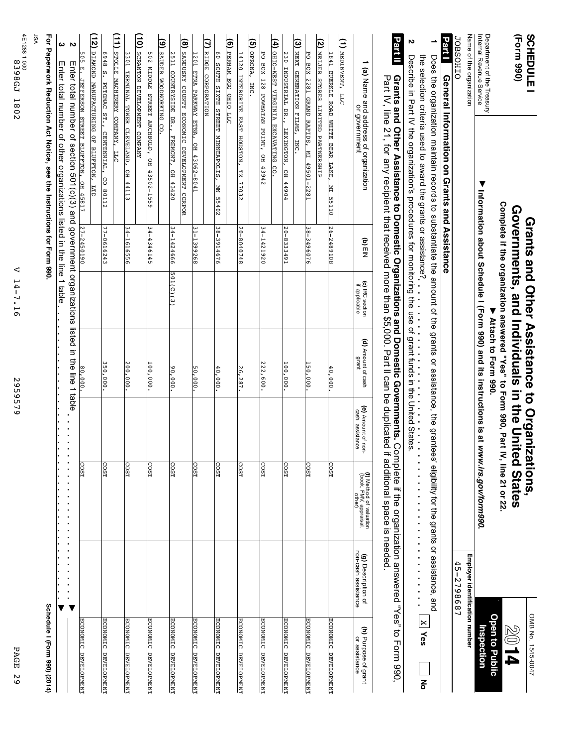# SCHEDULE I (Form 990)

Department of the Treasury
Internal Revenue Service

## Grants and Other Assistance to Organizations, Governments, and Individuals in the United States

**Complete if the organization answered "Yes" to Form 990, Part IV, line 21 or 22.**

**▶ Attach to Form 990.**

**▶ Information about Schedule I (Form 990) and its instructions is at *www.irs.gov/form990*.**

OMB No. 1545-0047

**2014**

**Open to Public Inspection**

Name of the organization: JOBSOHIO

Employer identification number: 45-2798687

## Part I General Information on Grants and Assistance

**1** Does the organization maintain records to substantiate the amount of the grants or assistance, the grantees' eligibility for the grants or assistance, and the selection criteria used to award the grants or assistance? . . . . . . . . . . . . . . . . . . . . [X] **Yes** [ ] **No**

**2** Describe in Part IV the organization's procedures for monitoring the use of grant funds in the United States.

## Part II Grants and Other Assistance to Domestic Organizations and Domestic Governments.

Complete if the organization answered "Yes" to Form 990, Part IV, line 21, for any recipient that received more than $5,000. Part II can be duplicated if additional space is needed.

| 1 (a) Name and address of organization or government | (b) EIN | (c) IRC section if applicable | (d) Amount of cash grant | (e) Amount of non-cash assistance | (f) Method of valuation (book, FMV, appraisal, other) | (g) Description of non-cash assistance | (h) Purpose of grant or assistance |
|---|---|---|---|---|---|---|---|
| (1) MEDINVENT, LLC<br>1841 BUERKLE ROAD WHITE BEAR LAKE, MI 55110 | 26-2489108 | | 40,000. | | COST | | ECONOMIC DEVELOPMENT |
| (2) MEIJER STORES LIMITED PARTNERSHIP<br>PO BOX 2281 GRAND RAPIDS, MI 49501-2281 | 38-3496076 | | 150,000. | | COST | | ECONOMIC DEVELOPMENT |
| (3) NEXT GENERATION FILMS, INC.<br>230 INDUSTRIAL DR., LEXINGTON, OH 44904 | 20-8333491 | | 100,000. | | COST | | ECONOMIC DEVELOPMENT |
| (4) OHIO-WEST VIRGINIA EXCAVATING CO.<br>PO BOX 128 POWHATAN POINT, OH 43942 | 34-1421920 | | 222,600. | | COST | | ECONOMIC DEVELOPMENT |
| (5) OPRONA, INC.<br>14120 INTERDRIVE EAST HOUSTON, TX 77032 | 20-8040748 | | 26,287. | | COST | | ECONOMIC DEVELOPMENT |
| (6) PERHAM EGG OHIO LLC<br>60 SOUTH SIXTH STREET MINNEAPOLIS, MN 55402 | 38-3914676 | | 40,000. | | COST | | ECONOMIC DEVELOPMENT |
| (7) RIDGE CORPORATION<br>1201 ETNA PARKWAY ETNA, OH 43062-8041 | 31-1399268 | | 50,000. | | COST | | ECONOMIC DEVELOPMENT |
| (8) SANDUSKY COUNTY ECONOMIC DEVELOPMENT CORPOR<br>2511 COUNTRYSIDE DR., FREMONT, OH 43420 | 34-1424666 | 501(C)(3) | 90,000. | | COST | | ECONOMIC DEVELOPMENT |
| (9) SAUDER WOODWORKING CO.<br>502 MIDDLE STREET ARCHBOLD, OH 43502-1559 | 34-4346145 | | 100,000. | | COST | | ECONOMIC DEVELOPMENT |
| (10) SCRANTON DEVELOPMENT COMPANY<br>3301 TERMINAL TOWER CLEVELAND, OH 44113 | 34-1616556 | | 200,000. | | COST | | ECONOMIC DEVELOPMENT |
| (11) STOLLE MACHINERY COMPANY, LLC<br>6948 S. POTOMAC ST., CENTENNIAL, CO 80112 | 77-0616243 | | 350,000. | | COST | | ECONOMIC DEVELOPMENT |
| (12) DIAMOND MANUFACTURING OF BLUFFTON, LTD<br>505 E. JEFFERSON STREET BLUFFTON, OH 45817 | 27-2450190 | | 80,000. | | COST | | ECONOMIC DEVELOPMENT |

**2** Enter total number of section 501(c)(3) and government organizations listed in the line 1 table . . . . . . . . . . . . . . . . ▶

**3** Enter total number of other organizations listed in the line 1 table . . . . . . . . . . . . . . . . ▶

**For Paperwork Reduction Act Notice, see the Instructions for Form 990.** **Schedule I (Form 990) (2014)**

JSA
4E1288 1.000
8398GJ 1802 V 14-7.16 2959579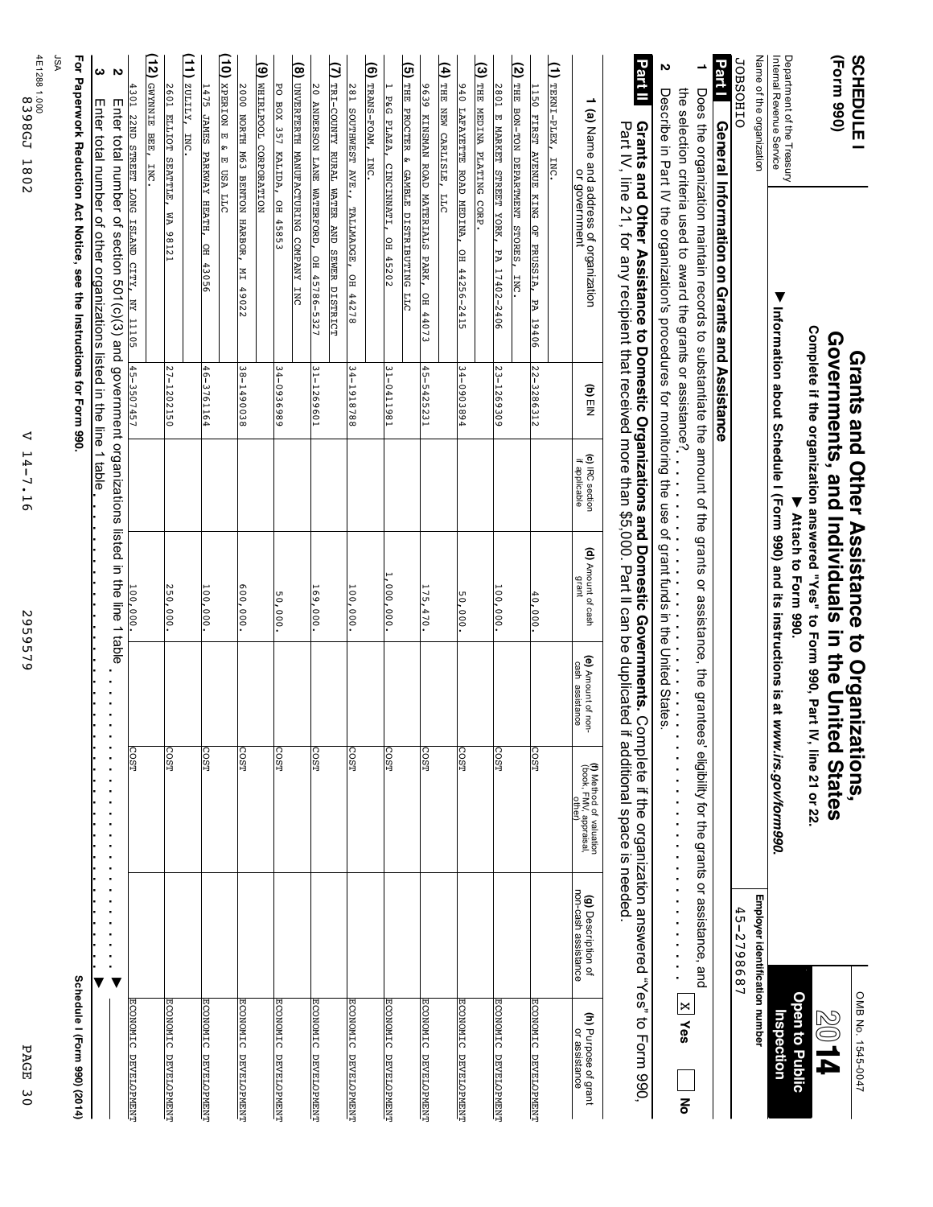**SCHEDULE I (Form 990)**

Department of the Treasury
Internal Revenue Service

# Grants and Other Assistance to Organizations, Governments, and Individuals in the United States

**Complete if the organization answered "Yes" to Form 990, Part IV, line 21 or 22.**

**▶ Attach to Form 990.**

**▶ Information about Schedule I (Form 990) and its instructions is at *www.irs.gov/form990*.**

OMB No. 1545-0047

**2014**

**Open to Public Inspection**

Name of the organization: JOBSOHIO

Employer identification number: 45-2798687

## Part I General Information on Grants and Assistance

**1** Does the organization maintain records to substantiate the amount of the grants or assistance, the grantees' eligibility for the grants or assistance, and the selection criteria used to award the grants or assistance? . . . . . . . . . . . . . . . . . . . . . . . . . . [X] **Yes** [ ] **No**

**2** Describe in Part IV the organization's procedures for monitoring the use of grant funds in the United States.

## Part II Grants and Other Assistance to Domestic Organizations and Domestic Governments.

Complete if the organization answered "Yes" to Form 990, Part IV, line 21, for any recipient that received more than $5,000. Part II can be duplicated if additional space is needed.

| 1 (a) Name and address of organization or government | (b) EIN | (c) IRC section if applicable | (d) Amount of cash grant | (e) Amount of non-cash assistance | (f) Method of valuation (book, FMV, appraisal, other) | (g) Description of non-cash assistance | (h) Purpose of grant or assistance |
|---|---|---|---|---|---|---|---|
| (1) TEKNI-PLEX, INC.<br>1150 FIRST AVENUE KING OF PRUSSIA, PA 19406 | 22-3286312 | | 40,000. | | COST | | ECONOMIC DEVELOPMENT |
| (2) THE BON-TON DEPARTMENT STORES, INC.<br>2801 E MARKET STREET YORK, PA 17402-2406 | 23-1269309 | | 100,000. | | COST | | ECONOMIC DEVELOPMENT |
| (3) THE MEDINA PLATING CORP.<br>940 LAFAYETTE ROAD MEDINA, OH 44256-2415 | 34-0903894 | | 50,000. | | COST | | ECONOMIC DEVELOPMENT |
| (4) THE NEW CARLISLE, LLC<br>9639 KINSMAN ROAD MATERIALS PARK, OH 44073 | 45-5425231 | | 175,470. | | COST | | ECONOMIC DEVELOPMENT |
| (5) THE PROCTER & GAMBLE DISTRIBUTING LLC<br>1 P&G PLAZA, CINCINNATI, OH 45202 | 31-0411981 | | 1,000,000. | | COST | | ECONOMIC DEVELOPMENT |
| (6) TRANS-FOAM, INC.<br>281 SOUTHWEST AVE., TALLMADGE, OH 44278 | 34-1918788 | | 100,000. | | COST | | ECONOMIC DEVELOPMENT |
| (7) TRI-COUNTY RURAL WATER AND SEWER DISTRICT<br>20 ANDERSON LANE WATERFORD, OH 45786-5327 | 31-1269601 | | 169,000. | | COST | | ECONOMIC DEVELOPMENT |
| (8) UNVERFERTH MANUFACTURING COMPANY INC<br>PO BOX 357 KALIDA, OH 45853 | 34-0936989 | | 50,000. | | COST | | ECONOMIC DEVELOPMENT |
| (9) WHIRLPOOL CORPORATION<br>2000 NORTH M63 BENTON HARBOR, MI 49022 | 38-1490038 | | 600,000. | | COST | | ECONOMIC DEVELOPMENT |
| (10) XPERION E & E USA LLC<br>1475 JAMES PARKWAY HEATH, OH 43056 | 46-3761164 | | 100,000. | | COST | | ECONOMIC DEVELOPMENT |
| (11) ZULILY, INC.<br>2601 ELLIOT SEATTLE, WA 98121 | 27-1202150 | | 250,000. | | COST | | ECONOMIC DEVELOPMENT |
| (12) GWYNNIE BEE, INC.<br>4301 22ND STREET LONG ISLAND CITY, NY 11105 | 45-3507457 | | 100,000. | | COST | | ECONOMIC DEVELOPMENT |

**2** Enter total number of section 501(c)(3) and government organizations listed in the line 1 table . . . . . . . . . . . . . . . . . . . . ▶

**3** Enter total number of other organizations listed in the line 1 table . . . . . . . . . . . . . . . . . . . . . . . . . . . . ▶

**For Paperwork Reduction Act Notice, see the Instructions for Form 990.** **Schedule I (Form 990) (2014)**

JSA
4E1288 1.000
8398GJ 1802 V 14-7.16 2955579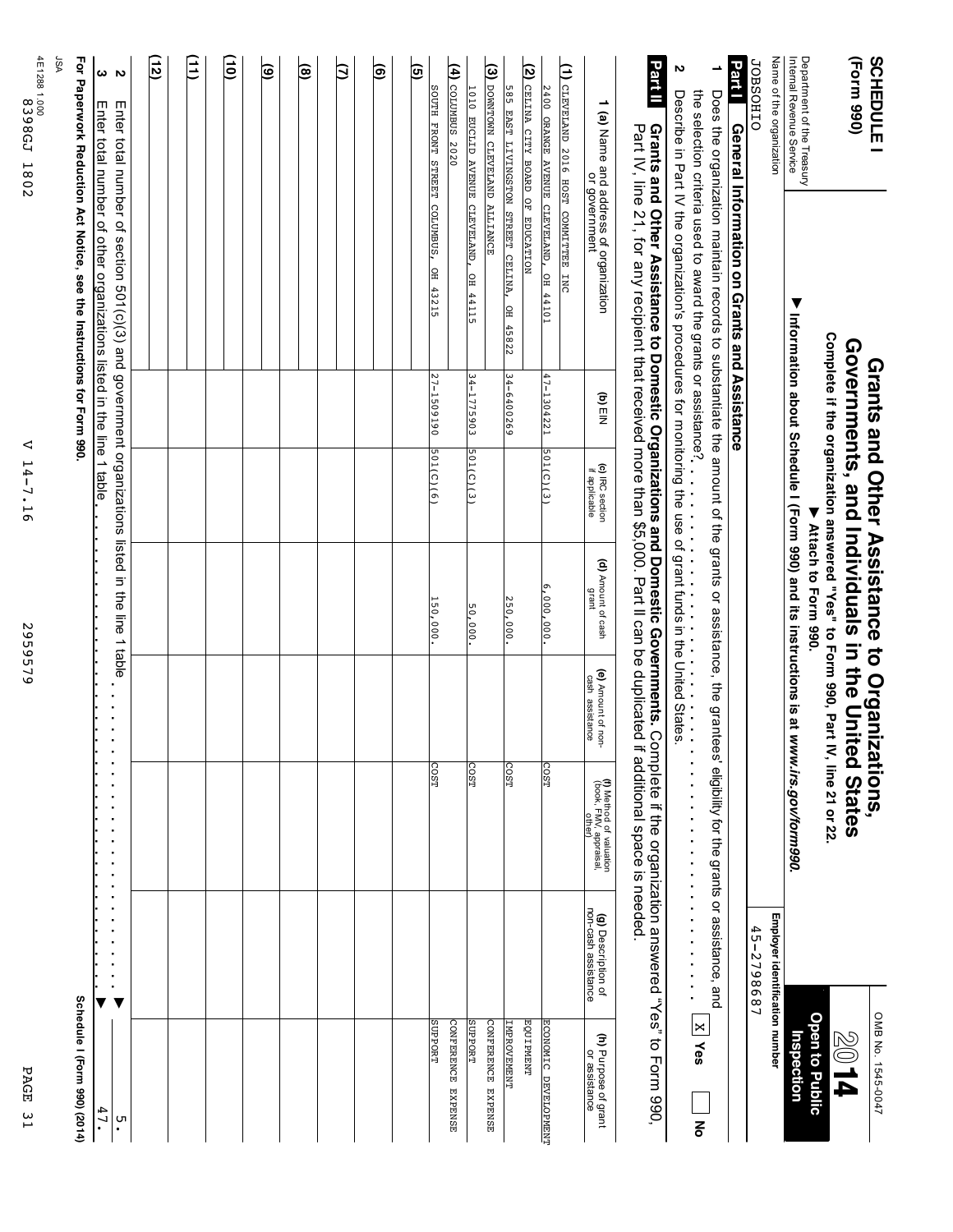**SCHEDULE I (Form 990)**

Department of the Treasury
Internal Revenue Service

# Grants and Other Assistance to Organizations, Governments, and Individuals in the United States

**Complete if the organization answered "Yes" to Form 990, Part IV, line 21 or 22.**

▶ **Attach to Form 990.**

▶ **Information about Schedule I (Form 990) and its instructions is at** ***www.irs.gov/form990.***

OMB No. 1545-0047

**2014**

**Open to Public Inspection**

Name of the organization: JOBSOHIO

Employer identification number: 45-2798687

## Part I General Information on Grants and Assistance

**1** Does the organization maintain records to substantiate the amount of the grants or assistance, the grantees' eligibility for the grants or assistance, and the selection criteria used to award the grants or assistance? . . . . . . . . . . . . . . . . . . . . . . . . . . . . . . . . . . . . [X] Yes [ ] No

**2** Describe in Part IV the organization's procedures for monitoring the use of grant funds in the United States.

## Part II Grants and Other Assistance to Domestic Organizations and Domestic Governments.

Complete if the organization answered "Yes" to Form 990, Part IV, line 21, for any recipient that received more than $5,000. Part II can be duplicated if additional space is needed.

| 1 (a) Name and address of organization or government | (b) EIN | (c) IRC section if applicable | (d) Amount of cash grant | (e) Amount of non-cash assistance | (f) Method of valuation (book, FMV, appraisal, other) | (g) Description of non-cash assistance | (h) Purpose of grant or assistance |
|---|---|---|---|---|---|---|---|
| (1) CLEVELAND 2016 HOST COMMITTEE INC 2400 ORANGE AVENUE CLEVELAND, OH 44101 | 47-1304221 | 501(C)(3) | 6,000,000. | | COST | | ECONOMIC DEVELOPMENT |
| (2) CELINA CITY BOARD OF EDUCATION 585 EAST LIVINGSTON STREET CELINA, OH 45822 | 34-6400269 | | 250,000. | | COST | | EQUIPMENT IMPROVEMENT |
| (3) DOWNTOWN CLEVELAND ALLIANCE 1010 EUCLID AVENUE CLEVELAND, OH 44115 | 34-1775903 | 501(C)(3) | 50,000. | | COST | | CONFERENCE EXPENSE SUPPORT |
| (4) COLUMBUS 2020 SOUTH FRONT STREET COLUMBUS, OH 43215 | 27-1509190 | 501(C)(6) | 150,000. | | COST | | CONFERENCE EXPENSE SUPPORT |
| (5) | | | | | | | |
| (6) | | | | | | | |
| (7) | | | | | | | |
| (8) | | | | | | | |
| (9) | | | | | | | |
| (10) | | | | | | | |
| (11) | | | | | | | |
| (12) | | | | | | | |

**2** Enter total number of section 501(c)(3) and government organizations listed in the line 1 table . . . . . . . . . . . . ▶ 5.

**3** Enter total number of other organizations listed in the line 1 table . . . . . . . . . . . . . . . . . . . . . . . . . . . . . . . ▶ 47.

**For Paperwork Reduction Act Notice, see the Instructions for Form 990.** Schedule I (Form 990) (2014)

JSA 4E1288 1.000
8398GJ 1802 V 14-7.16 2959579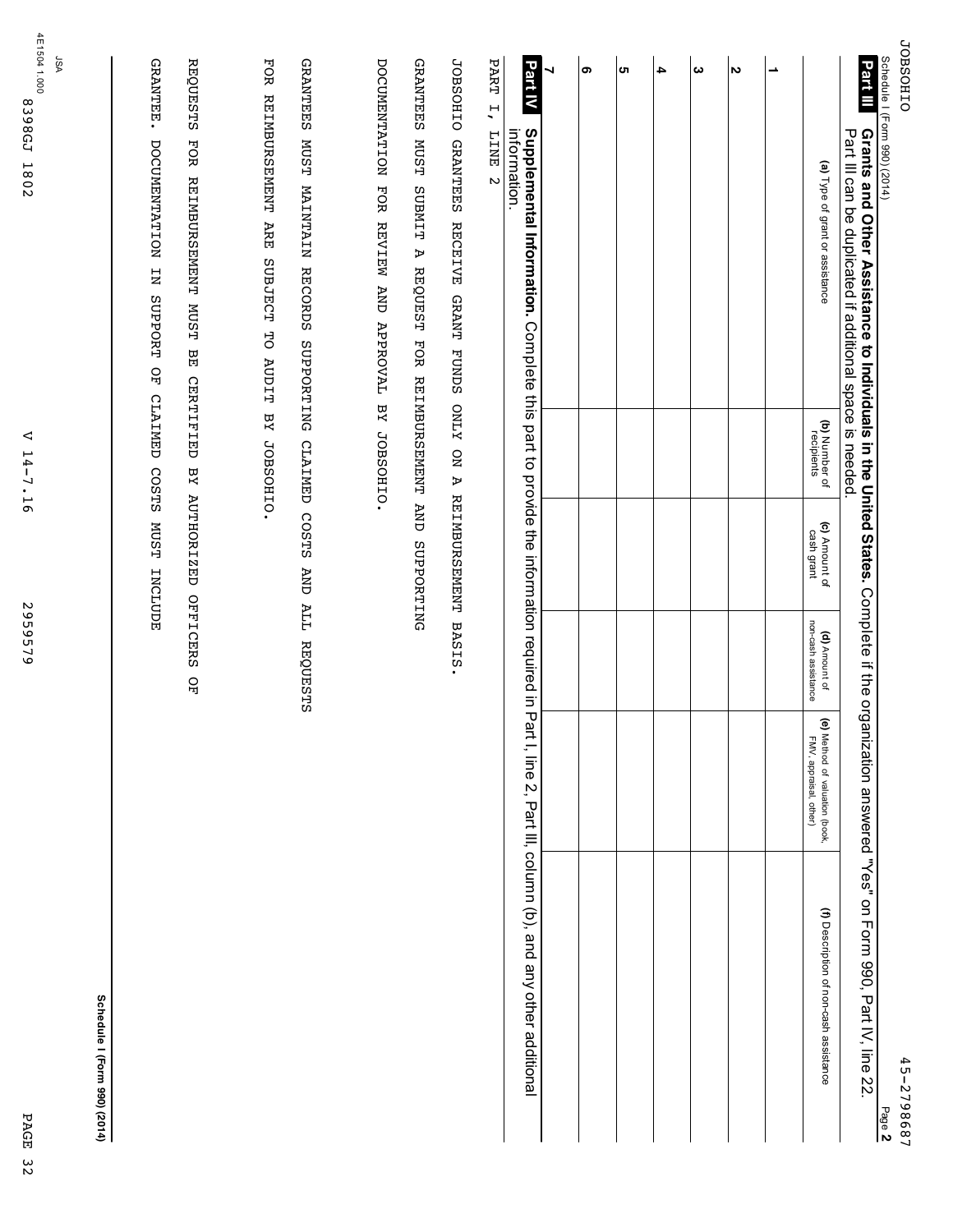JOBSOHIO 45-2798687

Schedule I (Form 990) (2014) Page **2**

**Part III** **Grants and Other Assistance to Individuals in the United States.** Complete if the organization answered "Yes" on Form 990, Part IV, line 22. Part III can be duplicated if additional space is needed.

| | (a) Type of grant or assistance | (b) Number of recipients | (c) Amount of cash grant | (d) Amount of non-cash assistance | (e) Method of valuation (book, FMV, appraisal, other) | (f) Description of non-cash assistance |
|---|---|---|---|---|---|---|
| 1 | | | | | | |
| 2 | | | | | | |
| 3 | | | | | | |
| 4 | | | | | | |
| 5 | | | | | | |
| 6 | | | | | | |
| 7 | | | | | | |

**Part IV** **Supplemental Information.** Complete this part to provide the information required in Part I, line 2, Part III, column (b), and any other additional information.

PART I, LINE 2

JOBSOHIO GRANTEES RECEIVE GRANT FUNDS ONLY ON A REIMBURSEMENT BASIS.

GRANTEES MUST SUBMIT A REQUEST FOR REIMBURSEMENT AND SUPPORTING

DOCUMENTATION FOR REVIEW AND APPROVAL BY JOBSOHIO.

GRANTEES MUST MAINTAIN RECORDS SUPPORTING CLAIMED COSTS AND ALL REQUESTS

FOR REIMBURSEMENT ARE SUBJECT TO AUDIT BY JOBSOHIO.

REQUESTS FOR REIMBURSEMENT MUST BE CERTIFIED BY AUTHORIZED OFFICERS OF

GRANTEE. DOCUMENTATION IN SUPPORT OF CLAIMED COSTS MUST INCLUDE

**Schedule I (Form 990) (2014)**

JSA
4E1504 1.000
8398GJ 1802 V 14-7.16 2959579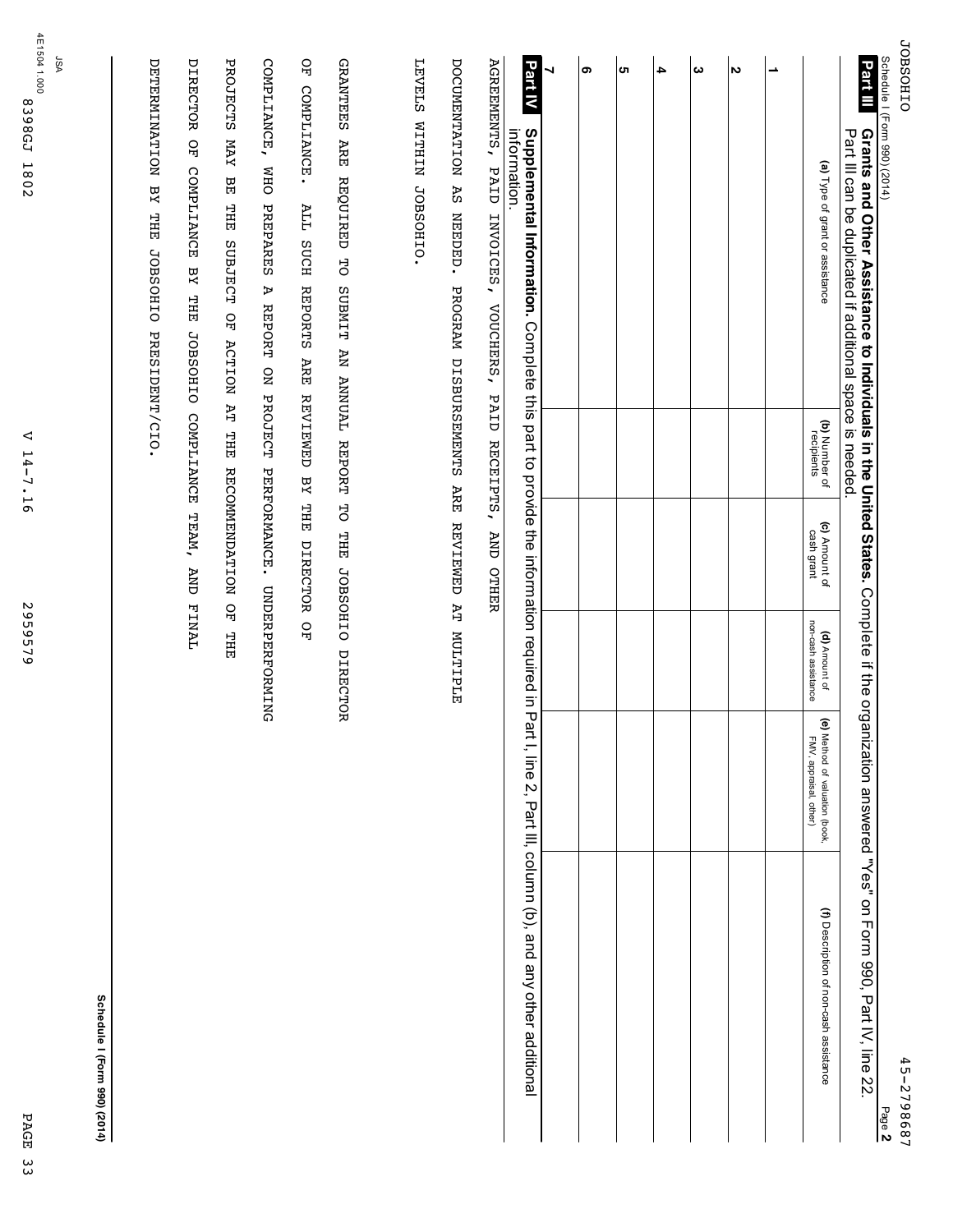JOBSOHIO 45-2798687

Schedule I (Form 990) (2014) Page **2**

**Part III** **Grants and Other Assistance to Individuals in the United States.** Complete if the organization answered "Yes" on Form 990, Part IV, line 22. Part III can be duplicated if additional space is needed.

| | (a) Type of grant or assistance | (b) Number of recipients | (c) Amount of cash grant | (d) Amount of non-cash assistance | (e) Method of valuation (book, FMV, appraisal, other) | (f) Description of non-cash assistance |
|---|---|---|---|---|---|---|
| 1 | | | | | | |
| 2 | | | | | | |
| 3 | | | | | | |
| 4 | | | | | | |
| 5 | | | | | | |
| 6 | | | | | | |
| 7 | | | | | | |

**Part IV** **Supplemental Information.** Complete this part to provide the information required in Part I, line 2, Part III, column (b), and any other additional information.

AGREEMENTS, PAID INVOICES, VOUCHERS, PAID RECEIPTS, AND OTHER

DOCUMENTATION AS NEEDED. PROGRAM DISBURSEMENTS ARE REVIEWED AT MULTIPLE

LEVELS WITHIN JOBSOHIO.

GRANTEES ARE REQUIRED TO SUBMIT AN ANNUAL REPORT TO THE JOBSOHIO DIRECTOR

OF COMPLIANCE. ALL SUCH REPORTS ARE REVIEWED BY THE DIRECTOR OF

COMPLIANCE, WHO PREPARES A REPORT ON PROJECT PERFORMANCE. UNDERPERFORMING

PROJECTS MAY BE THE SUBJECT OF ACTION AT THE RECOMMENDATION OF THE

DIRECTOR OF COMPLIANCE BY THE JOBSOHIO COMPLIANCE TEAM, AND FINAL

DETERMINATION BY THE JOBSOHIO PRESIDENT/CIO.

**Schedule I (Form 990) (2014)**

JSA 4E1504 1.000

8398GJ 1802 V 14-7.16 2955579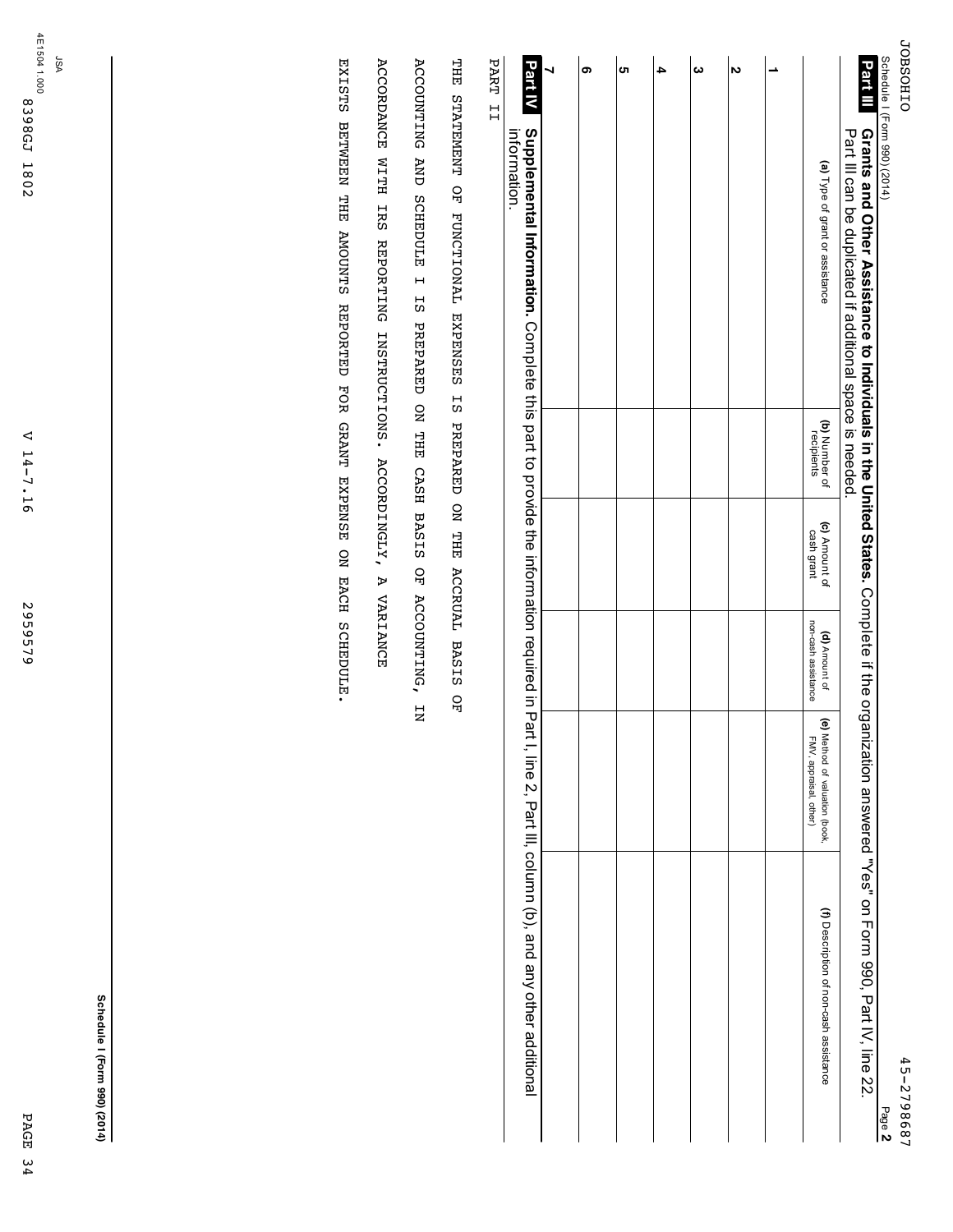Schedule I (Form 990) (2014)

JOBSOHIO 45-2798687

## Part III Grants and Other Assistance to Individuals in the United States.

Complete if the organization answered "Yes" on Form 990, Part IV, line 22. Part III can be duplicated if additional space is needed.

| | (a) Type of grant or assistance | (b) Number of recipients | (c) Amount of cash grant | (d) Amount of non-cash assistance | (e) Method of valuation (book, FMV, appraisal, other) | (f) Description of non-cash assistance |
|---|---|---|---|---|---|---|
| 1 | | | | | | |
| 2 | | | | | | |
| 3 | | | | | | |
| 4 | | | | | | |
| 5 | | | | | | |
| 6 | | | | | | |
| 7 | | | | | | |

## Part IV Supplemental Information.

Complete this part to provide the information required in Part I, line 2, Part III, column (b), and any other additional information.

PART II

THE STATEMENT OF FUNCTIONAL EXPENSES IS PREPARED ON THE ACCRUAL BASIS OF ACCOUNTING AND SCHEDULE I IS PREPARED ON THE CASH BASIS OF ACCOUNTING, IN ACCORDANCE WITH IRS REPORTING INSTRUCTIONS. ACCORDINGLY, A VARIANCE EXISTS BETWEEN THE AMOUNTS REPORTED FOR GRANT EXPENSE ON EACH SCHEDULE.

JSA 4E1504 1.000

8398GJ 1802 V 14-7.16 2959579

Schedule I (Form 990) (2014)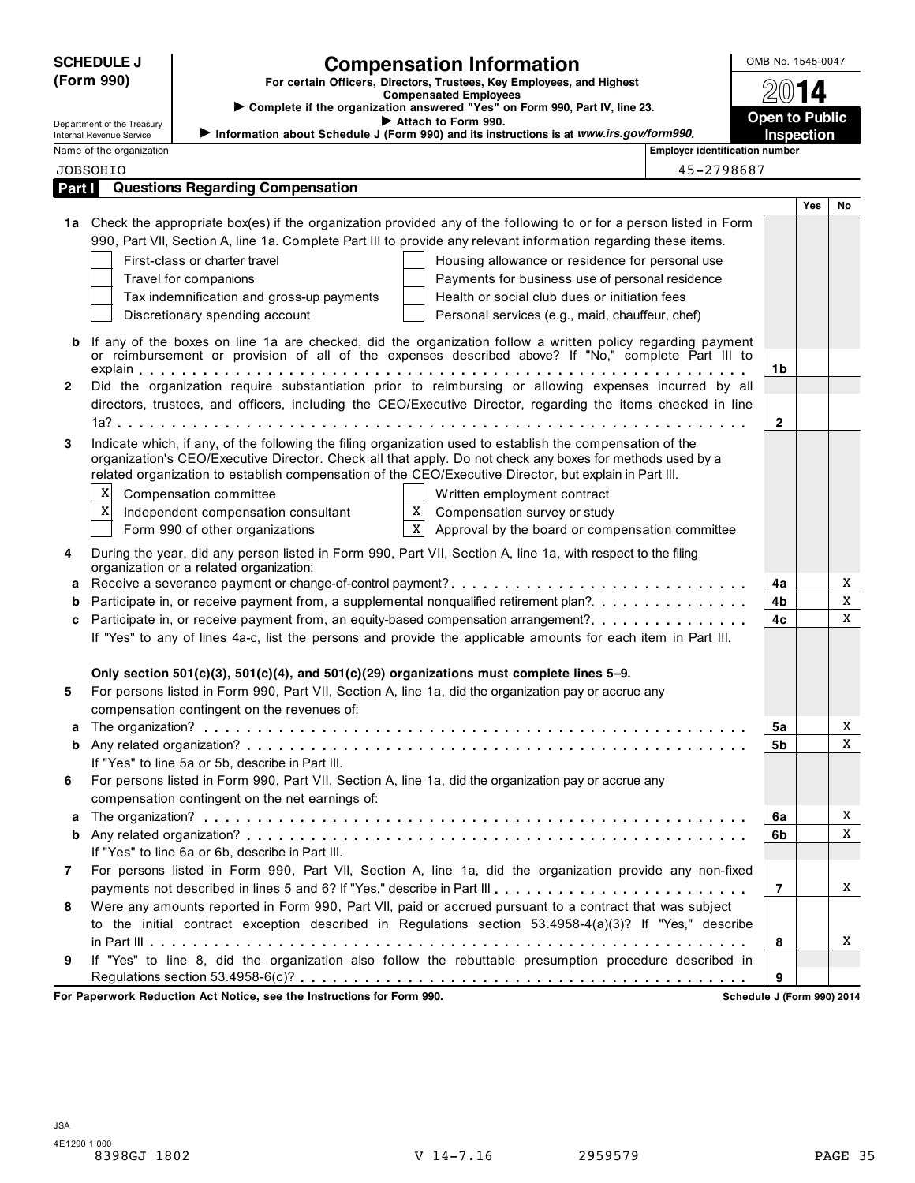# SCHEDULE J (Form 990)

## Compensation Information

**For certain Officers, Directors, Trustees, Key Employees, and Highest Compensated Employees**

► Complete if the organization answered "Yes" on Form 990, Part IV, line 23.

► Attach to Form 990.

► Information about Schedule J (Form 990) and its instructions is at *www.irs.gov/form990*.

Department of the Treasury
Internal Revenue Service

OMB No. 1545-0047

2014

**Open to Public Inspection**

Name of the organization: JOBSOHIO

Employer identification number: 45-2798687

### Part I Questions Regarding Compensation

| | | | Yes | No |
|---|---|---|---|---|
| **1a** | Check the appropriate box(es) if the organization provided any of the following to or for a person listed in Form 990, Part VII, Section A, line 1a. Complete Part III to provide any relevant information regarding these items.<br>☐ First-class or charter travel ☐ Housing allowance or residence for personal use<br>☐ Travel for companions ☐ Payments for business use of personal residence<br>☐ Tax indemnification and gross-up payments ☐ Health or social club dues or initiation fees<br>☐ Discretionary spending account ☐ Personal services (e.g., maid, chauffeur, chef) | | | |
| **b** | If any of the boxes on line 1a are checked, did the organization follow a written policy regarding payment or reimbursement or provision of all of the expenses described above? If "No," complete Part III to explain | 1b | | |
| **2** | Did the organization require substantiation prior to reimbursing or allowing expenses incurred by all directors, trustees, and officers, including the CEO/Executive Director, regarding the items checked in line 1a? | 2 | | |
| **3** | Indicate which, if any, of the following the filing organization used to establish the compensation of the organization's CEO/Executive Director. Check all that apply. Do not check any boxes for methods used by a related organization to establish compensation of the CEO/Executive Director, but explain in Part III.<br>☒ Compensation committee ☐ Written employment contract<br>☒ Independent compensation consultant ☒ Compensation survey or study<br>☐ Form 990 of other organizations ☒ Approval by the board or compensation committee | | | |
| **4** | During the year, did any person listed in Form 990, Part VII, Section A, line 1a, with respect to the filing organization or a related organization: | | | |
| **a** | Receive a severance payment or change-of-control payment? | 4a | | X |
| **b** | Participate in, or receive payment from, a supplemental nonqualified retirement plan? | 4b | | X |
| **c** | Participate in, or receive payment from, an equity-based compensation arrangement? | 4c | | X |
| | If "Yes" to any of lines 4a-c, list the persons and provide the applicable amounts for each item in Part III. | | | |
| | **Only section 501(c)(3), 501(c)(4), and 501(c)(29) organizations must complete lines 5–9.** | | | |
| **5** | For persons listed in Form 990, Part VII, Section A, line 1a, did the organization pay or accrue any compensation contingent on the revenues of: | | | |
| **a** | The organization? | 5a | | X |
| **b** | Any related organization? | 5b | | X |
| | If "Yes" to line 5a or 5b, describe in Part III. | | | |
| **6** | For persons listed in Form 990, Part VII, Section A, line 1a, did the organization pay or accrue any compensation contingent on the net earnings of: | | | |
| **a** | The organization? | 6a | | X |
| **b** | Any related organization? | 6b | | X |
| | If "Yes" to line 6a or 6b, describe in Part III. | | | |
| **7** | For persons listed in Form 990, Part VII, Section A, line 1a, did the organization provide any non-fixed payments not described in lines 5 and 6? If "Yes," describe in Part III | 7 | | X |
| **8** | Were any amounts reported in Form 990, Part VII, paid or accrued pursuant to a contract that was subject to the initial contract exception described in Regulations section 53.4958-4(a)(3)? If "Yes," describe in Part III | 8 | | X |
| **9** | If "Yes" to line 8, did the organization also follow the rebuttable presumption procedure described in Regulations section 53.4958-6(c)? | 9 | | |

**For Paperwork Reduction Act Notice, see the Instructions for Form 990.** Schedule J (Form 990) 2014

JSA
4E1290 1.000
8398GJ 1802 V 14-7.16 2959579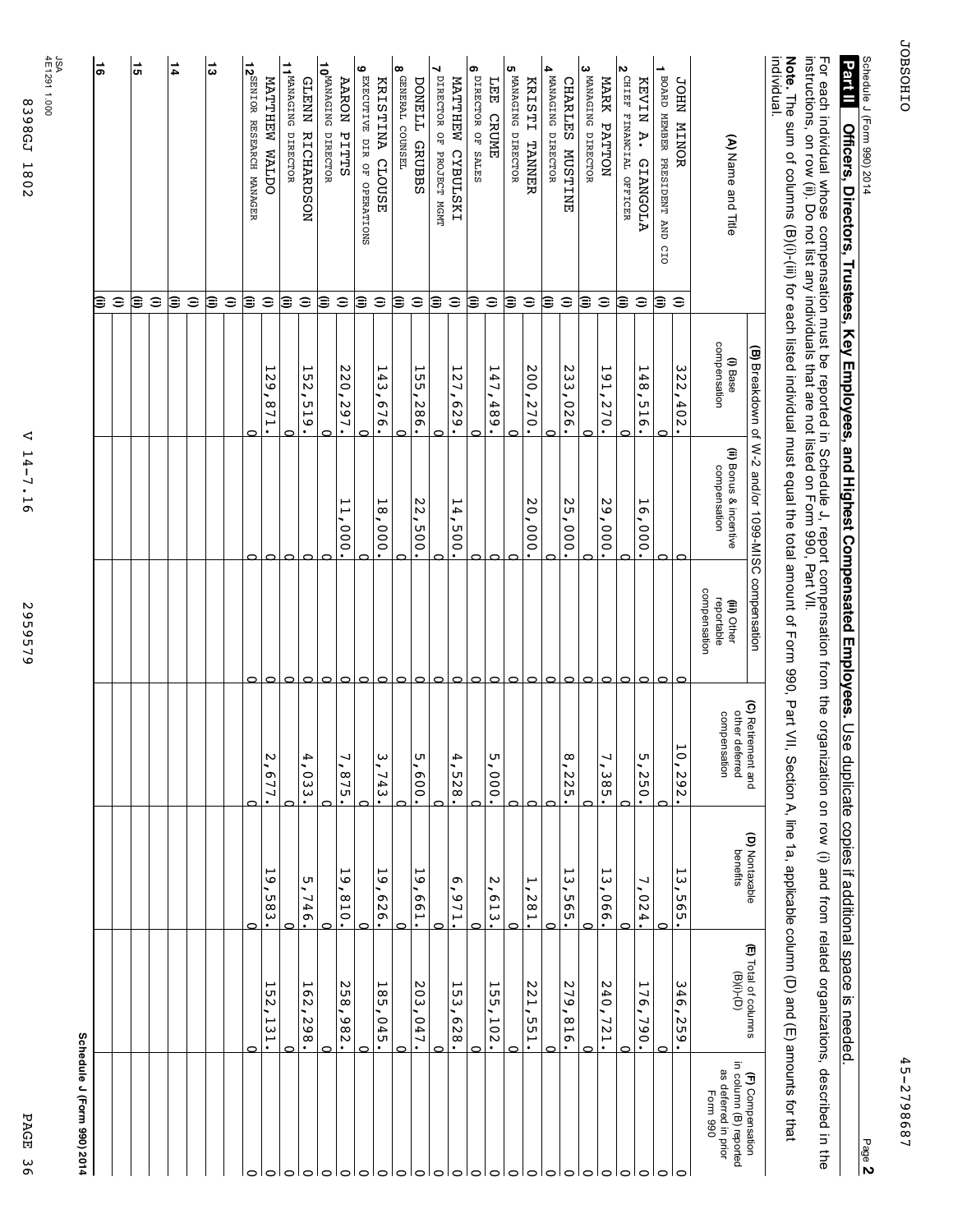Schedule J (Form 990) 2014

## Part II Officers, Directors, Trustees, Key Employees, and Highest Compensated Employees.

Use duplicate copies if additional space is needed.

For each individual whose compensation must be reported in Schedule J, report compensation from the organization on row (i) and from related organizations, described in the instructions, on row (ii). Do not list any individuals that are not listed on Form 990, Part VII.

**Note.** The sum of columns (B)(i)-(iii) for each listed individual must equal the total amount of Form 990, Part VII, Section A, line 1a, applicable column (D) and (E) amounts for that individual.

| (A) Name and Title | | (B) Breakdown of W-2 and/or 1099-MISC compensation (i) Base compensation | (ii) Bonus & incentive compensation | (iii) Other reportable compensation | (C) Retirement and other deferred compensation | (D) Nontaxable benefits | (E) Total of columns (B)(i)-(D) | (F) Compensation in column (B) reported as deferred in prior Form 990 |
|---|---|---|---|---|---|---|---|---|
| 1 JOHN MINOR | (i) | 322,402. | 0 | 0 | 10,292. | 13,565. | 346,259. | 0 |
| BOARD MEMBER PRESIDENT AND CIO | (ii) | 0 | 0 | 0 | 0 | 0 | 0 | 0 |
| 2 KEVIN A. GIANGOLA | (i) | 148,516. | 16,000. | 0 | 5,250. | 7,024. | 176,790. | 0 |
| CHIEF FINANCIAL OFFICER | (ii) | 0 | 0 | 0 | 0 | 0 | 0 | 0 |
| 3 MARK PATTON | (i) | 191,270. | 29,000. | 0 | 7,385. | 13,066. | 240,721. | 0 |
| MANAGING DIRECTOR | (ii) | 0 | 0 | 0 | 0 | 0 | 0 | 0 |
| 4 CHARLES MUSTINE | (i) | 233,026. | 25,000. | 0 | 8,225. | 13,565. | 279,816. | 0 |
| MANAGING DIRECTOR | (ii) | 0 | 0 | 0 | 0 | 0 | 0 | 0 |
| 5 KRISTI TANNER | (i) | 200,270. | 20,000. | 0 | 0 | 1,281. | 221,551. | 0 |
| MANAGING DIRECTOR | (ii) | 0 | 0 | 0 | 0 | 0 | 0 | 0 |
| 6 LEE CRUME | (i) | 147,489. | 0 | 0 | 5,000. | 2,613. | 155,102. | 0 |
| DIRECTOR OF SALES | (ii) | 0 | 0 | 0 | 0 | 0 | 0 | 0 |
| 7 MATTHEW CYBULSKI | (i) | 127,629. | 14,500. | 0 | 4,528. | 6,971. | 153,628. | 0 |
| DIRECTOR OF PROJECT MGMT | (ii) | 0 | 0 | 0 | 0 | 0 | 0 | 0 |
| 8 DONELL GRUBBS | (i) | 155,286. | 22,500. | 0 | 5,600. | 19,661. | 203,047. | 0 |
| GENERAL COUNSEL | (ii) | 0 | 0 | 0 | 0 | 0 | 0 | 0 |
| 9 KRISTINA CLOUSE | (i) | 143,676. | 18,000. | 0 | 3,743. | 19,626. | 185,045. | 0 |
| EXECUTIVE DIR OF OPERATIONS | (ii) | 0 | 0 | 0 | 0 | 0 | 0 | 0 |
| 10 AARON PITTS | (i) | 220,297. | 11,000. | 0 | 7,875. | 19,810. | 258,982. | 0 |
| MANAGING DIRECTOR | (ii) | 0 | 0 | 0 | 0 | 0 | 0 | 0 |
| 11 GLENN RICHARDSON | (i) | 152,519. | | 0 | 4,033. | 5,746. | 162,298. | 0 |
| MANAGING DIRECTOR | (ii) | 0 | 0 | 0 | 0 | 0 | 0 | 0 |
| 12 MATTHEW WALDO | (i) | 129,871. | | 0 | 2,677. | 19,583. | 152,131. | 0 |
| SENIOR RESEARCH MANAGER | (ii) | 0 | 0 | 0 | 0 | 0 | 0 | 0 |
| 13 | (i) | | | | | | | |
| | (ii) | | | | | | | |
| 14 | (i) | | | | | | | |
| | (ii) | | | | | | | |
| 15 | (i) | | | | | | | |
| | (ii) | | | | | | | |
| 16 | (i) | | | | | | | |
| | (ii) | | | | | | | |

Schedule J (Form 990) 2014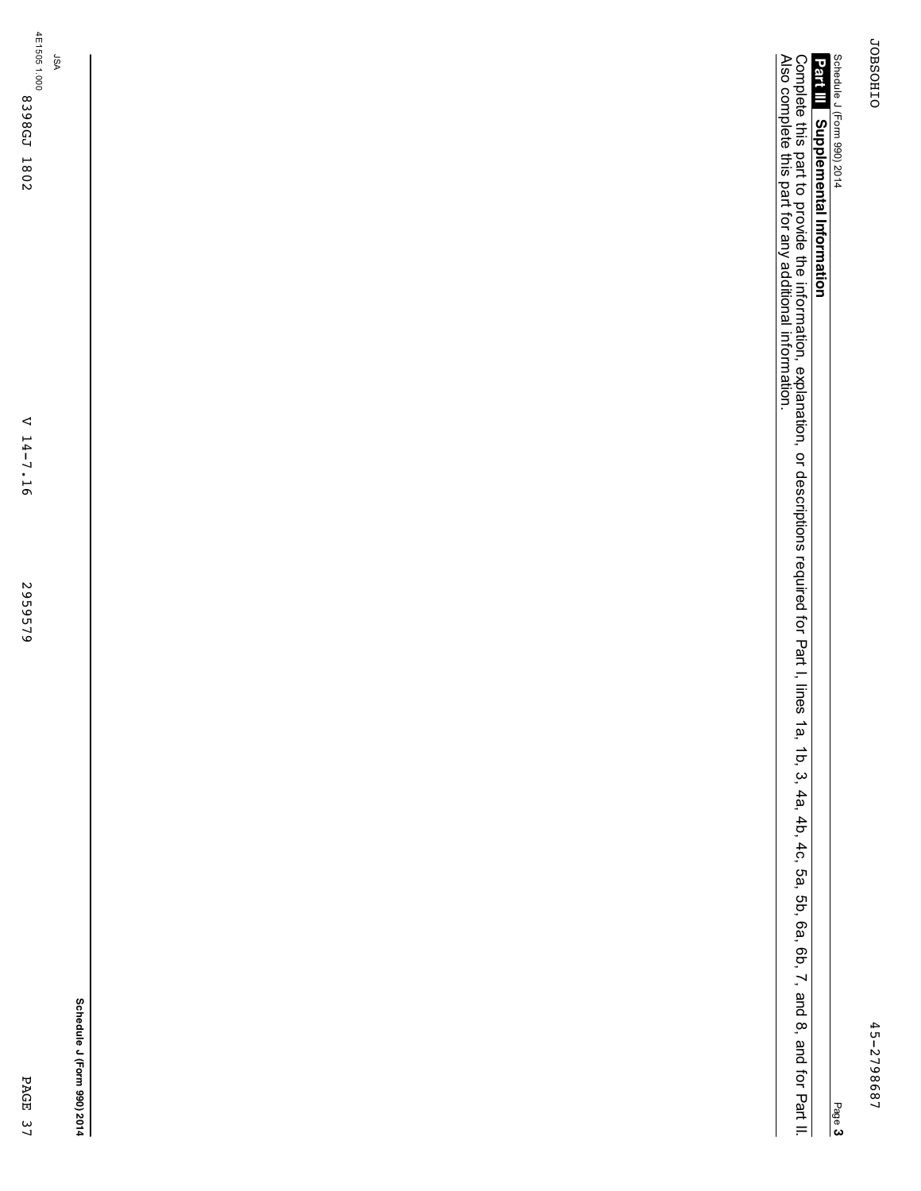## Part III Supplemental Information

Complete this part to provide the information, explanation, or descriptions required for Part I, lines 1a, 1b, 3, 4a, 4b, 4c, 5a, 5b, 6a, 6b, 7, and 8, and for Part II. Also complete this part for any additional information.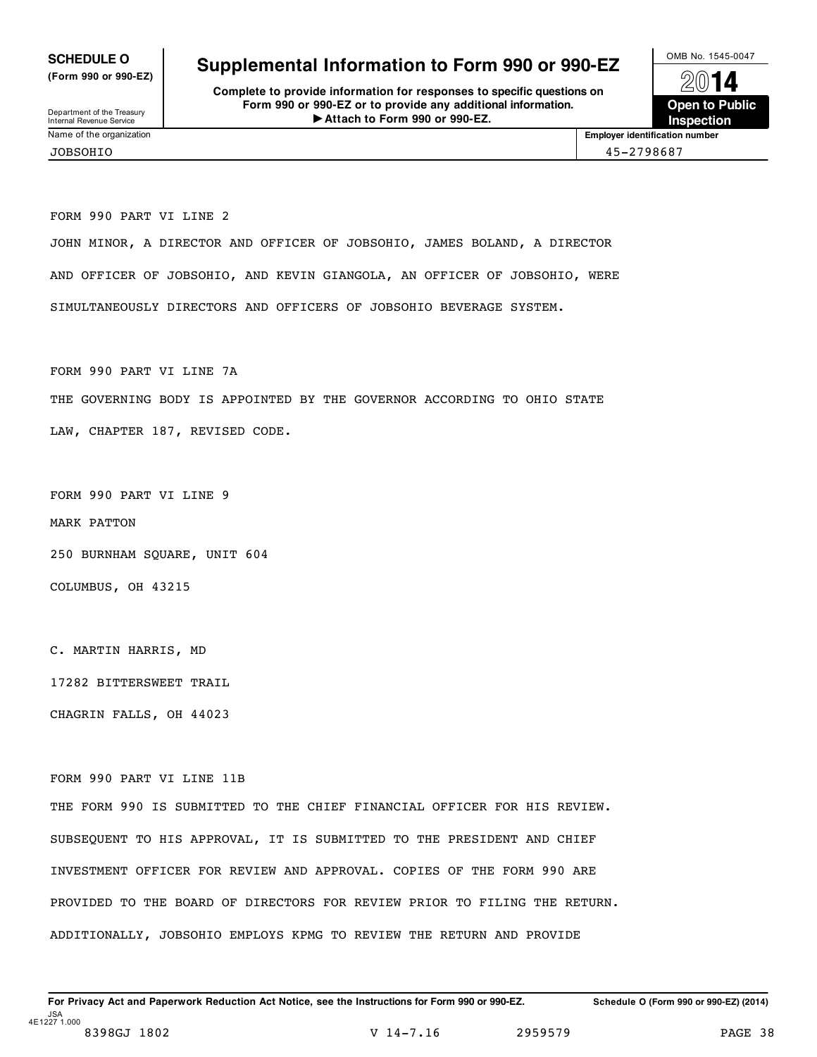**SCHEDULE O**
**(Form 990 or 990-EZ)**

Department of the Treasury
Internal Revenue Service

# Supplemental Information to Form 990 or 990-EZ

**Complete to provide information for responses to specific questions on Form 990 or 990-EZ or to provide any additional information.**
**▶ Attach to Form 990 or 990-EZ.**

OMB No. 1545-0047

**2014**

**Open to Public Inspection**

| Name of the organization | Employer identification number |
|---|---|
| JOBSOHIO | 45-2798687 |

FORM 990 PART VI LINE 2

JOHN MINOR, A DIRECTOR AND OFFICER OF JOBSOHIO, JAMES BOLAND, A DIRECTOR AND OFFICER OF JOBSOHIO, AND KEVIN GIANGOLA, AN OFFICER OF JOBSOHIO, WERE SIMULTANEOUSLY DIRECTORS AND OFFICERS OF JOBSOHIO BEVERAGE SYSTEM.

FORM 990 PART VI LINE 7A

THE GOVERNING BODY IS APPOINTED BY THE GOVERNOR ACCORDING TO OHIO STATE LAW, CHAPTER 187, REVISED CODE.

FORM 990 PART VI LINE 9

MARK PATTON

250 BURNHAM SQUARE, UNIT 604

COLUMBUS, OH 43215

C. MARTIN HARRIS, MD

17282 BITTERSWEET TRAIL

CHAGRIN FALLS, OH 44023

FORM 990 PART VI LINE 11B

THE FORM 990 IS SUBMITTED TO THE CHIEF FINANCIAL OFFICER FOR HIS REVIEW. SUBSEQUENT TO HIS APPROVAL, IT IS SUBMITTED TO THE PRESIDENT AND CHIEF INVESTMENT OFFICER FOR REVIEW AND APPROVAL. COPIES OF THE FORM 990 ARE PROVIDED TO THE BOARD OF DIRECTORS FOR REVIEW PRIOR TO FILING THE RETURN. ADDITIONALLY, JOBSOHIO EMPLOYS KPMG TO REVIEW THE RETURN AND PROVIDE

**For Privacy Act and Paperwork Reduction Act Notice, see the Instructions for Form 990 or 990-EZ.** **Schedule O (Form 990 or 990-EZ) (2014)**

JSA
4E1227 1.000
8398GJ 1802 V 14-7.16 2959579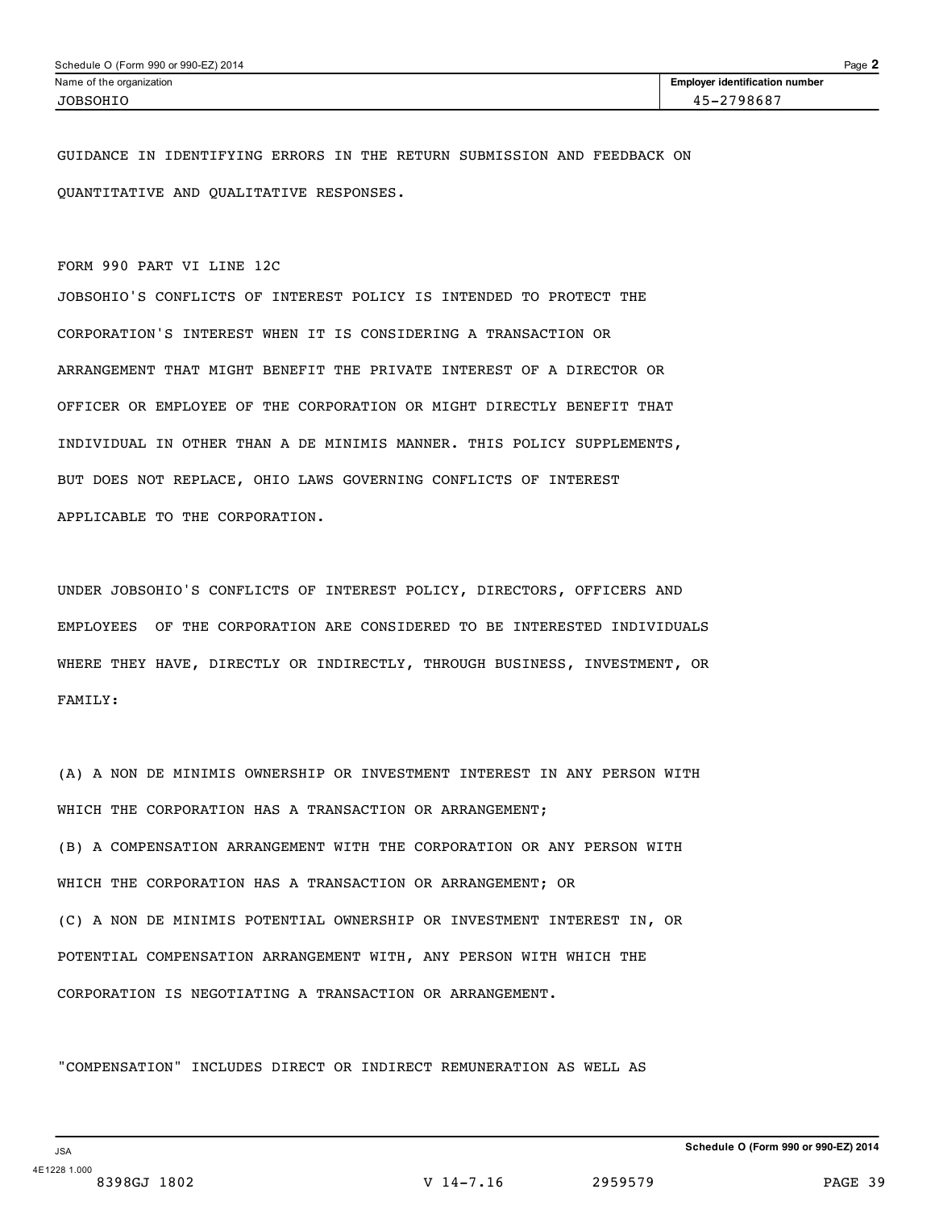GUIDANCE IN IDENTIFYING ERRORS IN THE RETURN SUBMISSION AND FEEDBACK ON QUANTITATIVE AND QUALITATIVE RESPONSES.

FORM 990 PART VI LINE 12C

JOBSOHIO'S CONFLICTS OF INTEREST POLICY IS INTENDED TO PROTECT THE CORPORATION'S INTEREST WHEN IT IS CONSIDERING A TRANSACTION OR ARRANGEMENT THAT MIGHT BENEFIT THE PRIVATE INTEREST OF A DIRECTOR OR OFFICER OR EMPLOYEE OF THE CORPORATION OR MIGHT DIRECTLY BENEFIT THAT INDIVIDUAL IN OTHER THAN A DE MINIMIS MANNER. THIS POLICY SUPPLEMENTS, BUT DOES NOT REPLACE, OHIO LAWS GOVERNING CONFLICTS OF INTEREST APPLICABLE TO THE CORPORATION.

UNDER JOBSOHIO'S CONFLICTS OF INTEREST POLICY, DIRECTORS, OFFICERS AND EMPLOYEES OF THE CORPORATION ARE CONSIDERED TO BE INTERESTED INDIVIDUALS WHERE THEY HAVE, DIRECTLY OR INDIRECTLY, THROUGH BUSINESS, INVESTMENT, OR FAMILY:

(A) A NON DE MINIMIS OWNERSHIP OR INVESTMENT INTEREST IN ANY PERSON WITH WHICH THE CORPORATION HAS A TRANSACTION OR ARRANGEMENT;

(B) A COMPENSATION ARRANGEMENT WITH THE CORPORATION OR ANY PERSON WITH WHICH THE CORPORATION HAS A TRANSACTION OR ARRANGEMENT; OR

(C) A NON DE MINIMIS POTENTIAL OWNERSHIP OR INVESTMENT INTEREST IN, OR POTENTIAL COMPENSATION ARRANGEMENT WITH, ANY PERSON WITH WHICH THE CORPORATION IS NEGOTIATING A TRANSACTION OR ARRANGEMENT.

"COMPENSATION" INCLUDES DIRECT OR INDIRECT REMUNERATION AS WELL AS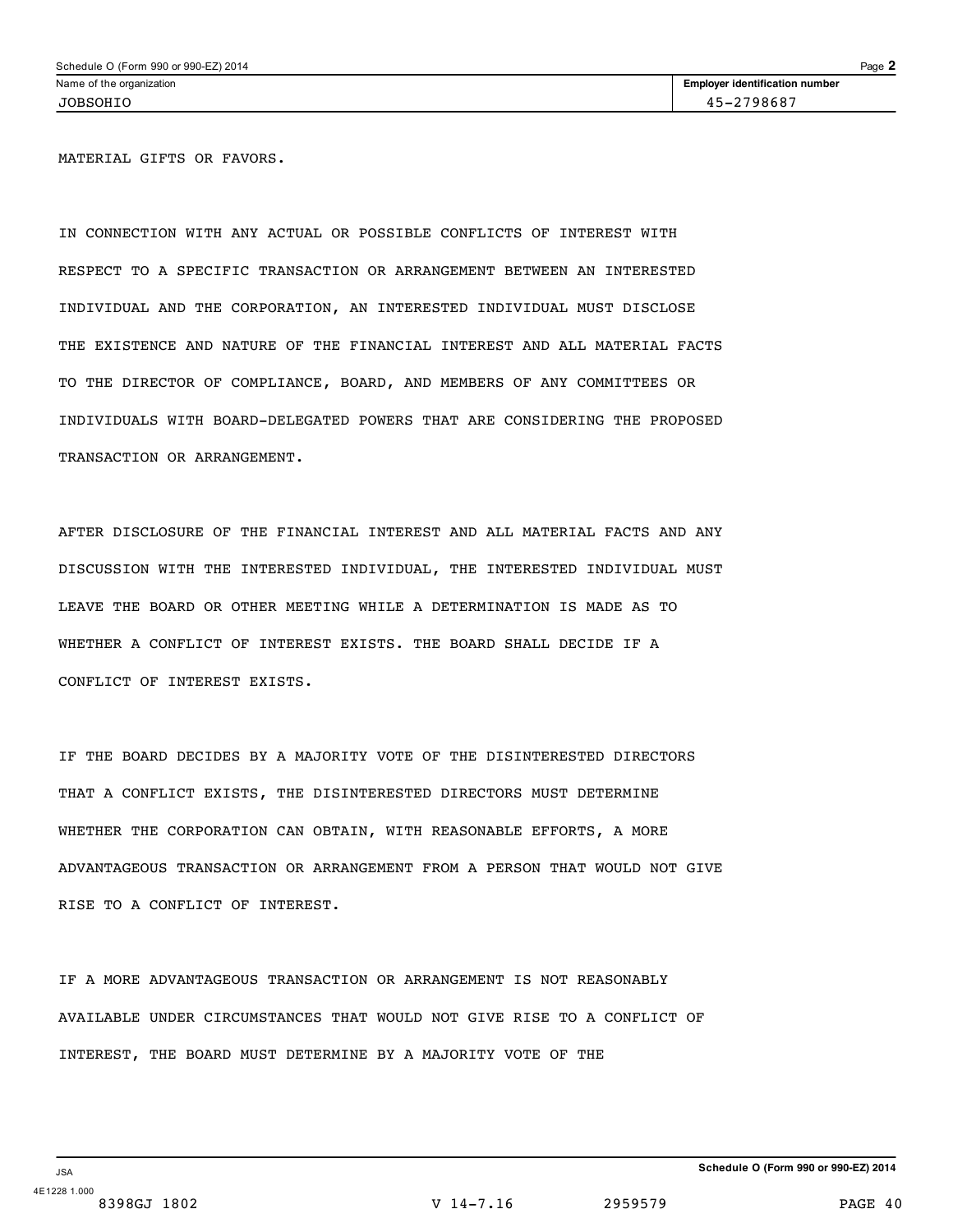MATERIAL GIFTS OR FAVORS.

IN CONNECTION WITH ANY ACTUAL OR POSSIBLE CONFLICTS OF INTEREST WITH RESPECT TO A SPECIFIC TRANSACTION OR ARRANGEMENT BETWEEN AN INTERESTED INDIVIDUAL AND THE CORPORATION, AN INTERESTED INDIVIDUAL MUST DISCLOSE THE EXISTENCE AND NATURE OF THE FINANCIAL INTEREST AND ALL MATERIAL FACTS TO THE DIRECTOR OF COMPLIANCE, BOARD, AND MEMBERS OF ANY COMMITTEES OR INDIVIDUALS WITH BOARD-DELEGATED POWERS THAT ARE CONSIDERING THE PROPOSED TRANSACTION OR ARRANGEMENT.

AFTER DISCLOSURE OF THE FINANCIAL INTEREST AND ALL MATERIAL FACTS AND ANY DISCUSSION WITH THE INTERESTED INDIVIDUAL, THE INTERESTED INDIVIDUAL MUST LEAVE THE BOARD OR OTHER MEETING WHILE A DETERMINATION IS MADE AS TO WHETHER A CONFLICT OF INTEREST EXISTS. THE BOARD SHALL DECIDE IF A CONFLICT OF INTEREST EXISTS.

IF THE BOARD DECIDES BY A MAJORITY VOTE OF THE DISINTERESTED DIRECTORS THAT A CONFLICT EXISTS, THE DISINTERESTED DIRECTORS MUST DETERMINE WHETHER THE CORPORATION CAN OBTAIN, WITH REASONABLE EFFORTS, A MORE ADVANTAGEOUS TRANSACTION OR ARRANGEMENT FROM A PERSON THAT WOULD NOT GIVE RISE TO A CONFLICT OF INTEREST.

IF A MORE ADVANTAGEOUS TRANSACTION OR ARRANGEMENT IS NOT REASONABLY AVAILABLE UNDER CIRCUMSTANCES THAT WOULD NOT GIVE RISE TO A CONFLICT OF INTEREST, THE BOARD MUST DETERMINE BY A MAJORITY VOTE OF THE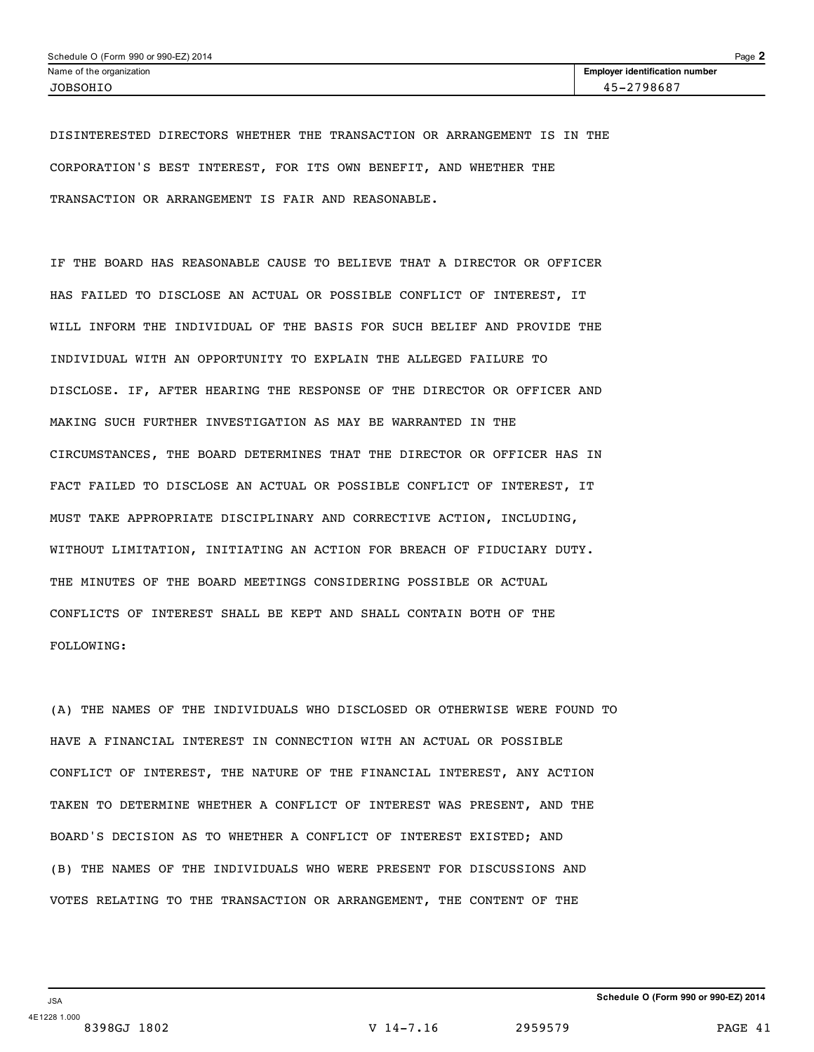DISINTERESTED DIRECTORS WHETHER THE TRANSACTION OR ARRANGEMENT IS IN THE CORPORATION'S BEST INTEREST, FOR ITS OWN BENEFIT, AND WHETHER THE TRANSACTION OR ARRANGEMENT IS FAIR AND REASONABLE.

IF THE BOARD HAS REASONABLE CAUSE TO BELIEVE THAT A DIRECTOR OR OFFICER HAS FAILED TO DISCLOSE AN ACTUAL OR POSSIBLE CONFLICT OF INTEREST, IT WILL INFORM THE INDIVIDUAL OF THE BASIS FOR SUCH BELIEF AND PROVIDE THE INDIVIDUAL WITH AN OPPORTUNITY TO EXPLAIN THE ALLEGED FAILURE TO DISCLOSE. IF, AFTER HEARING THE RESPONSE OF THE DIRECTOR OR OFFICER AND MAKING SUCH FURTHER INVESTIGATION AS MAY BE WARRANTED IN THE CIRCUMSTANCES, THE BOARD DETERMINES THAT THE DIRECTOR OR OFFICER HAS IN FACT FAILED TO DISCLOSE AN ACTUAL OR POSSIBLE CONFLICT OF INTEREST, IT MUST TAKE APPROPRIATE DISCIPLINARY AND CORRECTIVE ACTION, INCLUDING, WITHOUT LIMITATION, INITIATING AN ACTION FOR BREACH OF FIDUCIARY DUTY. THE MINUTES OF THE BOARD MEETINGS CONSIDERING POSSIBLE OR ACTUAL CONFLICTS OF INTEREST SHALL BE KEPT AND SHALL CONTAIN BOTH OF THE FOLLOWING:

(A) THE NAMES OF THE INDIVIDUALS WHO DISCLOSED OR OTHERWISE WERE FOUND TO HAVE A FINANCIAL INTEREST IN CONNECTION WITH AN ACTUAL OR POSSIBLE CONFLICT OF INTEREST, THE NATURE OF THE FINANCIAL INTEREST, ANY ACTION TAKEN TO DETERMINE WHETHER A CONFLICT OF INTEREST WAS PRESENT, AND THE BOARD'S DECISION AS TO WHETHER A CONFLICT OF INTEREST EXISTED; AND
(B) THE NAMES OF THE INDIVIDUALS WHO WERE PRESENT FOR DISCUSSIONS AND VOTES RELATING TO THE TRANSACTION OR ARRANGEMENT, THE CONTENT OF THE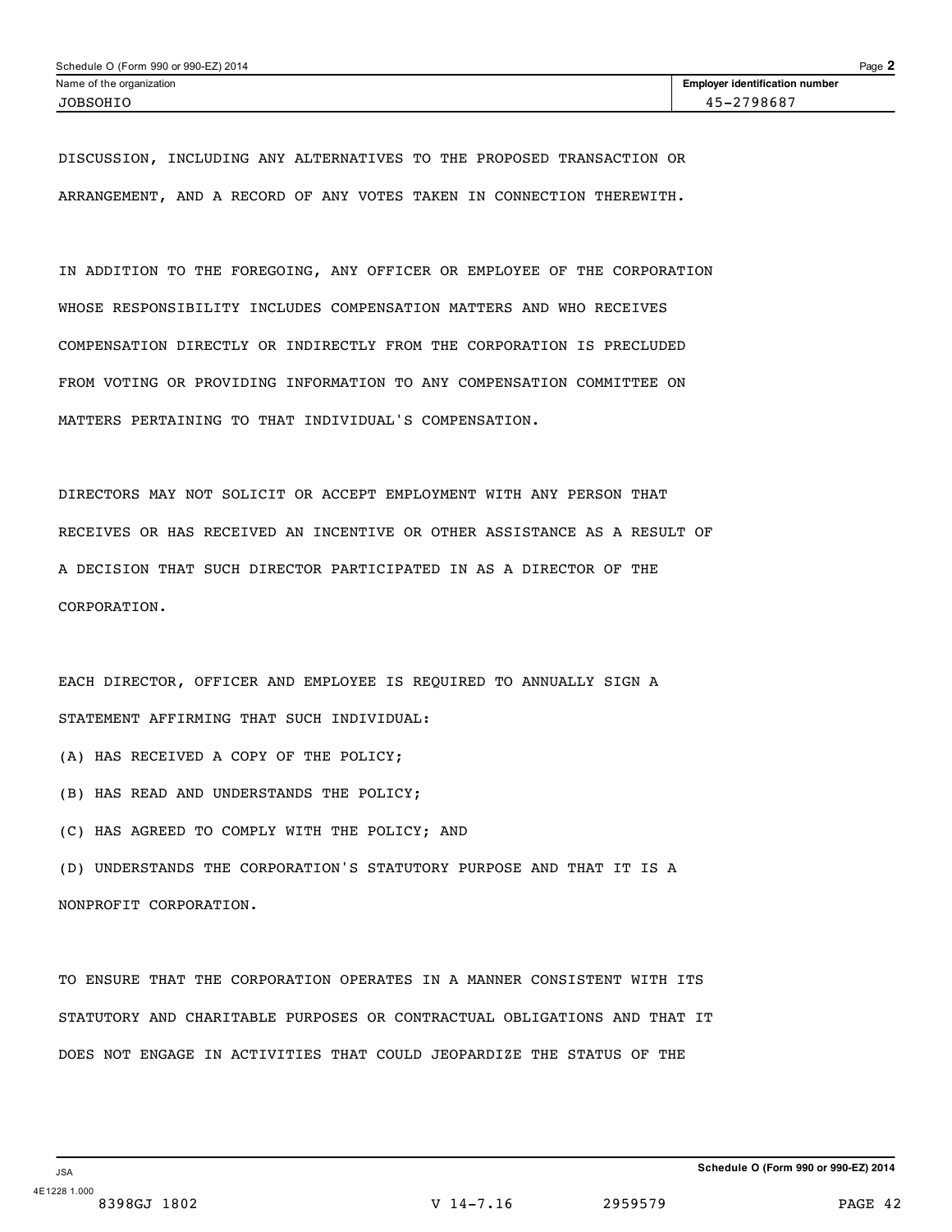DISCUSSION, INCLUDING ANY ALTERNATIVES TO THE PROPOSED TRANSACTION OR ARRANGEMENT, AND A RECORD OF ANY VOTES TAKEN IN CONNECTION THEREWITH.

IN ADDITION TO THE FOREGOING, ANY OFFICER OR EMPLOYEE OF THE CORPORATION WHOSE RESPONSIBILITY INCLUDES COMPENSATION MATTERS AND WHO RECEIVES COMPENSATION DIRECTLY OR INDIRECTLY FROM THE CORPORATION IS PRECLUDED FROM VOTING OR PROVIDING INFORMATION TO ANY COMPENSATION COMMITTEE ON MATTERS PERTAINING TO THAT INDIVIDUAL'S COMPENSATION.

DIRECTORS MAY NOT SOLICIT OR ACCEPT EMPLOYMENT WITH ANY PERSON THAT RECEIVES OR HAS RECEIVED AN INCENTIVE OR OTHER ASSISTANCE AS A RESULT OF A DECISION THAT SUCH DIRECTOR PARTICIPATED IN AS A DIRECTOR OF THE CORPORATION.

EACH DIRECTOR, OFFICER AND EMPLOYEE IS REQUIRED TO ANNUALLY SIGN A STATEMENT AFFIRMING THAT SUCH INDIVIDUAL:

(A) HAS RECEIVED A COPY OF THE POLICY;

(B) HAS READ AND UNDERSTANDS THE POLICY;

(C) HAS AGREED TO COMPLY WITH THE POLICY; AND

(D) UNDERSTANDS THE CORPORATION'S STATUTORY PURPOSE AND THAT IT IS A NONPROFIT CORPORATION.

TO ENSURE THAT THE CORPORATION OPERATES IN A MANNER CONSISTENT WITH ITS STATUTORY AND CHARITABLE PURPOSES OR CONTRACTUAL OBLIGATIONS AND THAT IT DOES NOT ENGAGE IN ACTIVITIES THAT COULD JEOPARDIZE THE STATUS OF THE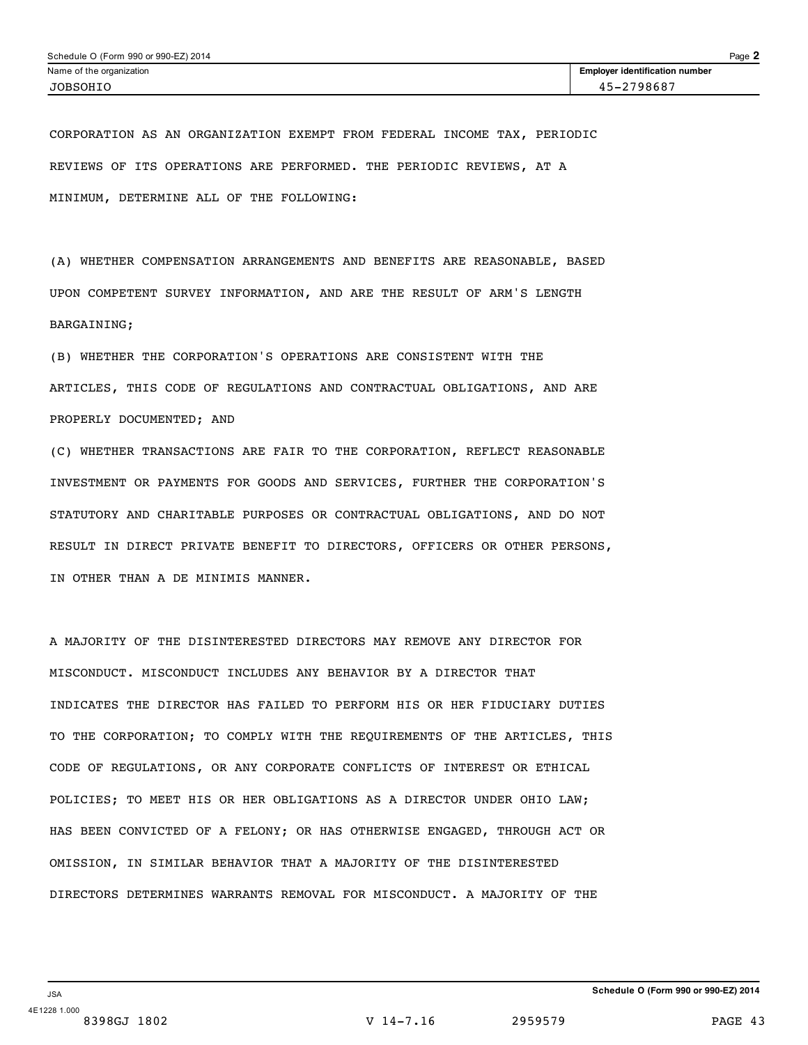CORPORATION AS AN ORGANIZATION EXEMPT FROM FEDERAL INCOME TAX, PERIODIC REVIEWS OF ITS OPERATIONS ARE PERFORMED. THE PERIODIC REVIEWS, AT A MINIMUM, DETERMINE ALL OF THE FOLLOWING:

(A) WHETHER COMPENSATION ARRANGEMENTS AND BENEFITS ARE REASONABLE, BASED UPON COMPETENT SURVEY INFORMATION, AND ARE THE RESULT OF ARM'S LENGTH BARGAINING;

(B) WHETHER THE CORPORATION'S OPERATIONS ARE CONSISTENT WITH THE ARTICLES, THIS CODE OF REGULATIONS AND CONTRACTUAL OBLIGATIONS, AND ARE PROPERLY DOCUMENTED; AND

(C) WHETHER TRANSACTIONS ARE FAIR TO THE CORPORATION, REFLECT REASONABLE INVESTMENT OR PAYMENTS FOR GOODS AND SERVICES, FURTHER THE CORPORATION'S STATUTORY AND CHARITABLE PURPOSES OR CONTRACTUAL OBLIGATIONS, AND DO NOT RESULT IN DIRECT PRIVATE BENEFIT TO DIRECTORS, OFFICERS OR OTHER PERSONS, IN OTHER THAN A DE MINIMIS MANNER.

A MAJORITY OF THE DISINTERESTED DIRECTORS MAY REMOVE ANY DIRECTOR FOR MISCONDUCT. MISCONDUCT INCLUDES ANY BEHAVIOR BY A DIRECTOR THAT INDICATES THE DIRECTOR HAS FAILED TO PERFORM HIS OR HER FIDUCIARY DUTIES TO THE CORPORATION; TO COMPLY WITH THE REQUIREMENTS OF THE ARTICLES, THIS CODE OF REGULATIONS, OR ANY CORPORATE CONFLICTS OF INTEREST OR ETHICAL POLICIES; TO MEET HIS OR HER OBLIGATIONS AS A DIRECTOR UNDER OHIO LAW; HAS BEEN CONVICTED OF A FELONY; OR HAS OTHERWISE ENGAGED, THROUGH ACT OR OMISSION, IN SIMILAR BEHAVIOR THAT A MAJORITY OF THE DISINTERESTED DIRECTORS DETERMINES WARRANTS REMOVAL FOR MISCONDUCT. A MAJORITY OF THE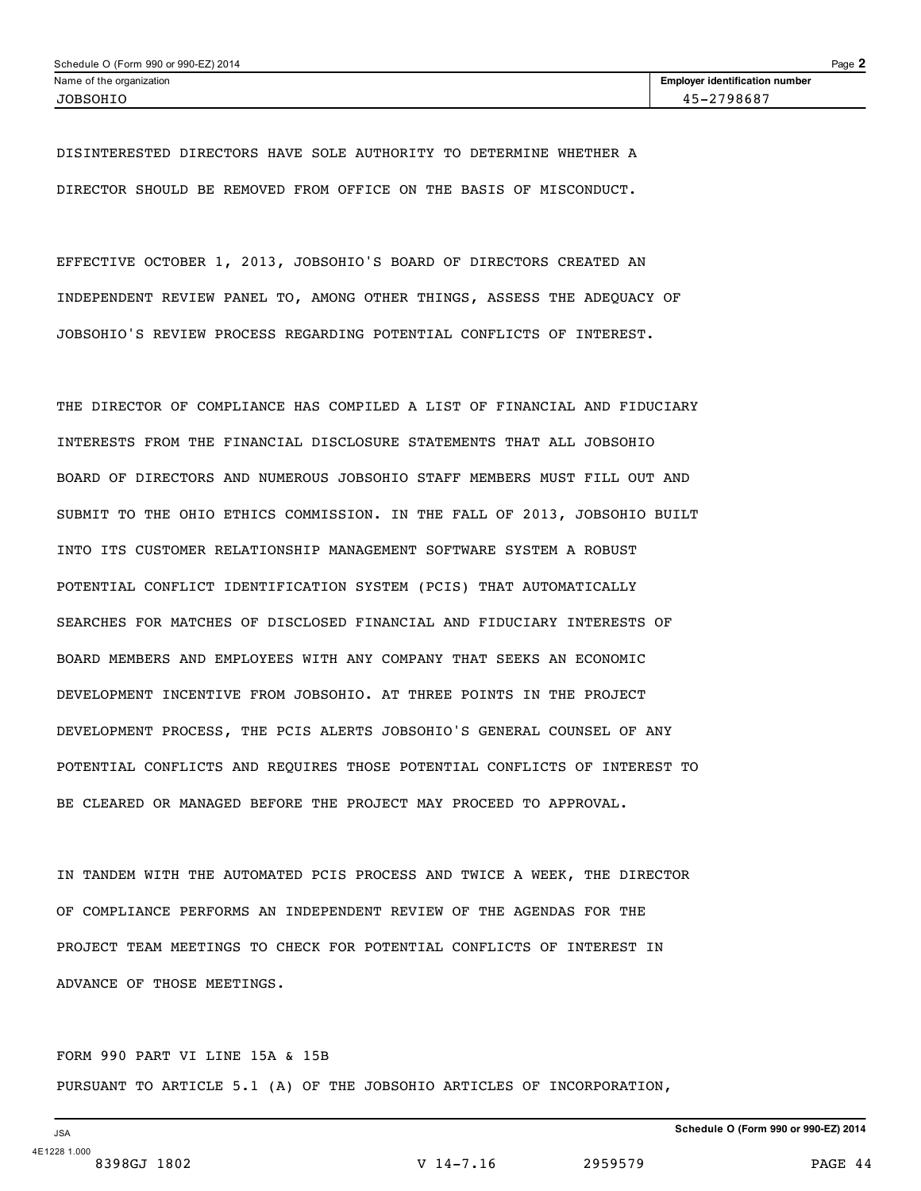DISINTERESTED DIRECTORS HAVE SOLE AUTHORITY TO DETERMINE WHETHER A DIRECTOR SHOULD BE REMOVED FROM OFFICE ON THE BASIS OF MISCONDUCT.

EFFECTIVE OCTOBER 1, 2013, JOBSOHIO'S BOARD OF DIRECTORS CREATED AN INDEPENDENT REVIEW PANEL TO, AMONG OTHER THINGS, ASSESS THE ADEQUACY OF JOBSOHIO'S REVIEW PROCESS REGARDING POTENTIAL CONFLICTS OF INTEREST.

THE DIRECTOR OF COMPLIANCE HAS COMPILED A LIST OF FINANCIAL AND FIDUCIARY INTERESTS FROM THE FINANCIAL DISCLOSURE STATEMENTS THAT ALL JOBSOHIO BOARD OF DIRECTORS AND NUMEROUS JOBSOHIO STAFF MEMBERS MUST FILL OUT AND SUBMIT TO THE OHIO ETHICS COMMISSION. IN THE FALL OF 2013, JOBSOHIO BUILT INTO ITS CUSTOMER RELATIONSHIP MANAGEMENT SOFTWARE SYSTEM A ROBUST POTENTIAL CONFLICT IDENTIFICATION SYSTEM (PCIS) THAT AUTOMATICALLY SEARCHES FOR MATCHES OF DISCLOSED FINANCIAL AND FIDUCIARY INTERESTS OF BOARD MEMBERS AND EMPLOYEES WITH ANY COMPANY THAT SEEKS AN ECONOMIC DEVELOPMENT INCENTIVE FROM JOBSOHIO. AT THREE POINTS IN THE PROJECT DEVELOPMENT PROCESS, THE PCIS ALERTS JOBSOHIO'S GENERAL COUNSEL OF ANY POTENTIAL CONFLICTS AND REQUIRES THOSE POTENTIAL CONFLICTS OF INTEREST TO BE CLEARED OR MANAGED BEFORE THE PROJECT MAY PROCEED TO APPROVAL.

IN TANDEM WITH THE AUTOMATED PCIS PROCESS AND TWICE A WEEK, THE DIRECTOR OF COMPLIANCE PERFORMS AN INDEPENDENT REVIEW OF THE AGENDAS FOR THE PROJECT TEAM MEETINGS TO CHECK FOR POTENTIAL CONFLICTS OF INTEREST IN ADVANCE OF THOSE MEETINGS.

FORM 990 PART VI LINE 15A & 15B

PURSUANT TO ARTICLE 5.1 (A) OF THE JOBSOHIO ARTICLES OF INCORPORATION,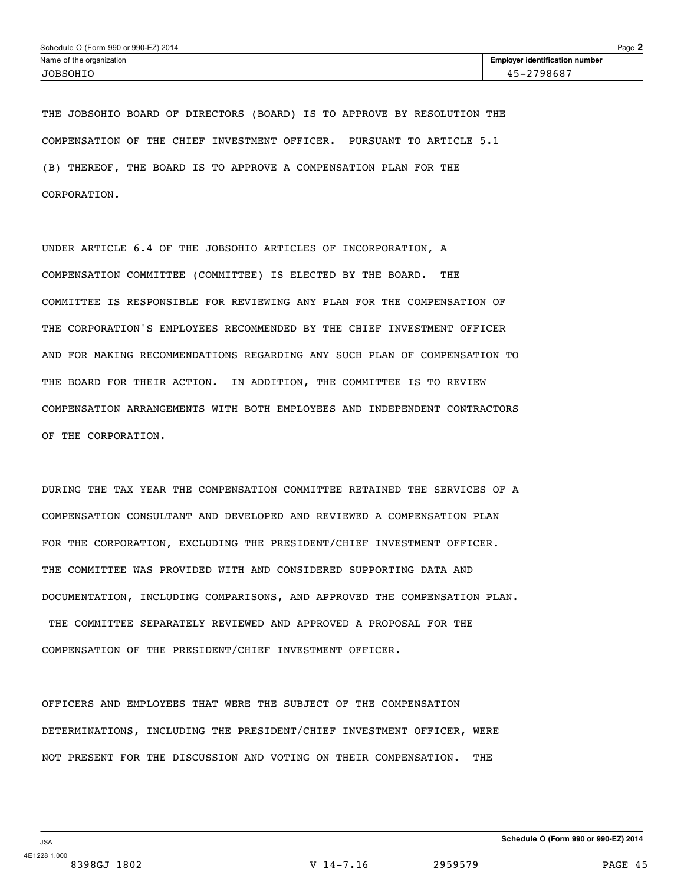THE JOBSOHIO BOARD OF DIRECTORS (BOARD) IS TO APPROVE BY RESOLUTION THE COMPENSATION OF THE CHIEF INVESTMENT OFFICER. PURSUANT TO ARTICLE 5.1 (B) THEREOF, THE BOARD IS TO APPROVE A COMPENSATION PLAN FOR THE CORPORATION.

UNDER ARTICLE 6.4 OF THE JOBSOHIO ARTICLES OF INCORPORATION, A COMPENSATION COMMITTEE (COMMITTEE) IS ELECTED BY THE BOARD. THE COMMITTEE IS RESPONSIBLE FOR REVIEWING ANY PLAN FOR THE COMPENSATION OF THE CORPORATION'S EMPLOYEES RECOMMENDED BY THE CHIEF INVESTMENT OFFICER AND FOR MAKING RECOMMENDATIONS REGARDING ANY SUCH PLAN OF COMPENSATION TO THE BOARD FOR THEIR ACTION. IN ADDITION, THE COMMITTEE IS TO REVIEW COMPENSATION ARRANGEMENTS WITH BOTH EMPLOYEES AND INDEPENDENT CONTRACTORS OF THE CORPORATION.

DURING THE TAX YEAR THE COMPENSATION COMMITTEE RETAINED THE SERVICES OF A COMPENSATION CONSULTANT AND DEVELOPED AND REVIEWED A COMPENSATION PLAN FOR THE CORPORATION, EXCLUDING THE PRESIDENT/CHIEF INVESTMENT OFFICER. THE COMMITTEE WAS PROVIDED WITH AND CONSIDERED SUPPORTING DATA AND DOCUMENTATION, INCLUDING COMPARISONS, AND APPROVED THE COMPENSATION PLAN. THE COMMITTEE SEPARATELY REVIEWED AND APPROVED A PROPOSAL FOR THE COMPENSATION OF THE PRESIDENT/CHIEF INVESTMENT OFFICER.

OFFICERS AND EMPLOYEES THAT WERE THE SUBJECT OF THE COMPENSATION DETERMINATIONS, INCLUDING THE PRESIDENT/CHIEF INVESTMENT OFFICER, WERE NOT PRESENT FOR THE DISCUSSION AND VOTING ON THEIR COMPENSATION. THE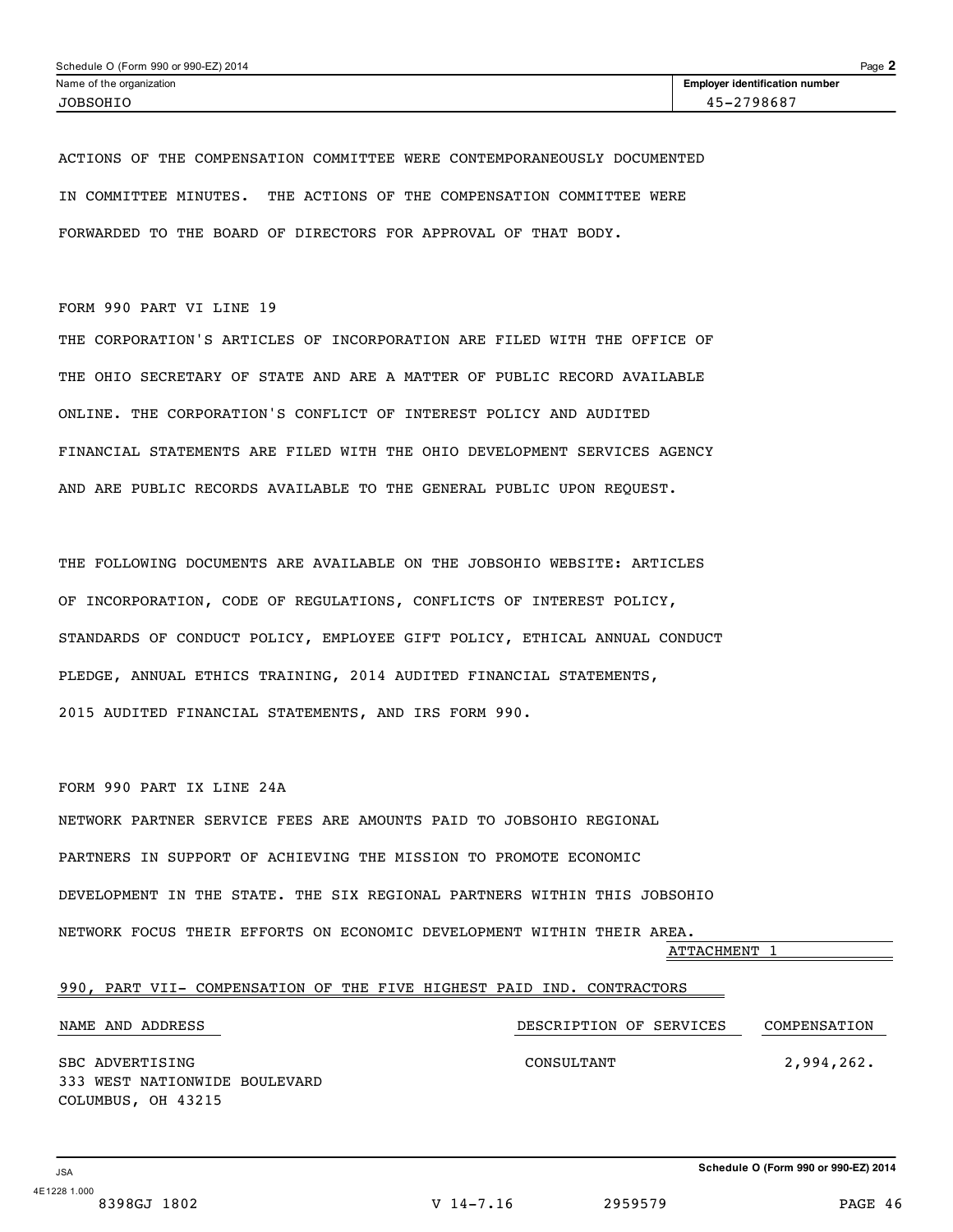Schedule O (Form 990 or 990-EZ) 2014

| Name of the organization | Employer identification number |
|---|---|
| JOBSOHIO | 45-2798687 |

ACTIONS OF THE COMPENSATION COMMITTEE WERE CONTEMPORANEOUSLY DOCUMENTED IN COMMITTEE MINUTES. THE ACTIONS OF THE COMPENSATION COMMITTEE WERE FORWARDED TO THE BOARD OF DIRECTORS FOR APPROVAL OF THAT BODY.

FORM 990 PART VI LINE 19

THE CORPORATION'S ARTICLES OF INCORPORATION ARE FILED WITH THE OFFICE OF THE OHIO SECRETARY OF STATE AND ARE A MATTER OF PUBLIC RECORD AVAILABLE ONLINE. THE CORPORATION'S CONFLICT OF INTEREST POLICY AND AUDITED FINANCIAL STATEMENTS ARE FILED WITH THE OHIO DEVELOPMENT SERVICES AGENCY AND ARE PUBLIC RECORDS AVAILABLE TO THE GENERAL PUBLIC UPON REQUEST.

THE FOLLOWING DOCUMENTS ARE AVAILABLE ON THE JOBSOHIO WEBSITE: ARTICLES OF INCORPORATION, CODE OF REGULATIONS, CONFLICTS OF INTEREST POLICY, STANDARDS OF CONDUCT POLICY, EMPLOYEE GIFT POLICY, ETHICAL ANNUAL CONDUCT PLEDGE, ANNUAL ETHICS TRAINING, 2014 AUDITED FINANCIAL STATEMENTS, 2015 AUDITED FINANCIAL STATEMENTS, AND IRS FORM 990.

FORM 990 PART IX LINE 24A

NETWORK PARTNER SERVICE FEES ARE AMOUNTS PAID TO JOBSOHIO REGIONAL PARTNERS IN SUPPORT OF ACHIEVING THE MISSION TO PROMOTE ECONOMIC DEVELOPMENT IN THE STATE. THE SIX REGIONAL PARTNERS WITHIN THIS JOBSOHIO NETWORK FOCUS THEIR EFFORTS ON ECONOMIC DEVELOPMENT WITHIN THEIR AREA.

ATTACHMENT 1

990, PART VII- COMPENSATION OF THE FIVE HIGHEST PAID IND. CONTRACTORS

| NAME AND ADDRESS | DESCRIPTION OF SERVICES | COMPENSATION |
|---|---|---|
| SBC ADVERTISING<br>333 WEST NATIONWIDE BOULEVARD<br>COLUMBUS, OH 43215 | CONSULTANT | 2,994,262. |

Schedule O (Form 990 or 990-EZ) 2014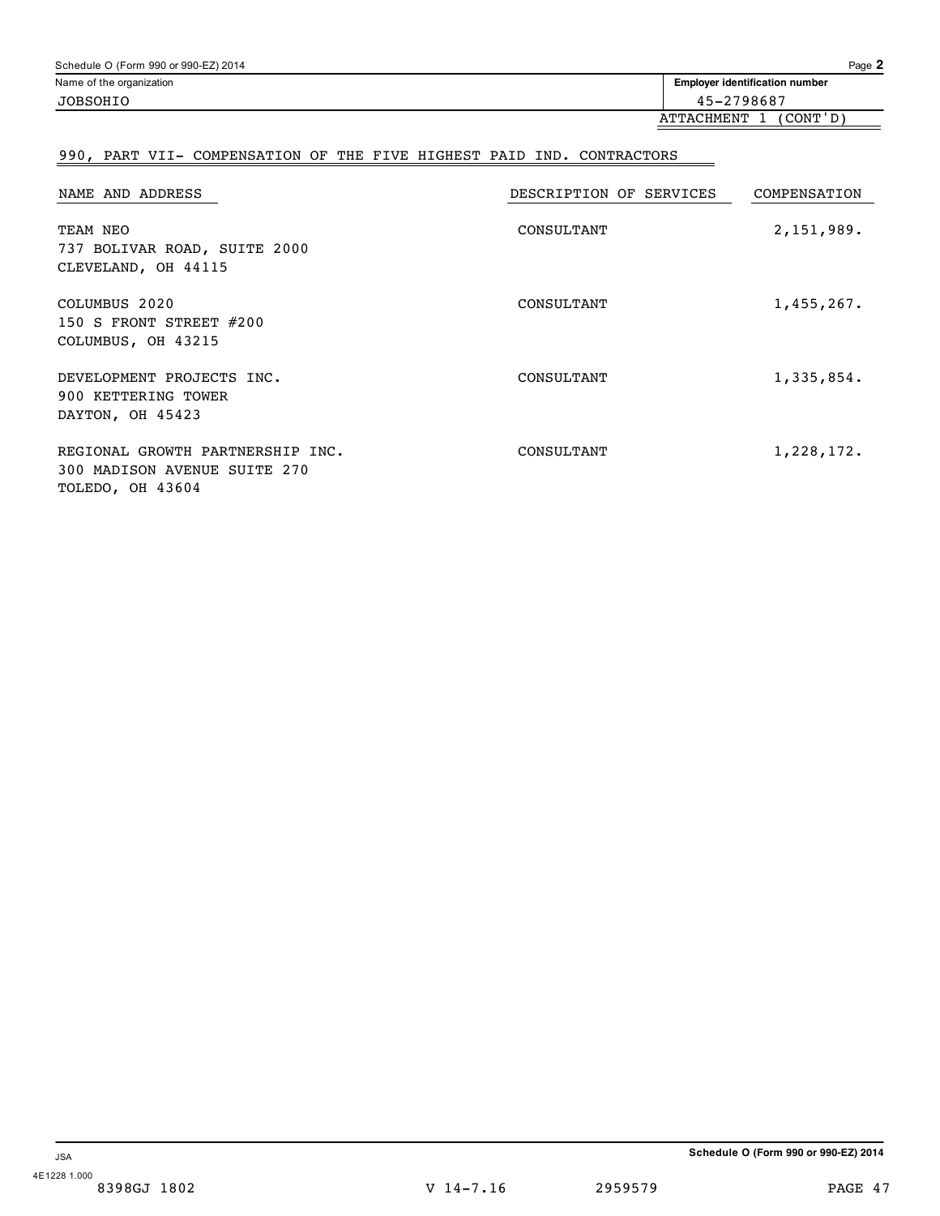Schedule O (Form 990 or 990-EZ) 2014

| Name of the organization | Employer identification number |
| --- | --- |
| JOBSOHIO | 45-2798687 |
| | ATTACHMENT 1 (CONT'D) |

## 990, PART VII- COMPENSATION OF THE FIVE HIGHEST PAID IND. CONTRACTORS

| NAME AND ADDRESS | DESCRIPTION OF SERVICES | COMPENSATION |
| --- | --- | --- |
| TEAM NEO<br>737 BOLIVAR ROAD, SUITE 2000<br>CLEVELAND, OH 44115 | CONSULTANT | 2,151,989. |
| COLUMBUS 2020<br>150 S FRONT STREET #200<br>COLUMBUS, OH 43215 | CONSULTANT | 1,455,267. |
| DEVELOPMENT PROJECTS INC.<br>900 KETTERING TOWER<br>DAYTON, OH 45423 | CONSULTANT | 1,335,854. |
| REGIONAL GROWTH PARTNERSHIP INC.<br>300 MADISON AVENUE SUITE 270<br>TOLEDO, OH 43604 | CONSULTANT | 1,228,172. |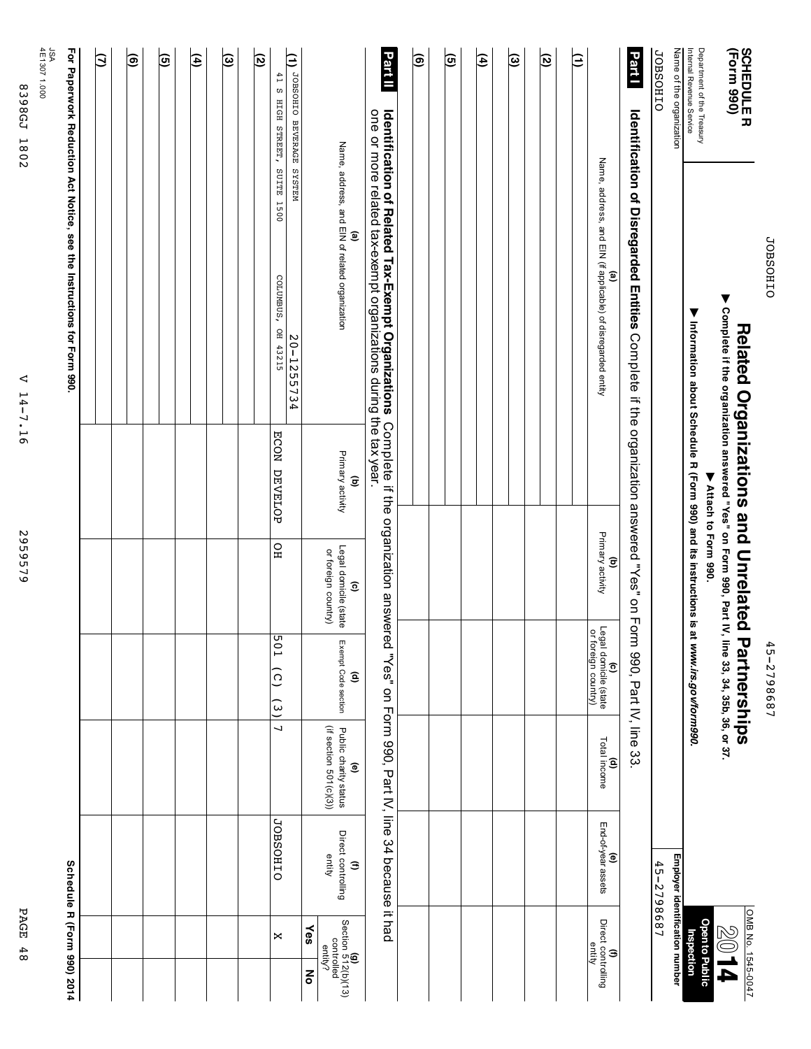JOBSOHIO 45-2798687

**SCHEDULE R (Form 990)**

Department of the Treasury
Internal Revenue Service

# Related Organizations and Unrelated Partnerships

▶ **Complete if the organization answered "Yes" on Form 990, Part IV, line 33, 34, 35b, 36, or 37.**

▶ **Attach to Form 990.**

▶ **Information about Schedule R (Form 990) and its instructions is at *www.irs.gov/form990*.**

OMB No. 1545-0047

**2014**

**Open to Public Inspection**

Name of the organization: JOBSOHIO

Employer identification number: 45-2798687

## Part I Identification of Disregarded Entities

Complete if the organization answered "Yes" on Form 990, Part IV, line 33.

| | (a) Name, address, and EIN (if applicable) of disregarded entity | (b) Primary activity | (c) Legal domicile (state or foreign country) | (d) Total income | (e) End-of-year assets | (f) Direct controlling entity |
|---|---|---|---|---|---|---|
| (1) | | | | | | |
| (2) | | | | | | |
| (3) | | | | | | |
| (4) | | | | | | |
| (5) | | | | | | |
| (6) | | | | | | |

## Part II Identification of Related Tax-Exempt Organizations

Complete if the organization answered "Yes" on Form 990, Part IV, line 34 because it had one or more related tax-exempt organizations during the tax year.

| | (a) Name, address, and EIN of related organization | (b) Primary activity | (c) Legal domicile (state or foreign country) | (d) Exempt Code section | (e) Public charity status (if section 501(c)(3)) | (f) Direct controlling entity | (g) Section 512(b)(13) controlled entity? Yes | (g) Section 512(b)(13) controlled entity? No |
|---|---|---|---|---|---|---|---|---|
| (1) | JOBSOHIO BEVERAGE SYSTEM 20-1255734 41 S HIGH STREET, SUITE 1500 COLUMBUS, OH 43215 | ECON DEVELOP | OH | 501 (C) (3) | 7 | JOBSOHIO | X | |
| (2) | | | | | | | | |
| (3) | | | | | | | | |
| (4) | | | | | | | | |
| (5) | | | | | | | | |
| (6) | | | | | | | | |
| (7) | | | | | | | | |

**For Paperwork Reduction Act Notice, see the Instructions for Form 990.**

**Schedule R (Form 990) 2014**

JSA
4E1307 1.000

8398GJ 1802 V 14-7.16 2955579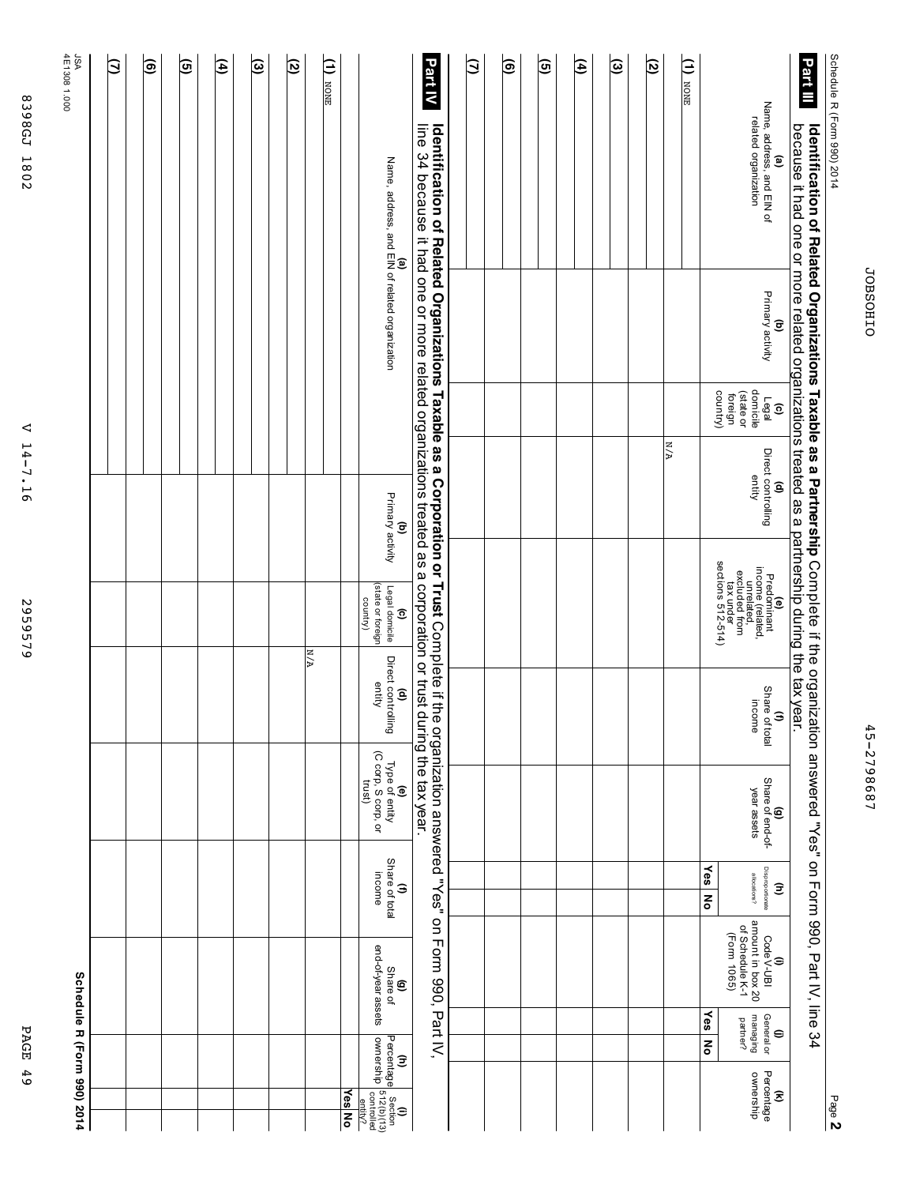Schedule R (Form 990) 2014

JOBSOHIO 45-2798687

Page **2**

## Part III Identification of Related Organizations Taxable as a Partnership

Complete if the organization answered "Yes" on Form 990, Part IV, line 34 because it had one or more related organizations treated as a partnership during the tax year.

| (a) Name, address, and EIN of related organization | (b) Primary activity | (c) Legal domicile (state or foreign country) | (d) Direct controlling entity | (e) Predominant income (related, unrelated, excluded from tax under sections 512-514) | (f) Share of total income | (g) Share of end-of-year assets | (h) Disproportionate allocations? Yes | (h) No | (i) Code V-UBI amount in box 20 of Schedule K-1 (Form 1065) | (j) General or managing partner? Yes | (j) No | (k) Percentage ownership |
|---|---|---|---|---|---|---|---|---|---|---|---|---|
| (1) NONE | | | N/A | | | | | | | | | |
| (2) | | | | | | | | | | | | |
| (3) | | | | | | | | | | | | |
| (4) | | | | | | | | | | | | |
| (5) | | | | | | | | | | | | |
| (6) | | | | | | | | | | | | |
| (7) | | | | | | | | | | | | |

## Part IV Identification of Related Organizations Taxable as a Corporation or Trust

Complete if the organization answered "Yes" on Form 990, Part IV, line 34 because it had one or more related organizations treated as a corporation or trust during the tax year.

| (a) Name, address, and EIN of related organization | (b) Primary activity | (c) Legal domicile (state or foreign country) | (d) Direct controlling entity | (e) Type of entity (C corp, S corp, or trust) | (f) Share of total income | (g) Share of end-of-year assets | (h) Percentage ownership | (i) Section 512(b)(13) controlled entity? Yes | (i) No |
|---|---|---|---|---|---|---|---|---|---|
| (1) NONE | | | N/A | | | | | | |
| (2) | | | | | | | | | |
| (3) | | | | | | | | | |
| (4) | | | | | | | | | |
| (5) | | | | | | | | | |
| (6) | | | | | | | | | |
| (7) | | | | | | | | | |

JSA 4E1308 1.000

**Schedule R (Form 990) 2014**

8398GJ 1802 V 14-7.16 2959579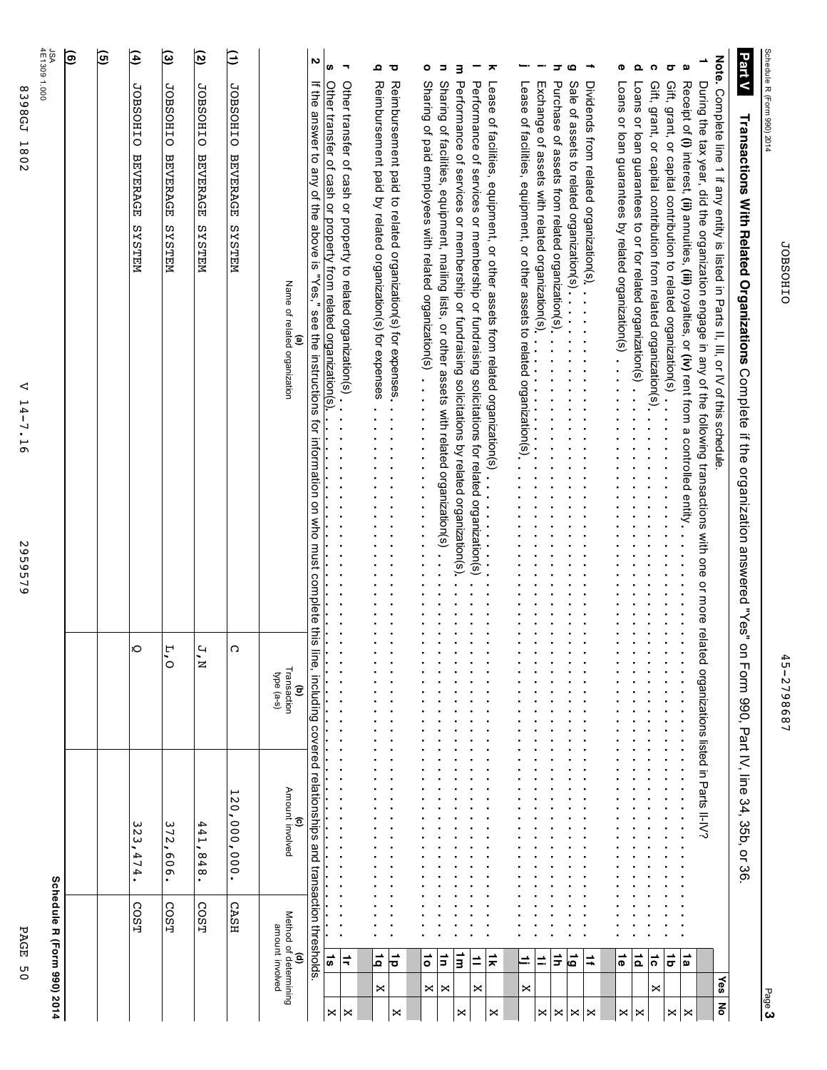Schedule R (Form 990) 2014 JOBSOHIO 45-2798687 Page **3**

## Part V Transactions With Related Organizations

Complete if the organization answered "Yes" on Form 990, Part IV, line 34, 35b, or 36.

**Note.** Complete line 1 if any entity is listed in Parts II, III, or IV of this schedule.

| | | | Yes | No |
|---|---|---|---|---|
| **1** | During the tax year, did the organization engage in any of the following transactions with one or more related organizations listed in Parts II-IV? | | | |
| **a** | Receipt of **(i)** interest, **(ii)** annuities, **(iii)** royalties, or **(iv)** rent from a controlled entity | 1a | | X |
| **b** | Gift, grant, or capital contribution to related organization(s) | 1b | | X |
| **c** | Gift, grant, or capital contribution from related organization(s) | 1c | X | |
| **d** | Loans or loan guarantees to or for related organization(s) | 1d | | X |
| **e** | Loans or loan guarantees by related organization(s) | 1e | | X |
| **f** | Dividends from related organization(s) | 1f | | X |
| **g** | Sale of assets to related organization(s) | 1g | | X |
| **h** | Purchase of assets from related organization(s) | 1h | | X |
| **i** | Exchange of assets with related organization(s) | 1i | | X |
| **j** | Lease of facilities, equipment, or other assets to related organization(s) | 1j | X | |
| **k** | Lease of facilities, equipment, or other assets from related organization(s) | 1k | | X |
| **l** | Performance of services or membership or fundraising solicitations for related organization(s) | 1l | X | |
| **m** | Performance of services or membership or fundraising solicitations by related organization(s) | 1m | | X |
| **n** | Sharing of facilities, equipment, mailing lists, or other assets with related organization(s) | 1n | X | |
| **o** | Sharing of paid employees with related organization(s) | 1o | X | |
| **p** | Reimbursement paid to related organization(s) for expenses | 1p | | X |
| **q** | Reimbursement paid by related organization(s) for expenses | 1q | X | |
| **r** | Other transfer of cash or property to related organization(s) | 1r | | X |
| **s** | Other transfer of cash or property from related organization(s) | 1s | | X |

**2** If the answer to any of the above is "Yes," see the instructions for information on who must complete this line, including covered relationships and transaction thresholds.

| | (a) Name of related organization | (b) Transaction type (a-s) | (c) Amount involved | (d) Method of determining amount involved |
|---|---|---|---|---|
| (1) | JOBSOHIO BEVERAGE SYSTEM | C | 120,000,000. | CASH |
| (2) | JOBSOHIO BEVERAGE SYSTEM | J,N | 441,848. | COST |
| (3) | JOBSOHIO BEVERAGE SYSTEM | L,O | 372,606. | COST |
| (4) | JOBSOHIO BEVERAGE SYSTEM | Q | 323,474. | COST |
| (5) | | | | |
| (6) | | | | |

**Schedule R (Form 990) 2014**

JSA 4E1309 1.000

8398GJ 1802 V 14-7.16 2959579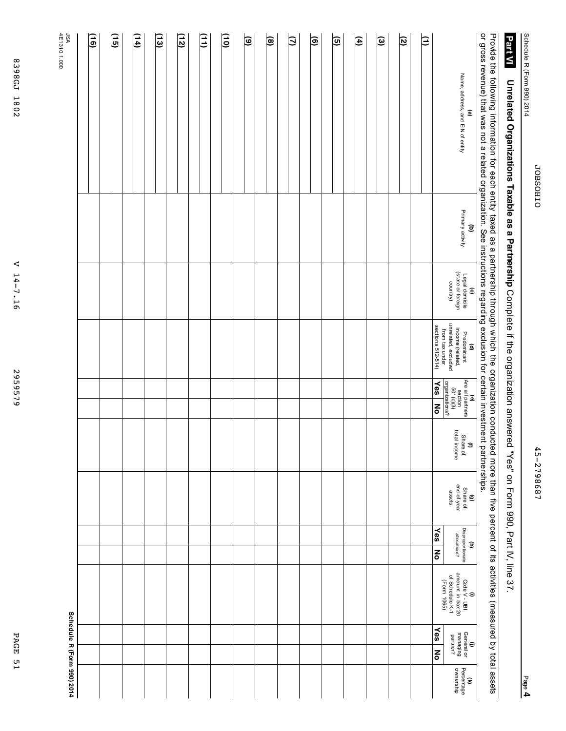Schedule R (Form 990) 2014 JOBSOHIO 45-2798687 Page **4**

## Part VI Unrelated Organizations Taxable as a Partnership

Complete if the organization answered "Yes" on Form 990, Part IV, line 37.

Provide the following information for each entity taxed as a partnership through which the organization conducted more than five percent of its activities (measured by total assets or gross revenue) that was not a related organization. See instructions regarding exclusion for certain investment partnerships.

| | (a) Name, address, and EIN of entity | (b) Primary activity | (c) Legal domicile (state or foreign country) | (d) Predominant income (related, unrelated, excluded from tax under sections 512-514) | (e) Are all partners section 501(c)(3) organizations? | | (f) Share of total income | (g) Share of end-of-year assets | (h) Disproportionate allocations? | | (i) Code V - UBI amount in box 20 of Schedule K-1 (Form 1065) | (j) General or managing partner? | | (k) Percentage ownership |
|---|---|---|---|---|---|---|---|---|---|---|---|---|---|---|
| | | | | | Yes | No | | | Yes | No | | Yes | No | |
| (1) | | | | | | | | | | | | | | |
| (2) | | | | | | | | | | | | | | |
| (3) | | | | | | | | | | | | | | |
| (4) | | | | | | | | | | | | | | |
| (5) | | | | | | | | | | | | | | |
| (6) | | | | | | | | | | | | | | |
| (7) | | | | | | | | | | | | | | |
| (8) | | | | | | | | | | | | | | |
| (9) | | | | | | | | | | | | | | |
| (10) | | | | | | | | | | | | | | |
| (11) | | | | | | | | | | | | | | |
| (12) | | | | | | | | | | | | | | |
| (13) | | | | | | | | | | | | | | |
| (14) | | | | | | | | | | | | | | |
| (15) | | | | | | | | | | | | | | |
| (16) | | | | | | | | | | | | | | |

JSA 4E1310 1.000

**Schedule R (Form 990) 2014**

8398GJ 1802 V 14-7.16 2959579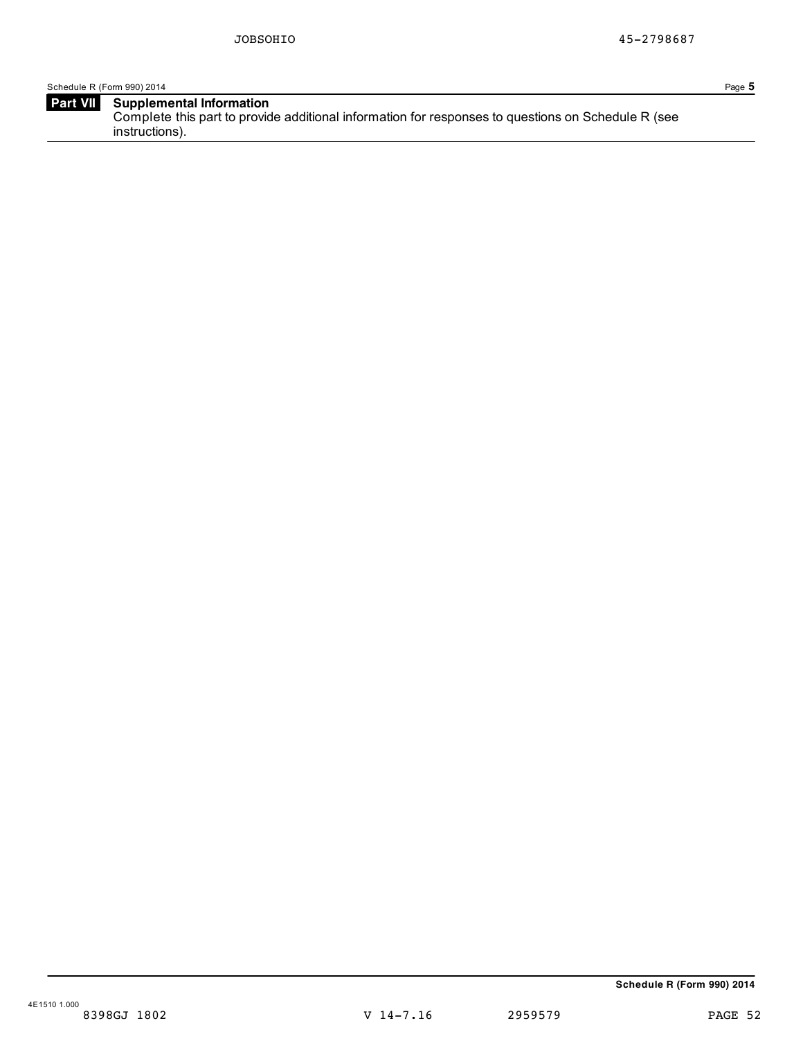JOBSOHIO 45-2798687

## Part VII Supplemental Information

Complete this part to provide additional information for responses to questions on Schedule R (see instructions).